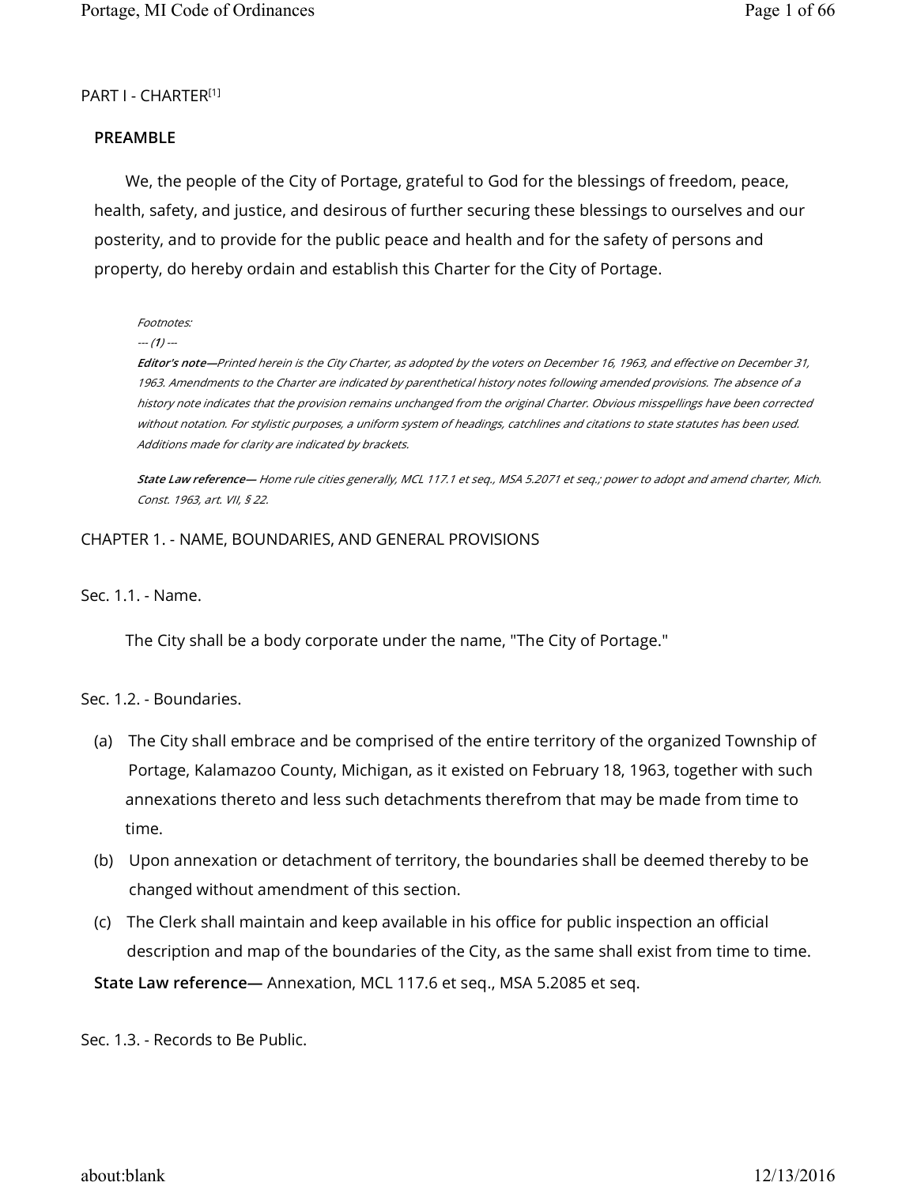# PART I - CHARTER[1]

## PREAMBLE

We, the people of the City of Portage, grateful to God for the blessings of freedom, peace, health, safety, and justice, and desirous of further securing these blessings to ourselves and our posterity, and to provide for the public peace and health and for the safety of persons and property, do hereby ordain and establish this Charter for the City of Portage.

*Footnotes:*

*--- (1) ---*

***Editor's note—****Printed herein is the City Charter, as adopted by the voters on December 16, 1963, and effective on December 31, 1963. Amendments to the Charter are indicated by parenthetical history notes following amended provisions. The absence of a history note indicates that the provision remains unchanged from the original Charter. Obvious misspellings have been corrected without notation. For stylistic purposes, a uniform system of headings, catchlines and citations to state statutes has been used. Additions made for clarity are indicated by brackets.*

***State Law reference—*** *Home rule cities generally, MCL 117.1 et seq., MSA 5.2071 et seq.; power to adopt and amend charter, Mich. Const. 1963, art. VII, § 22.*

## CHAPTER 1. - NAME, BOUNDARIES, AND GENERAL PROVISIONS

### Sec. 1.1. - Name.

The City shall be a body corporate under the name, "The City of Portage."

### Sec. 1.2. - Boundaries.

(a) The City shall embrace and be comprised of the entire territory of the organized Township of Portage, Kalamazoo County, Michigan, as it existed on February 18, 1963, together with such annexations thereto and less such detachments therefrom that may be made from time to time.

(b) Upon annexation or detachment of territory, the boundaries shall be deemed thereby to be changed without amendment of this section.

(c) The Clerk shall maintain and keep available in his office for public inspection an official description and map of the boundaries of the City, as the same shall exist from time to time.

**State Law reference—** Annexation, MCL 117.6 et seq., MSA 5.2085 et seq.

### Sec. 1.3. - Records to Be Public.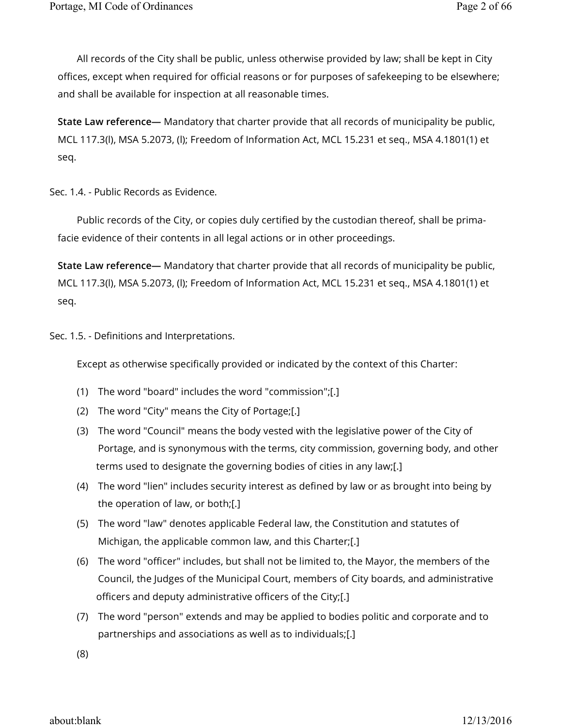All records of the City shall be public, unless otherwise provided by law; shall be kept in City offices, except when required for official reasons or for purposes of safekeeping to be elsewhere; and shall be available for inspection at all reasonable times.

**State Law reference—** Mandatory that charter provide that all records of municipality be public, MCL 117.3(l), MSA 5.2073, (l); Freedom of Information Act, MCL 15.231 et seq., MSA 4.1801(1) et seq.

Sec. 1.4. - Public Records as Evidence.

Public records of the City, or copies duly certified by the custodian thereof, shall be prima-facie evidence of their contents in all legal actions or in other proceedings.

**State Law reference—** Mandatory that charter provide that all records of municipality be public, MCL 117.3(l), MSA 5.2073, (l); Freedom of Information Act, MCL 15.231 et seq., MSA 4.1801(1) et seq.

Sec. 1.5. - Definitions and Interpretations.

Except as otherwise specifically provided or indicated by the context of this Charter:

(1) The word "board" includes the word "commission";[.]

(2) The word "City" means the City of Portage;[.]

(3) The word "Council" means the body vested with the legislative power of the City of Portage, and is synonymous with the terms, city commission, governing body, and other terms used to designate the governing bodies of cities in any law;[.]

(4) The word "lien" includes security interest as defined by law or as brought into being by the operation of law, or both;[.]

(5) The word "law" denotes applicable Federal law, the Constitution and statutes of Michigan, the applicable common law, and this Charter;[.]

(6) The word "officer" includes, but shall not be limited to, the Mayor, the members of the Council, the Judges of the Municipal Court, members of City boards, and administrative officers and deputy administrative officers of the City;[.]

(7) The word "person" extends and may be applied to bodies politic and corporate and to partnerships and associations as well as to individuals;[.]

(8)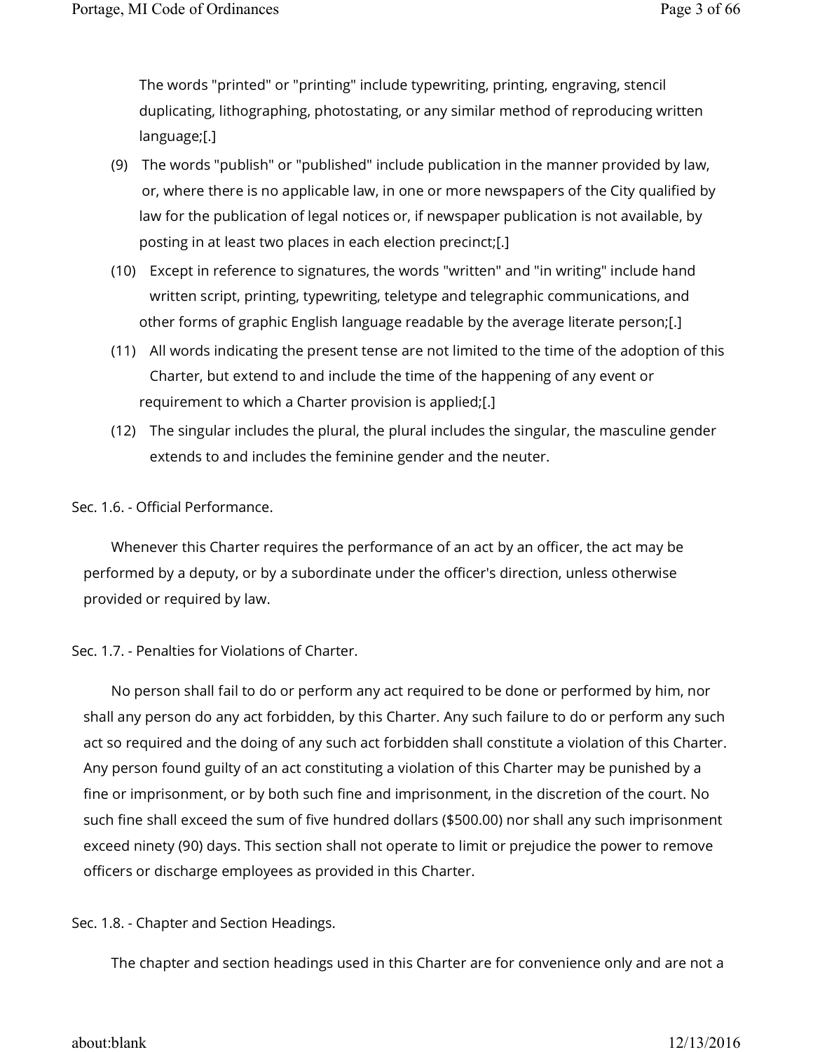The words "printed" or "printing" include typewriting, printing, engraving, stencil duplicating, lithographing, photostating, or any similar method of reproducing written language;[.]

(9) The words "publish" or "published" include publication in the manner provided by law, or, where there is no applicable law, in one or more newspapers of the City qualified by law for the publication of legal notices or, if newspaper publication is not available, by posting in at least two places in each election precinct;[.]

(10) Except in reference to signatures, the words "written" and "in writing" include hand written script, printing, typewriting, teletype and telegraphic communications, and other forms of graphic English language readable by the average literate person;[.]

(11) All words indicating the present tense are not limited to the time of the adoption of this Charter, but extend to and include the time of the happening of any event or requirement to which a Charter provision is applied;[.]

(12) The singular includes the plural, the plural includes the singular, the masculine gender extends to and includes the feminine gender and the neuter.

## Sec. 1.6. - Official Performance.

Whenever this Charter requires the performance of an act by an officer, the act may be performed by a deputy, or by a subordinate under the officer's direction, unless otherwise provided or required by law.

## Sec. 1.7. - Penalties for Violations of Charter.

No person shall fail to do or perform any act required to be done or performed by him, nor shall any person do any act forbidden, by this Charter. Any such failure to do or perform any such act so required and the doing of any such act forbidden shall constitute a violation of this Charter. Any person found guilty of an act constituting a violation of this Charter may be punished by a fine or imprisonment, or by both such fine and imprisonment, in the discretion of the court. No such fine shall exceed the sum of five hundred dollars ($500.00) nor shall any such imprisonment exceed ninety (90) days. This section shall not operate to limit or prejudice the power to remove officers or discharge employees as provided in this Charter.

## Sec. 1.8. - Chapter and Section Headings.

The chapter and section headings used in this Charter are for convenience only and are not a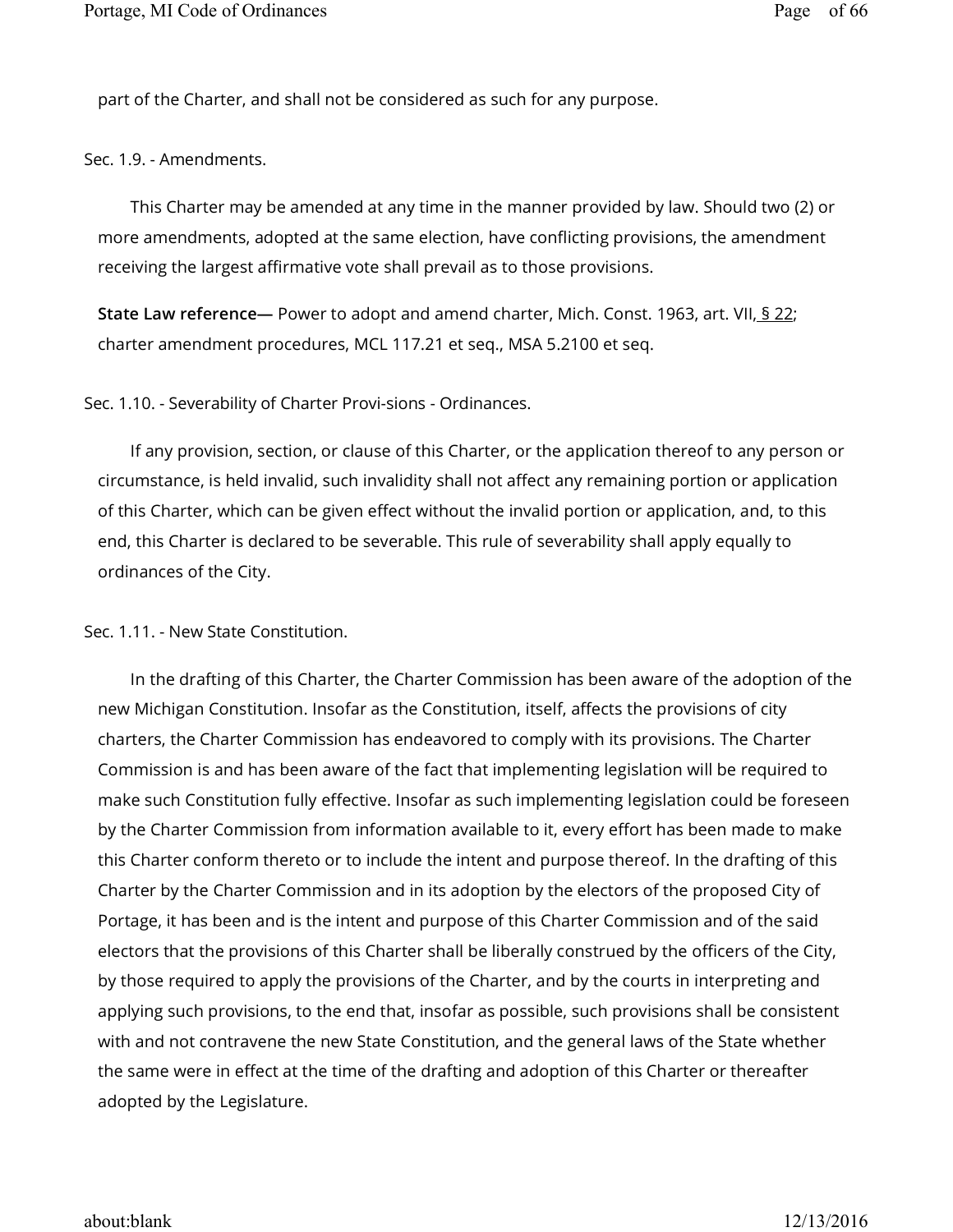part of the Charter, and shall not be considered as such for any purpose.

Sec. 1.9. - Amendments.

This Charter may be amended at any time in the manner provided by law. Should two (2) or more amendments, adopted at the same election, have conflicting provisions, the amendment receiving the largest affirmative vote shall prevail as to those provisions.

**State Law reference—** Power to adopt and amend charter, Mich. Const. 1963, art. VII, § 22; charter amendment procedures, MCL 117.21 et seq., MSA 5.2100 et seq.

Sec. 1.10. - Severability of Charter Provi-sions - Ordinances.

If any provision, section, or clause of this Charter, or the application thereof to any person or circumstance, is held invalid, such invalidity shall not affect any remaining portion or application of this Charter, which can be given effect without the invalid portion or application, and, to this end, this Charter is declared to be severable. This rule of severability shall apply equally to ordinances of the City.

Sec. 1.11. - New State Constitution.

In the drafting of this Charter, the Charter Commission has been aware of the adoption of the new Michigan Constitution. Insofar as the Constitution, itself, affects the provisions of city charters, the Charter Commission has endeavored to comply with its provisions. The Charter Commission is and has been aware of the fact that implementing legislation will be required to make such Constitution fully effective. Insofar as such implementing legislation could be foreseen by the Charter Commission from information available to it, every effort has been made to make this Charter conform thereto or to include the intent and purpose thereof. In the drafting of this Charter by the Charter Commission and in its adoption by the electors of the proposed City of Portage, it has been and is the intent and purpose of this Charter Commission and of the said electors that the provisions of this Charter shall be liberally construed by the officers of the City, by those required to apply the provisions of the Charter, and by the courts in interpreting and applying such provisions, to the end that, insofar as possible, such provisions shall be consistent with and not contravene the new State Constitution, and the general laws of the State whether the same were in effect at the time of the drafting and adoption of this Charter or thereafter adopted by the Legislature.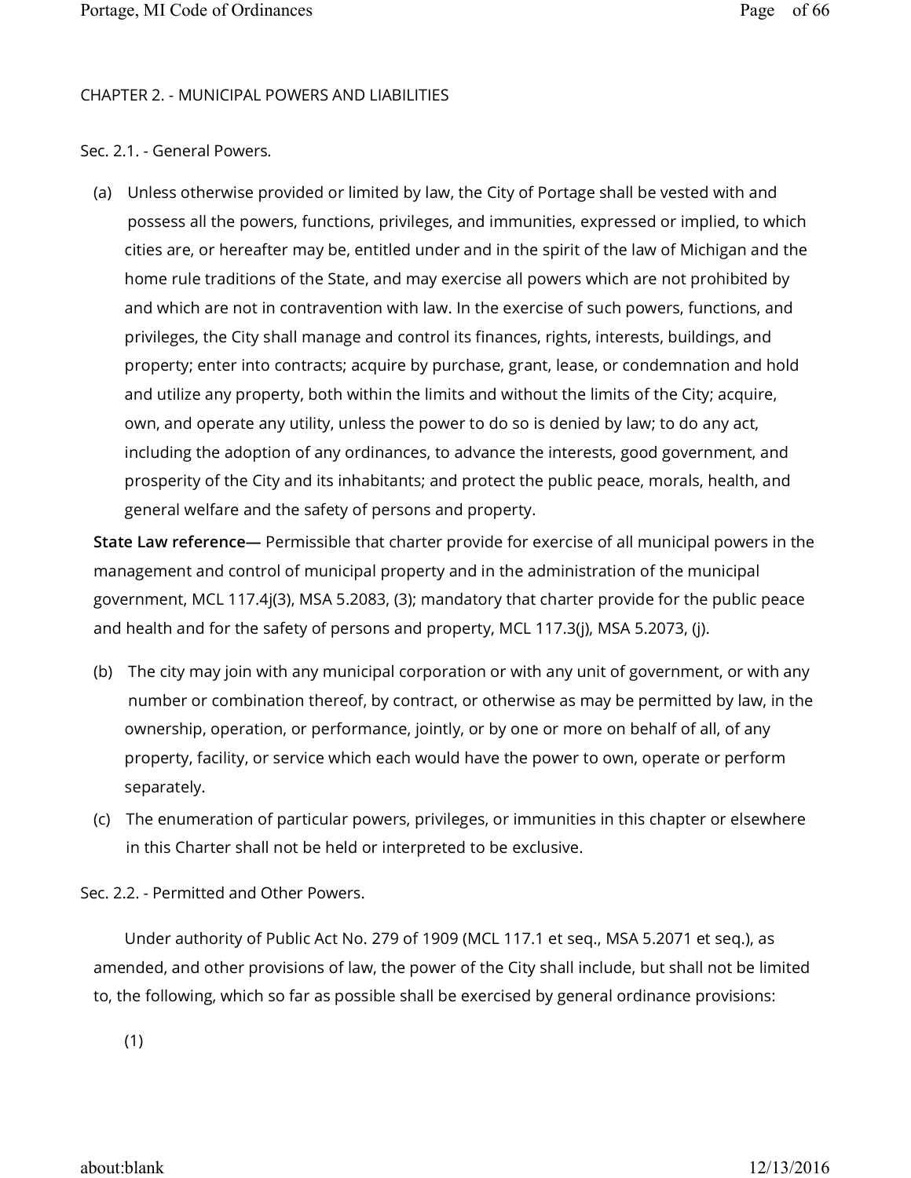## CHAPTER 2. - MUNICIPAL POWERS AND LIABILITIES

### Sec. 2.1. - General Powers.

(a) Unless otherwise provided or limited by law, the City of Portage shall be vested with and possess all the powers, functions, privileges, and immunities, expressed or implied, to which cities are, or hereafter may be, entitled under and in the spirit of the law of Michigan and the home rule traditions of the State, and may exercise all powers which are not prohibited by and which are not in contravention with law. In the exercise of such powers, functions, and privileges, the City shall manage and control its finances, rights, interests, buildings, and property; enter into contracts; acquire by purchase, grant, lease, or condemnation and hold and utilize any property, both within the limits and without the limits of the City; acquire, own, and operate any utility, unless the power to do so is denied by law; to do any act, including the adoption of any ordinances, to advance the interests, good government, and prosperity of the City and its inhabitants; and protect the public peace, morals, health, and general welfare and the safety of persons and property.

**State Law reference—** Permissible that charter provide for exercise of all municipal powers in the management and control of municipal property and in the administration of the municipal government, MCL 117.4j(3), MSA 5.2083, (3); mandatory that charter provide for the public peace and health and for the safety of persons and property, MCL 117.3(j), MSA 5.2073, (j).

(b) The city may join with any municipal corporation or with any unit of government, or with any number or combination thereof, by contract, or otherwise as may be permitted by law, in the ownership, operation, or performance, jointly, or by one or more on behalf of all, of any property, facility, or service which each would have the power to own, operate or perform separately.

(c) The enumeration of particular powers, privileges, or immunities in this chapter or elsewhere in this Charter shall not be held or interpreted to be exclusive.

### Sec. 2.2. - Permitted and Other Powers.

Under authority of Public Act No. 279 of 1909 (MCL 117.1 et seq., MSA 5.2071 et seq.), as amended, and other provisions of law, the power of the City shall include, but shall not be limited to, the following, which so far as possible shall be exercised by general ordinance provisions:

(1)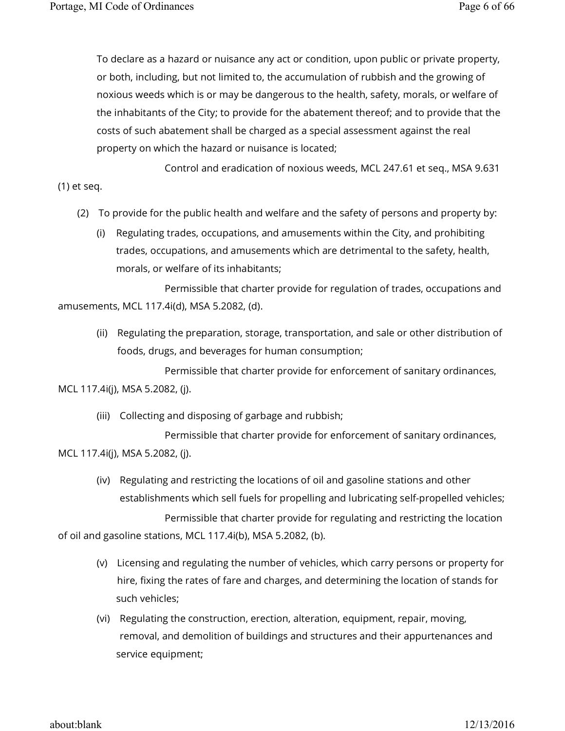To declare as a hazard or nuisance any act or condition, upon public or private property, or both, including, but not limited to, the accumulation of rubbish and the growing of noxious weeds which is or may be dangerous to the health, safety, morals, or welfare of the inhabitants of the City; to provide for the abatement thereof; and to provide that the costs of such abatement shall be charged as a special assessment against the real property on which the hazard or nuisance is located;

Control and eradication of noxious weeds, MCL 247.61 et seq., MSA 9.631 (1) et seq.

(2) To provide for the public health and welfare and the safety of persons and property by:

(i) Regulating trades, occupations, and amusements within the City, and prohibiting trades, occupations, and amusements which are detrimental to the safety, health, morals, or welfare of its inhabitants;

Permissible that charter provide for regulation of trades, occupations and amusements, MCL 117.4i(d), MSA 5.2082, (d).

(ii) Regulating the preparation, storage, transportation, and sale or other distribution of foods, drugs, and beverages for human consumption;

Permissible that charter provide for enforcement of sanitary ordinances, MCL 117.4i(j), MSA 5.2082, (j).

(iii) Collecting and disposing of garbage and rubbish;

Permissible that charter provide for enforcement of sanitary ordinances, MCL 117.4i(j), MSA 5.2082, (j).

(iv) Regulating and restricting the locations of oil and gasoline stations and other establishments which sell fuels for propelling and lubricating self-propelled vehicles;

Permissible that charter provide for regulating and restricting the location of oil and gasoline stations, MCL 117.4i(b), MSA 5.2082, (b).

(v) Licensing and regulating the number of vehicles, which carry persons or property for hire, fixing the rates of fare and charges, and determining the location of stands for such vehicles;

(vi) Regulating the construction, erection, alteration, equipment, repair, moving, removal, and demolition of buildings and structures and their appurtenances and service equipment;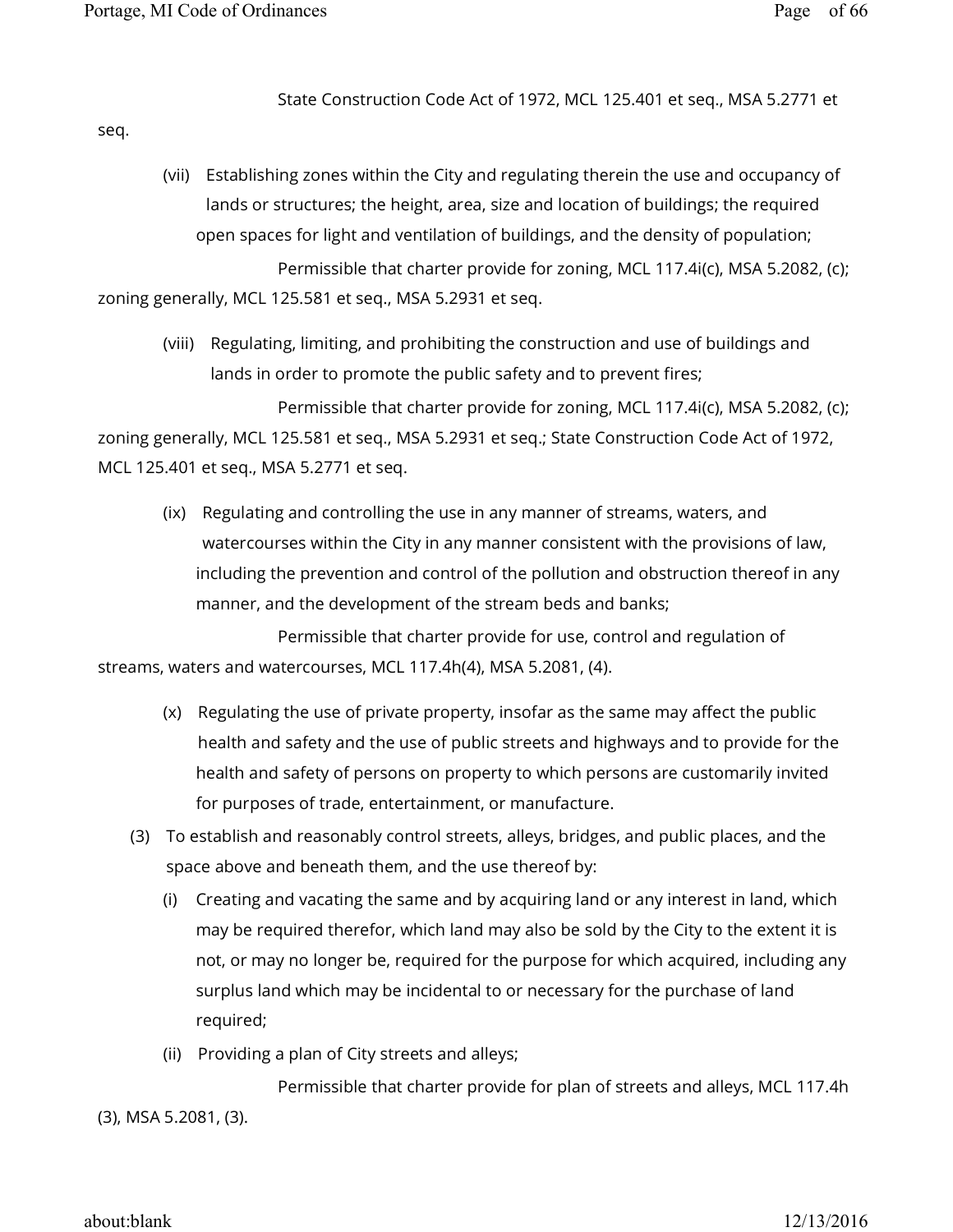State Construction Code Act of 1972, MCL 125.401 et seq., MSA 5.2771 et seq.

(vii) Establishing zones within the City and regulating therein the use and occupancy of lands or structures; the height, area, size and location of buildings; the required open spaces for light and ventilation of buildings, and the density of population;

Permissible that charter provide for zoning, MCL 117.4i(c), MSA 5.2082, (c); zoning generally, MCL 125.581 et seq., MSA 5.2931 et seq.

(viii) Regulating, limiting, and prohibiting the construction and use of buildings and lands in order to promote the public safety and to prevent fires;

Permissible that charter provide for zoning, MCL 117.4i(c), MSA 5.2082, (c); zoning generally, MCL 125.581 et seq., MSA 5.2931 et seq.; State Construction Code Act of 1972, MCL 125.401 et seq., MSA 5.2771 et seq.

(ix) Regulating and controlling the use in any manner of streams, waters, and watercourses within the City in any manner consistent with the provisions of law, including the prevention and control of the pollution and obstruction thereof in any manner, and the development of the stream beds and banks;

Permissible that charter provide for use, control and regulation of streams, waters and watercourses, MCL 117.4h(4), MSA 5.2081, (4).

(x) Regulating the use of private property, insofar as the same may affect the public health and safety and the use of public streets and highways and to provide for the health and safety of persons on property to which persons are customarily invited for purposes of trade, entertainment, or manufacture.

(3) To establish and reasonably control streets, alleys, bridges, and public places, and the space above and beneath them, and the use thereof by:

(i) Creating and vacating the same and by acquiring land or any interest in land, which may be required therefor, which land may also be sold by the City to the extent it is not, or may no longer be, required for the purpose for which acquired, including any surplus land which may be incidental to or necessary for the purchase of land required;

(ii) Providing a plan of City streets and alleys;

Permissible that charter provide for plan of streets and alleys, MCL 117.4h (3), MSA 5.2081, (3).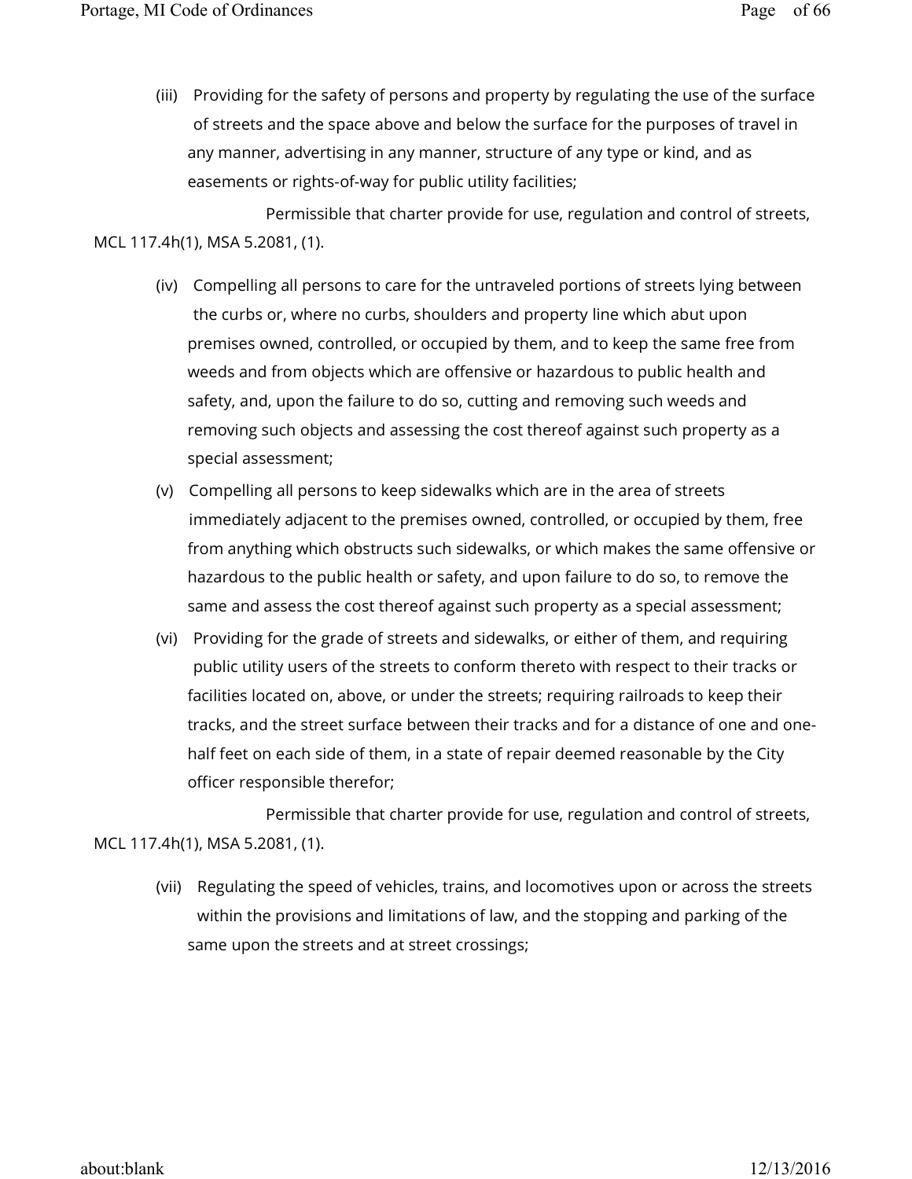(iii) Providing for the safety of persons and property by regulating the use of the surface of streets and the space above and below the surface for the purposes of travel in any manner, advertising in any manner, structure of any type or kind, and as easements or rights-of-way for public utility facilities;

Permissible that charter provide for use, regulation and control of streets, MCL 117.4h(1), MSA 5.2081, (1).

(iv) Compelling all persons to care for the untraveled portions of streets lying between the curbs or, where no curbs, shoulders and property line which abut upon premises owned, controlled, or occupied by them, and to keep the same free from weeds and from objects which are offensive or hazardous to public health and safety, and, upon the failure to do so, cutting and removing such weeds and removing such objects and assessing the cost thereof against such property as a special assessment;

(v) Compelling all persons to keep sidewalks which are in the area of streets immediately adjacent to the premises owned, controlled, or occupied by them, free from anything which obstructs such sidewalks, or which makes the same offensive or hazardous to the public health or safety, and upon failure to do so, to remove the same and assess the cost thereof against such property as a special assessment;

(vi) Providing for the grade of streets and sidewalks, or either of them, and requiring public utility users of the streets to conform thereto with respect to their tracks or facilities located on, above, or under the streets; requiring railroads to keep their tracks, and the street surface between their tracks and for a distance of one and one-half feet on each side of them, in a state of repair deemed reasonable by the City officer responsible therefor;

Permissible that charter provide for use, regulation and control of streets, MCL 117.4h(1), MSA 5.2081, (1).

(vii) Regulating the speed of vehicles, trains, and locomotives upon or across the streets within the provisions and limitations of law, and the stopping and parking of the same upon the streets and at street crossings;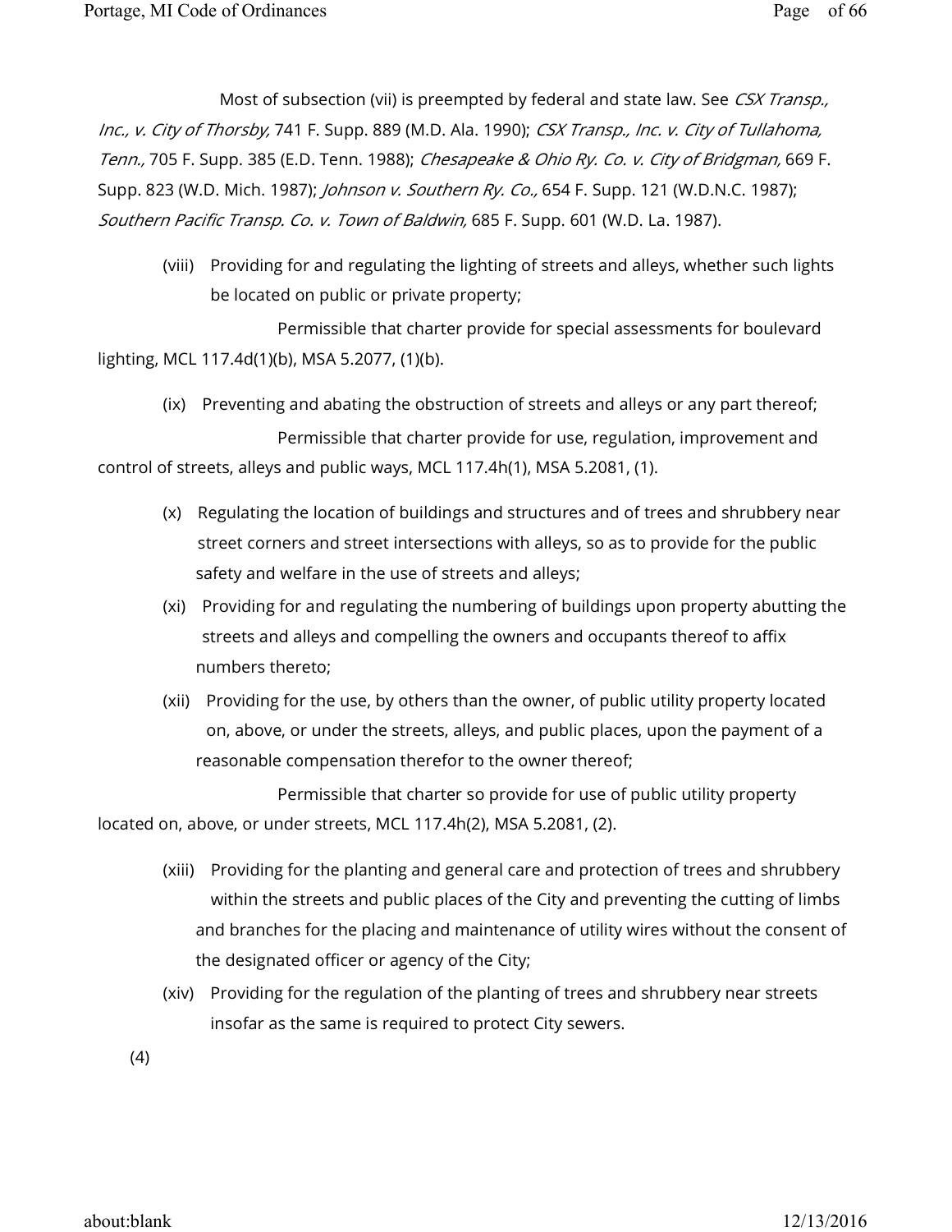Most of subsection (vii) is preempted by federal and state law. See *CSX Transp., Inc., v. City of Thorsby,* 741 F. Supp. 889 (M.D. Ala. 1990); *CSX Transp., Inc. v. City of Tullahoma, Tenn.,* 705 F. Supp. 385 (E.D. Tenn. 1988); *Chesapeake & Ohio Ry. Co. v. City of Bridgman,* 669 F. Supp. 823 (W.D. Mich. 1987); *Johnson v. Southern Ry. Co.,* 654 F. Supp. 121 (W.D.N.C. 1987); *Southern Pacific Transp. Co. v. Town of Baldwin,* 685 F. Supp. 601 (W.D. La. 1987).

(viii) Providing for and regulating the lighting of streets and alleys, whether such lights be located on public or private property;

Permissible that charter provide for special assessments for boulevard lighting, MCL 117.4d(1)(b), MSA 5.2077, (1)(b).

(ix) Preventing and abating the obstruction of streets and alleys or any part thereof;

Permissible that charter provide for use, regulation, improvement and control of streets, alleys and public ways, MCL 117.4h(1), MSA 5.2081, (1).

(x) Regulating the location of buildings and structures and of trees and shrubbery near street corners and street intersections with alleys, so as to provide for the public safety and welfare in the use of streets and alleys;

(xi) Providing for and regulating the numbering of buildings upon property abutting the streets and alleys and compelling the owners and occupants thereof to affix numbers thereto;

(xii) Providing for the use, by others than the owner, of public utility property located on, above, or under the streets, alleys, and public places, upon the payment of a reasonable compensation therefor to the owner thereof;

Permissible that charter so provide for use of public utility property located on, above, or under streets, MCL 117.4h(2), MSA 5.2081, (2).

(xiii) Providing for the planting and general care and protection of trees and shrubbery within the streets and public places of the City and preventing the cutting of limbs and branches for the placing and maintenance of utility wires without the consent of the designated officer or agency of the City;

(xiv) Providing for the regulation of the planting of trees and shrubbery near streets insofar as the same is required to protect City sewers.

(4)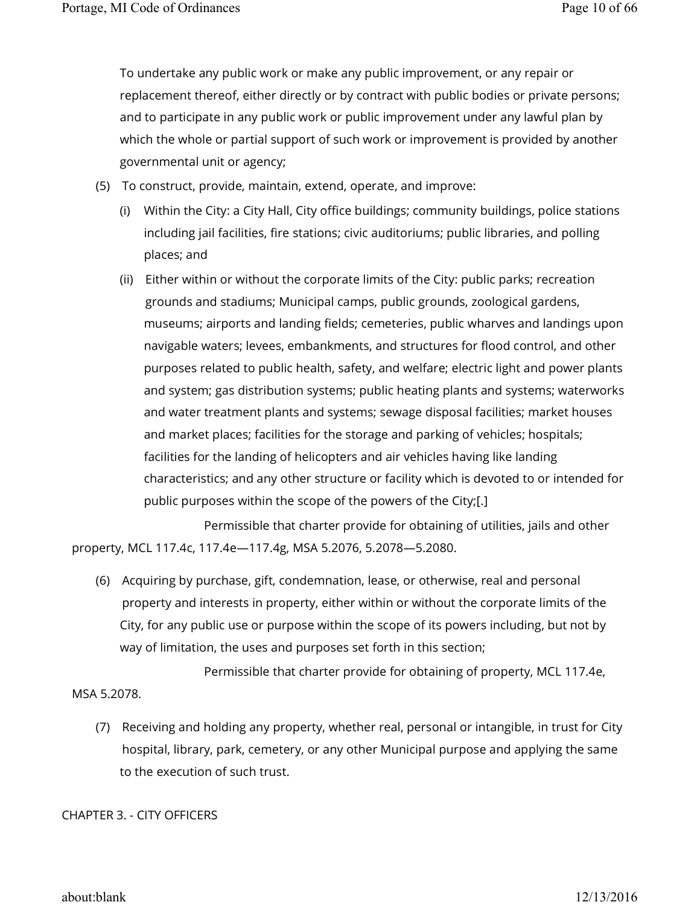To undertake any public work or make any public improvement, or any repair or replacement thereof, either directly or by contract with public bodies or private persons; and to participate in any public work or public improvement under any lawful plan by which the whole or partial support of such work or improvement is provided by another governmental unit or agency;

(5) To construct, provide, maintain, extend, operate, and improve:

   (i) Within the City: a City Hall, City office buildings; community buildings, police stations including jail facilities, fire stations; civic auditoriums; public libraries, and polling places; and

   (ii) Either within or without the corporate limits of the City: public parks; recreation grounds and stadiums; Municipal camps, public grounds, zoological gardens, museums; airports and landing fields; cemeteries, public wharves and landings upon navigable waters; levees, embankments, and structures for flood control, and other purposes related to public health, safety, and welfare; electric light and power plants and system; gas distribution systems; public heating plants and systems; waterworks and water treatment plants and systems; sewage disposal facilities; market houses and market places; facilities for the storage and parking of vehicles; hospitals; facilities for the landing of helicopters and air vehicles having like landing characteristics; and any other structure or facility which is devoted to or intended for public purposes within the scope of the powers of the City;[.]

Permissible that charter provide for obtaining of utilities, jails and other property, MCL 117.4c, 117.4e—117.4g, MSA 5.2076, 5.2078—5.2080.

(6) Acquiring by purchase, gift, condemnation, lease, or otherwise, real and personal property and interests in property, either within or without the corporate limits of the City, for any public use or purpose within the scope of its powers including, but not by way of limitation, the uses and purposes set forth in this section;

Permissible that charter provide for obtaining of property, MCL 117.4e, MSA 5.2078.

(7) Receiving and holding any property, whether real, personal or intangible, in trust for City hospital, library, park, cemetery, or any other Municipal purpose and applying the same to the execution of such trust.

## CHAPTER 3. - CITY OFFICERS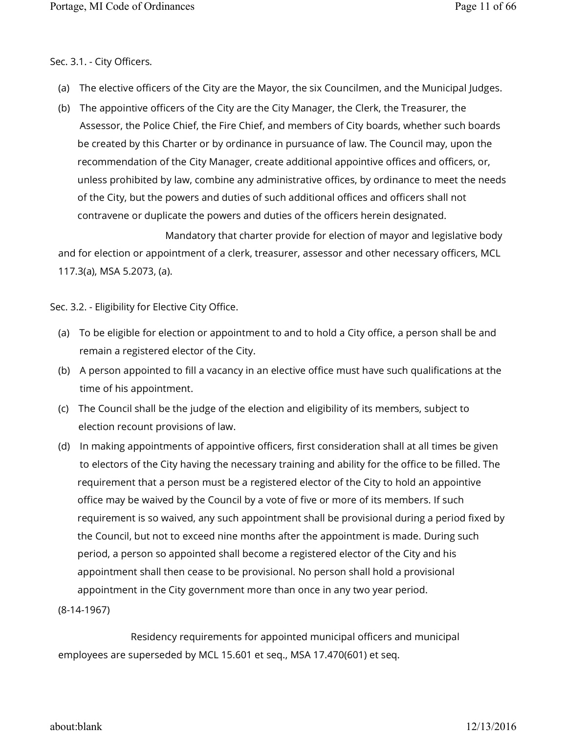Sec. 3.1. - City Officers.

(a) The elective officers of the City are the Mayor, the six Councilmen, and the Municipal Judges.

(b) The appointive officers of the City are the City Manager, the Clerk, the Treasurer, the Assessor, the Police Chief, the Fire Chief, and members of City boards, whether such boards be created by this Charter or by ordinance in pursuance of law. The Council may, upon the recommendation of the City Manager, create additional appointive offices and officers, or, unless prohibited by law, combine any administrative offices, by ordinance to meet the needs of the City, but the powers and duties of such additional offices and officers shall not contravene or duplicate the powers and duties of the officers herein designated.

Mandatory that charter provide for election of mayor and legislative body and for election or appointment of a clerk, treasurer, assessor and other necessary officers, MCL 117.3(a), MSA 5.2073, (a).

Sec. 3.2. - Eligibility for Elective City Office.

(a) To be eligible for election or appointment to and to hold a City office, a person shall be and remain a registered elector of the City.

(b) A person appointed to fill a vacancy in an elective office must have such qualifications at the time of his appointment.

(c) The Council shall be the judge of the election and eligibility of its members, subject to election recount provisions of law.

(d) In making appointments of appointive officers, first consideration shall at all times be given to electors of the City having the necessary training and ability for the office to be filled. The requirement that a person must be a registered elector of the City to hold an appointive office may be waived by the Council by a vote of five or more of its members. If such requirement is so waived, any such appointment shall be provisional during a period fixed by the Council, but not to exceed nine months after the appointment is made. During such period, a person so appointed shall become a registered elector of the City and his appointment shall then cease to be provisional. No person shall hold a provisional appointment in the City government more than once in any two year period.

(8-14-1967)

Residency requirements for appointed municipal officers and municipal employees are superseded by MCL 15.601 et seq., MSA 17.470(601) et seq.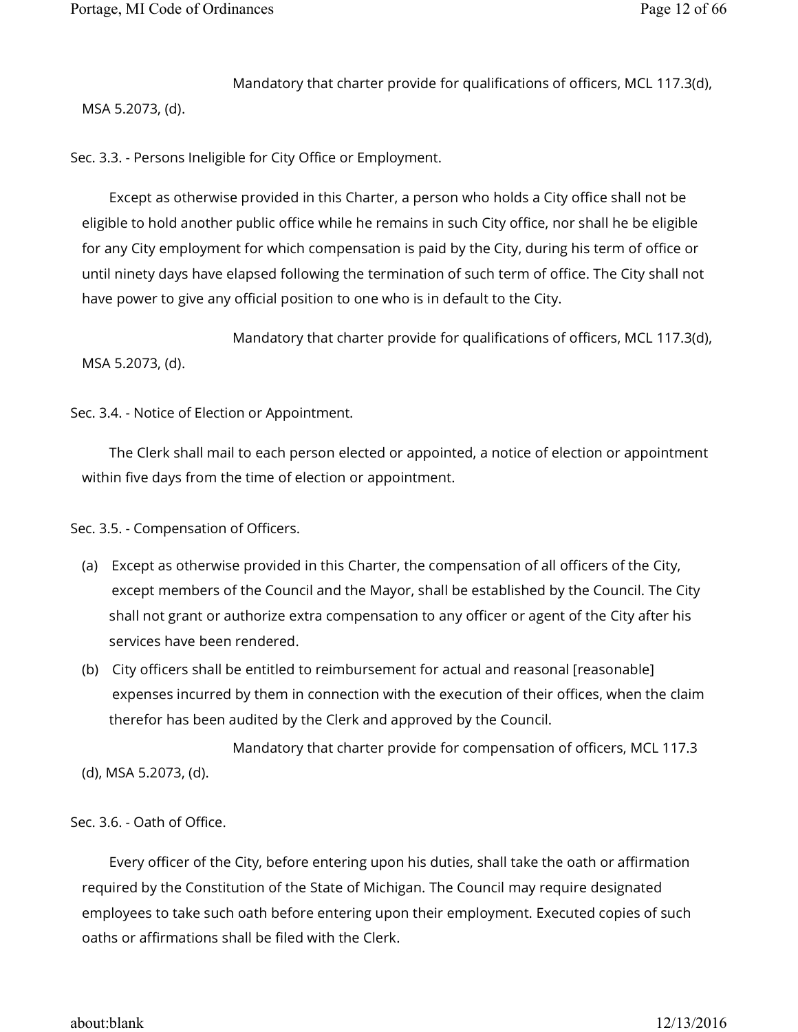Mandatory that charter provide for qualifications of officers, MCL 117.3(d), MSA 5.2073, (d).

Sec. 3.3. - Persons Ineligible for City Office or Employment.

Except as otherwise provided in this Charter, a person who holds a City office shall not be eligible to hold another public office while he remains in such City office, nor shall he be eligible for any City employment for which compensation is paid by the City, during his term of office or until ninety days have elapsed following the termination of such term of office. The City shall not have power to give any official position to one who is in default to the City.

Mandatory that charter provide for qualifications of officers, MCL 117.3(d), MSA 5.2073, (d).

Sec. 3.4. - Notice of Election or Appointment.

The Clerk shall mail to each person elected or appointed, a notice of election or appointment within five days from the time of election or appointment.

Sec. 3.5. - Compensation of Officers.

(a) Except as otherwise provided in this Charter, the compensation of all officers of the City, except members of the Council and the Mayor, shall be established by the Council. The City shall not grant or authorize extra compensation to any officer or agent of the City after his services have been rendered.

(b) City officers shall be entitled to reimbursement for actual and reasonal [reasonable] expenses incurred by them in connection with the execution of their offices, when the claim therefor has been audited by the Clerk and approved by the Council.

Mandatory that charter provide for compensation of officers, MCL 117.3 (d), MSA 5.2073, (d).

Sec. 3.6. - Oath of Office.

Every officer of the City, before entering upon his duties, shall take the oath or affirmation required by the Constitution of the State of Michigan. The Council may require designated employees to take such oath before entering upon their employment. Executed copies of such oaths or affirmations shall be filed with the Clerk.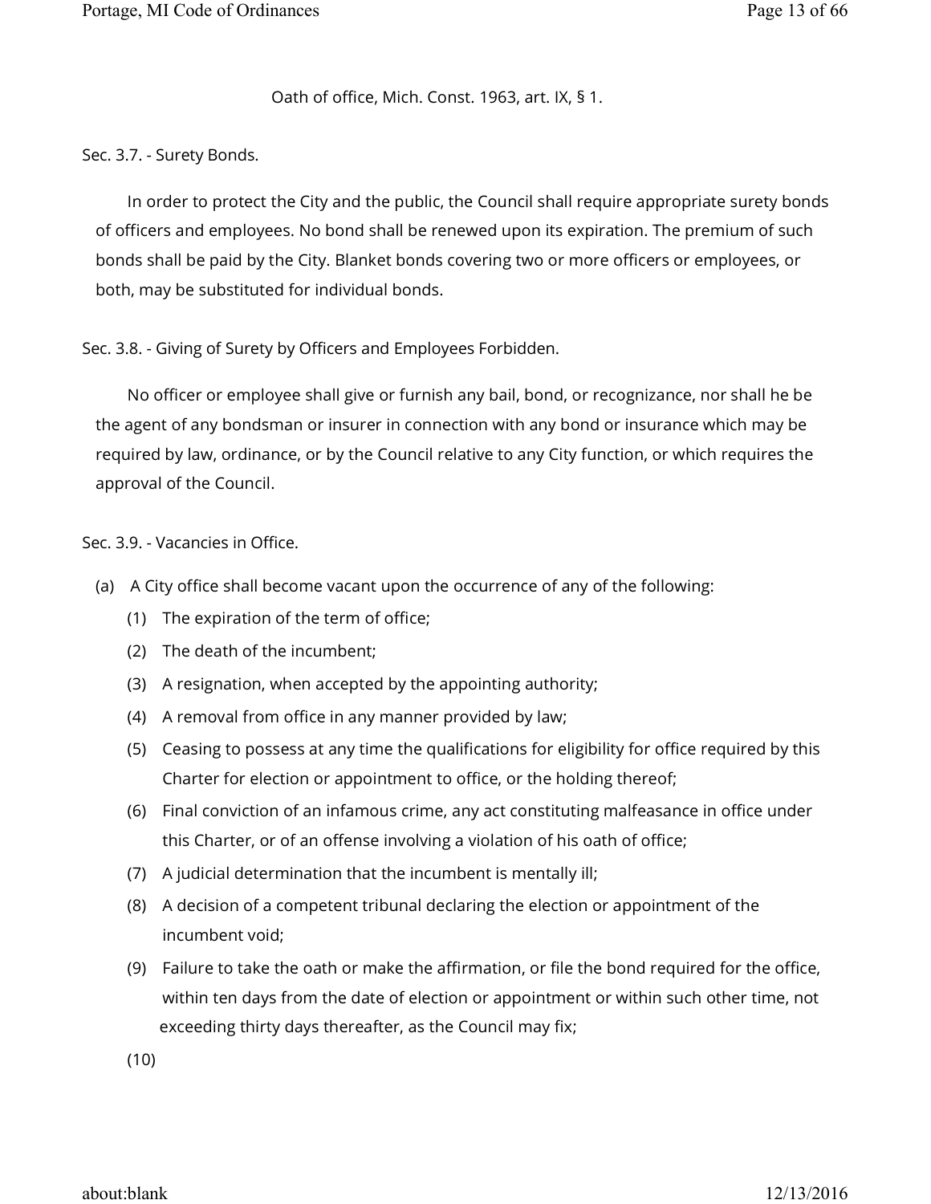Oath of office, Mich. Const. 1963, art. IX, § 1.

Sec. 3.7. - Surety Bonds.

In order to protect the City and the public, the Council shall require appropriate surety bonds of officers and employees. No bond shall be renewed upon its expiration. The premium of such bonds shall be paid by the City. Blanket bonds covering two or more officers or employees, or both, may be substituted for individual bonds.

Sec. 3.8. - Giving of Surety by Officers and Employees Forbidden.

No officer or employee shall give or furnish any bail, bond, or recognizance, nor shall he be the agent of any bondsman or insurer in connection with any bond or insurance which may be required by law, ordinance, or by the Council relative to any City function, or which requires the approval of the Council.

Sec. 3.9. - Vacancies in Office.

(a) A City office shall become vacant upon the occurrence of any of the following:

(1) The expiration of the term of office;

(2) The death of the incumbent;

(3) A resignation, when accepted by the appointing authority;

(4) A removal from office in any manner provided by law;

(5) Ceasing to possess at any time the qualifications for eligibility for office required by this Charter for election or appointment to office, or the holding thereof;

(6) Final conviction of an infamous crime, any act constituting malfeasance in office under this Charter, or of an offense involving a violation of his oath of office;

(7) A judicial determination that the incumbent is mentally ill;

(8) A decision of a competent tribunal declaring the election or appointment of the incumbent void;

(9) Failure to take the oath or make the affirmation, or file the bond required for the office, within ten days from the date of election or appointment or within such other time, not exceeding thirty days thereafter, as the Council may fix;

(10)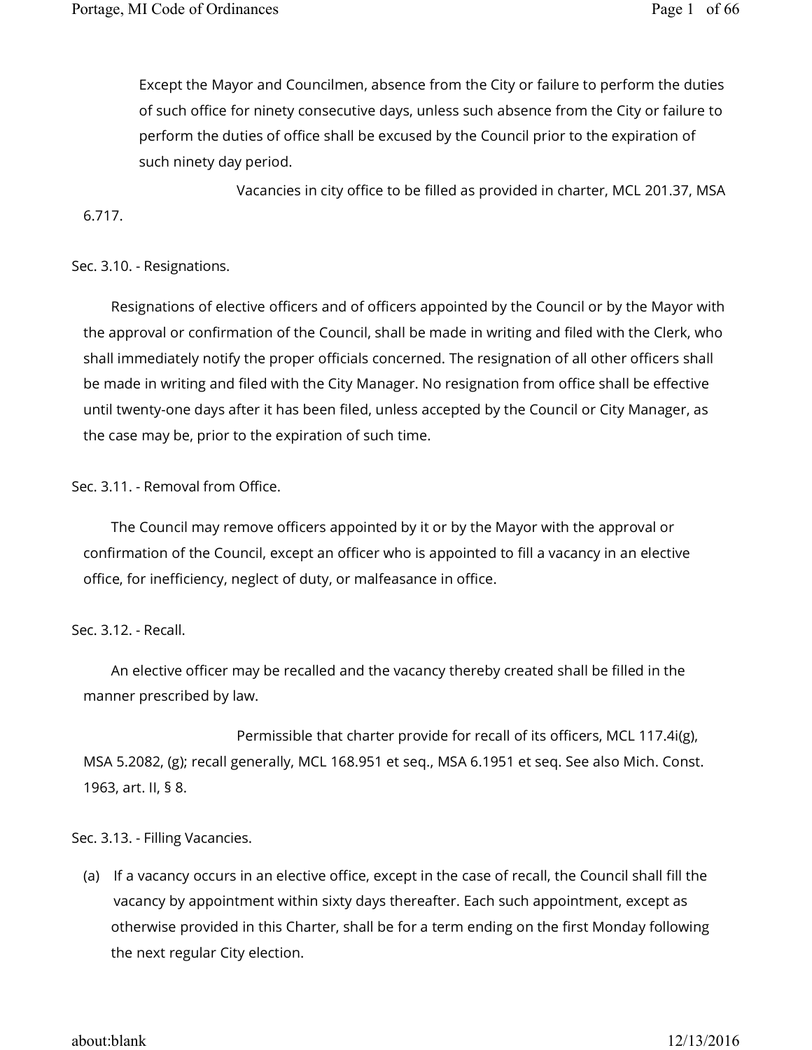Except the Mayor and Councilmen, absence from the City or failure to perform the duties of such office for ninety consecutive days, unless such absence from the City or failure to perform the duties of office shall be excused by the Council prior to the expiration of such ninety day period.

Vacancies in city office to be filled as provided in charter, MCL 201.37, MSA 6.717.

Sec. 3.10. - Resignations.

Resignations of elective officers and of officers appointed by the Council or by the Mayor with the approval or confirmation of the Council, shall be made in writing and filed with the Clerk, who shall immediately notify the proper officials concerned. The resignation of all other officers shall be made in writing and filed with the City Manager. No resignation from office shall be effective until twenty-one days after it has been filed, unless accepted by the Council or City Manager, as the case may be, prior to the expiration of such time.

Sec. 3.11. - Removal from Office.

The Council may remove officers appointed by it or by the Mayor with the approval or confirmation of the Council, except an officer who is appointed to fill a vacancy in an elective office, for inefficiency, neglect of duty, or malfeasance in office.

Sec. 3.12. - Recall.

An elective officer may be recalled and the vacancy thereby created shall be filled in the manner prescribed by law.

Permissible that charter provide for recall of its officers, MCL 117.4i(g), MSA 5.2082, (g); recall generally, MCL 168.951 et seq., MSA 6.1951 et seq. See also Mich. Const. 1963, art. II, § 8.

Sec. 3.13. - Filling Vacancies.

(a) If a vacancy occurs in an elective office, except in the case of recall, the Council shall fill the vacancy by appointment within sixty days thereafter. Each such appointment, except as otherwise provided in this Charter, shall be for a term ending on the first Monday following the next regular City election.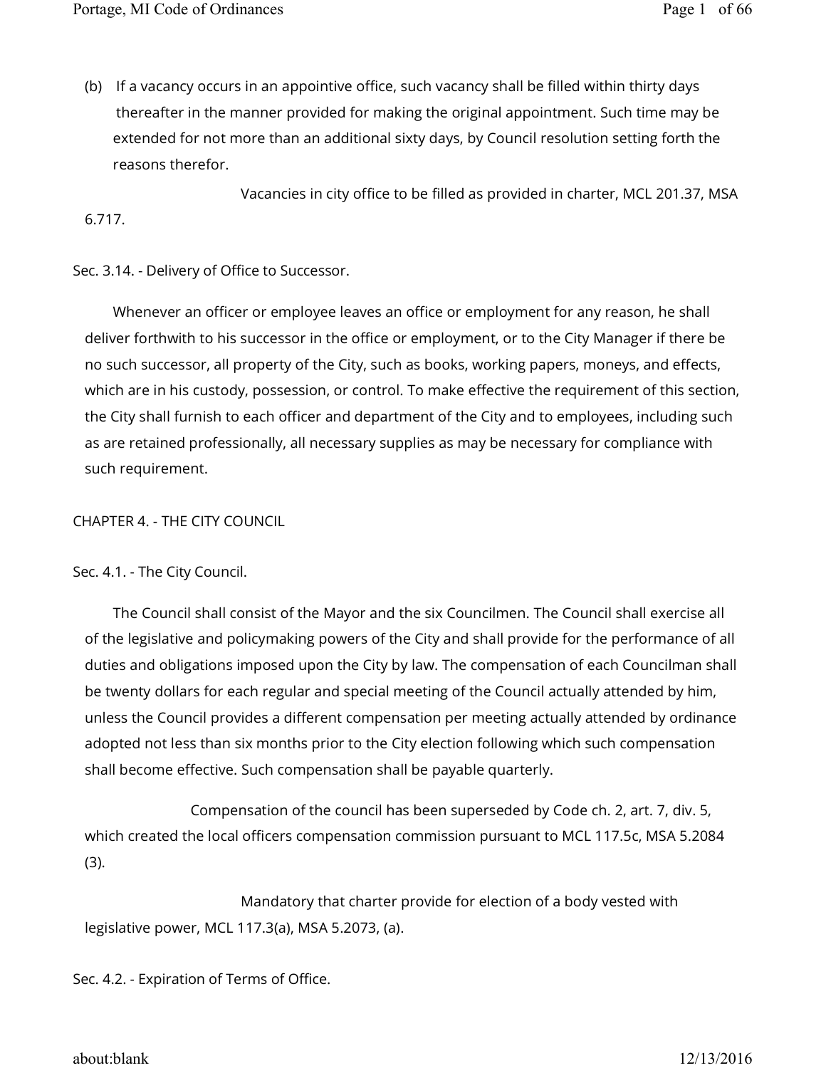(b) If a vacancy occurs in an appointive office, such vacancy shall be filled within thirty days thereafter in the manner provided for making the original appointment. Such time may be extended for not more than an additional sixty days, by Council resolution setting forth the reasons therefor.

Vacancies in city office to be filled as provided in charter, MCL 201.37, MSA 6.717.

Sec. 3.14. - Delivery of Office to Successor.

Whenever an officer or employee leaves an office or employment for any reason, he shall deliver forthwith to his successor in the office or employment, or to the City Manager if there be no such successor, all property of the City, such as books, working papers, moneys, and effects, which are in his custody, possession, or control. To make effective the requirement of this section, the City shall furnish to each officer and department of the City and to employees, including such as are retained professionally, all necessary supplies as may be necessary for compliance with such requirement.

CHAPTER 4. - THE CITY COUNCIL

Sec. 4.1. - The City Council.

The Council shall consist of the Mayor and the six Councilmen. The Council shall exercise all of the legislative and policymaking powers of the City and shall provide for the performance of all duties and obligations imposed upon the City by law. The compensation of each Councilman shall be twenty dollars for each regular and special meeting of the Council actually attended by him, unless the Council provides a different compensation per meeting actually attended by ordinance adopted not less than six months prior to the City election following which such compensation shall become effective. Such compensation shall be payable quarterly.

Compensation of the council has been superseded by Code ch. 2, art. 7, div. 5, which created the local officers compensation commission pursuant to MCL 117.5c, MSA 5.2084 (3).

Mandatory that charter provide for election of a body vested with legislative power, MCL 117.3(a), MSA 5.2073, (a).

Sec. 4.2. - Expiration of Terms of Office.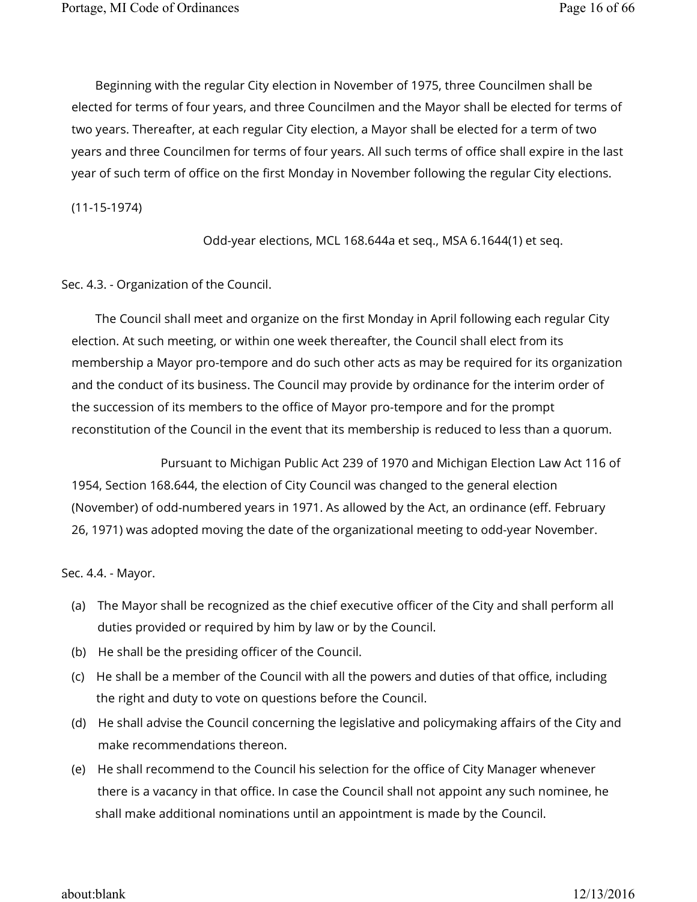Beginning with the regular City election in November of 1975, three Councilmen shall be elected for terms of four years, and three Councilmen and the Mayor shall be elected for terms of two years. Thereafter, at each regular City election, a Mayor shall be elected for a term of two years and three Councilmen for terms of four years. All such terms of office shall expire in the last year of such term of office on the first Monday in November following the regular City elections.

(11-15-1974)

Odd-year elections, MCL 168.644a et seq., MSA 6.1644(1) et seq.

Sec. 4.3. - Organization of the Council.

The Council shall meet and organize on the first Monday in April following each regular City election. At such meeting, or within one week thereafter, the Council shall elect from its membership a Mayor pro-tempore and do such other acts as may be required for its organization and the conduct of its business. The Council may provide by ordinance for the interim order of the succession of its members to the office of Mayor pro-tempore and for the prompt reconstitution of the Council in the event that its membership is reduced to less than a quorum.

Pursuant to Michigan Public Act 239 of 1970 and Michigan Election Law Act 116 of 1954, Section 168.644, the election of City Council was changed to the general election (November) of odd-numbered years in 1971. As allowed by the Act, an ordinance (eff. February 26, 1971) was adopted moving the date of the organizational meeting to odd-year November.

Sec. 4.4. - Mayor.

(a) The Mayor shall be recognized as the chief executive officer of the City and shall perform all duties provided or required by him by law or by the Council.

(b) He shall be the presiding officer of the Council.

(c) He shall be a member of the Council with all the powers and duties of that office, including the right and duty to vote on questions before the Council.

(d) He shall advise the Council concerning the legislative and policymaking affairs of the City and make recommendations thereon.

(e) He shall recommend to the Council his selection for the office of City Manager whenever there is a vacancy in that office. In case the Council shall not appoint any such nominee, he shall make additional nominations until an appointment is made by the Council.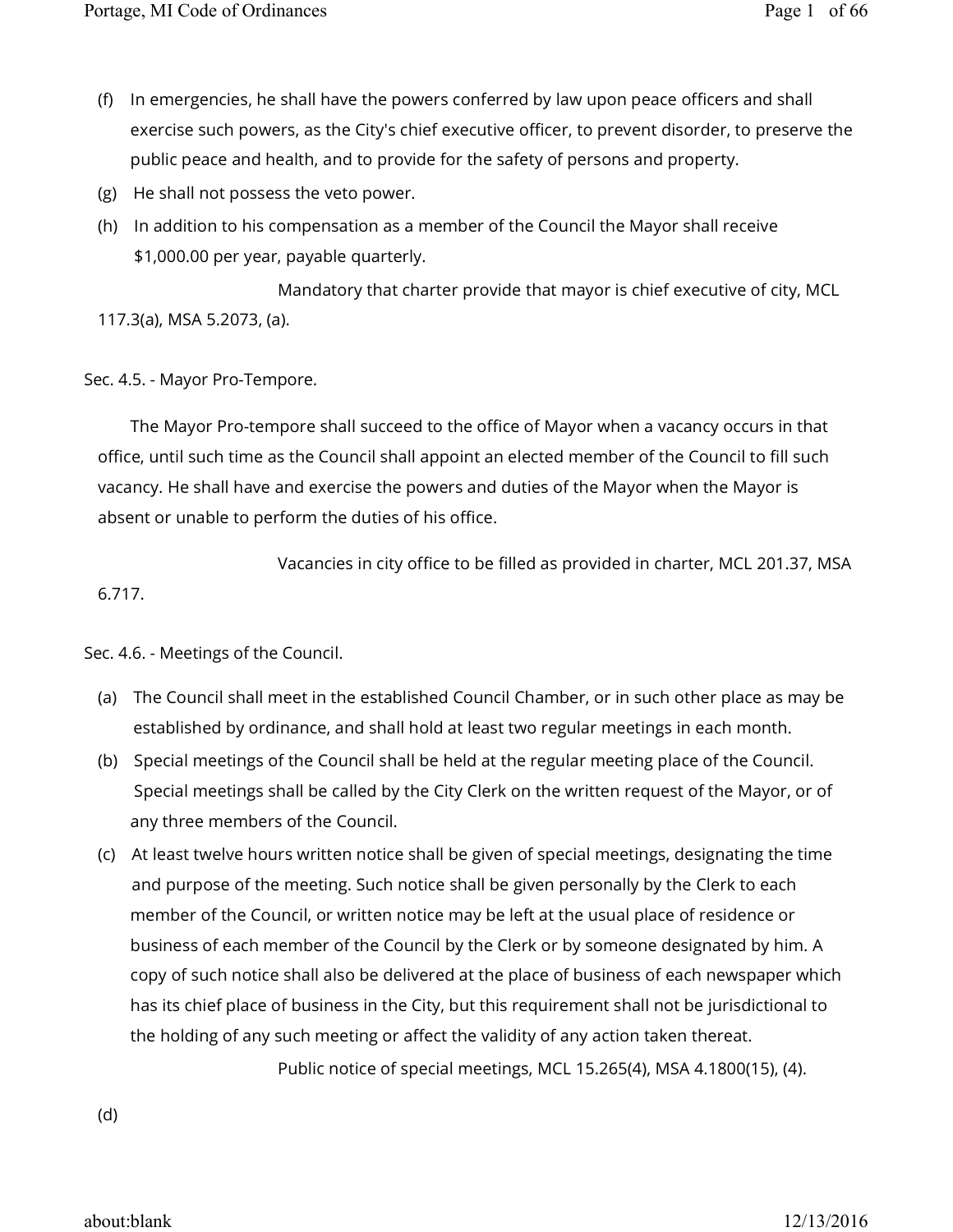(f) In emergencies, he shall have the powers conferred by law upon peace officers and shall exercise such powers, as the City's chief executive officer, to prevent disorder, to preserve the public peace and health, and to provide for the safety of persons and property.

(g) He shall not possess the veto power.

(h) In addition to his compensation as a member of the Council the Mayor shall receive $1,000.00 per year, payable quarterly.

Mandatory that charter provide that mayor is chief executive of city, MCL 117.3(a), MSA 5.2073, (a).

Sec. 4.5. - Mayor Pro-Tempore.

The Mayor Pro-tempore shall succeed to the office of Mayor when a vacancy occurs in that office, until such time as the Council shall appoint an elected member of the Council to fill such vacancy. He shall have and exercise the powers and duties of the Mayor when the Mayor is absent or unable to perform the duties of his office.

Vacancies in city office to be filled as provided in charter, MCL 201.37, MSA 6.717.

Sec. 4.6. - Meetings of the Council.

(a) The Council shall meet in the established Council Chamber, or in such other place as may be established by ordinance, and shall hold at least two regular meetings in each month.

(b) Special meetings of the Council shall be held at the regular meeting place of the Council. Special meetings shall be called by the City Clerk on the written request of the Mayor, or of any three members of the Council.

(c) At least twelve hours written notice shall be given of special meetings, designating the time and purpose of the meeting. Such notice shall be given personally by the Clerk to each member of the Council, or written notice may be left at the usual place of residence or business of each member of the Council by the Clerk or by someone designated by him. A copy of such notice shall also be delivered at the place of business of each newspaper which has its chief place of business in the City, but this requirement shall not be jurisdictional to the holding of any such meeting or affect the validity of any action taken thereat.

Public notice of special meetings, MCL 15.265(4), MSA 4.1800(15), (4).

(d)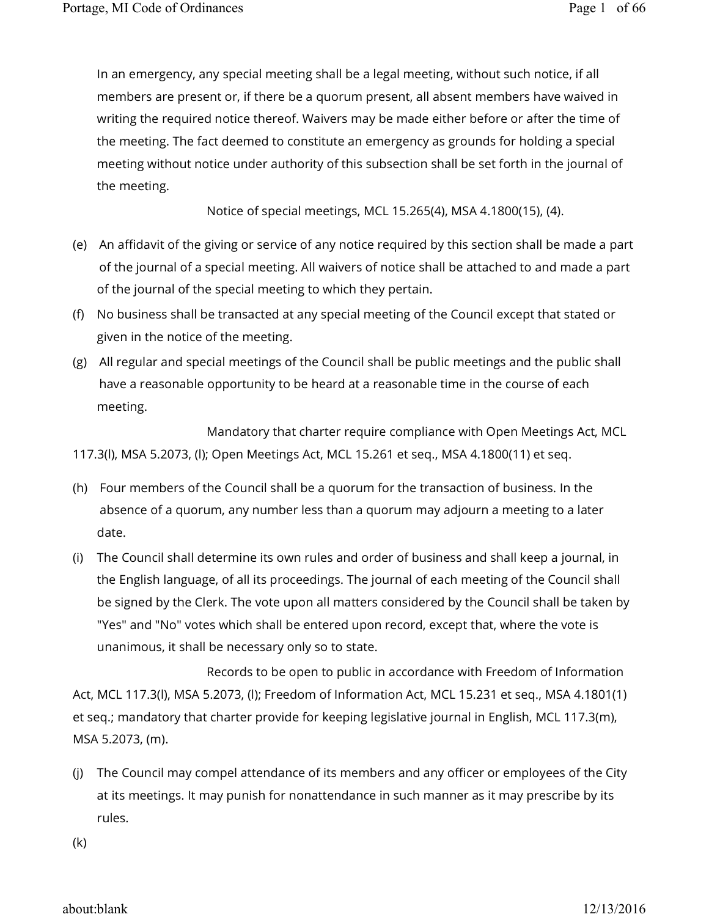In an emergency, any special meeting shall be a legal meeting, without such notice, if all members are present or, if there be a quorum present, all absent members have waived in writing the required notice thereof. Waivers may be made either before or after the time of the meeting. The fact deemed to constitute an emergency as grounds for holding a special meeting without notice under authority of this subsection shall be set forth in the journal of the meeting.

Notice of special meetings, MCL 15.265(4), MSA 4.1800(15), (4).

(e) An affidavit of the giving or service of any notice required by this section shall be made a part of the journal of a special meeting. All waivers of notice shall be attached to and made a part of the journal of the special meeting to which they pertain.

(f) No business shall be transacted at any special meeting of the Council except that stated or given in the notice of the meeting.

(g) All regular and special meetings of the Council shall be public meetings and the public shall have a reasonable opportunity to be heard at a reasonable time in the course of each meeting.

Mandatory that charter require compliance with Open Meetings Act, MCL 117.3(l), MSA 5.2073, (l); Open Meetings Act, MCL 15.261 et seq., MSA 4.1800(11) et seq.

(h) Four members of the Council shall be a quorum for the transaction of business. In the absence of a quorum, any number less than a quorum may adjourn a meeting to a later date.

(i) The Council shall determine its own rules and order of business and shall keep a journal, in the English language, of all its proceedings. The journal of each meeting of the Council shall be signed by the Clerk. The vote upon all matters considered by the Council shall be taken by "Yes" and "No" votes which shall be entered upon record, except that, where the vote is unanimous, it shall be necessary only so to state.

Records to be open to public in accordance with Freedom of Information Act, MCL 117.3(l), MSA 5.2073, (l); Freedom of Information Act, MCL 15.231 et seq., MSA 4.1801(1) et seq.; mandatory that charter provide for keeping legislative journal in English, MCL 117.3(m), MSA 5.2073, (m).

(j) The Council may compel attendance of its members and any officer or employees of the City at its meetings. It may punish for nonattendance in such manner as it may prescribe by its rules.

(k)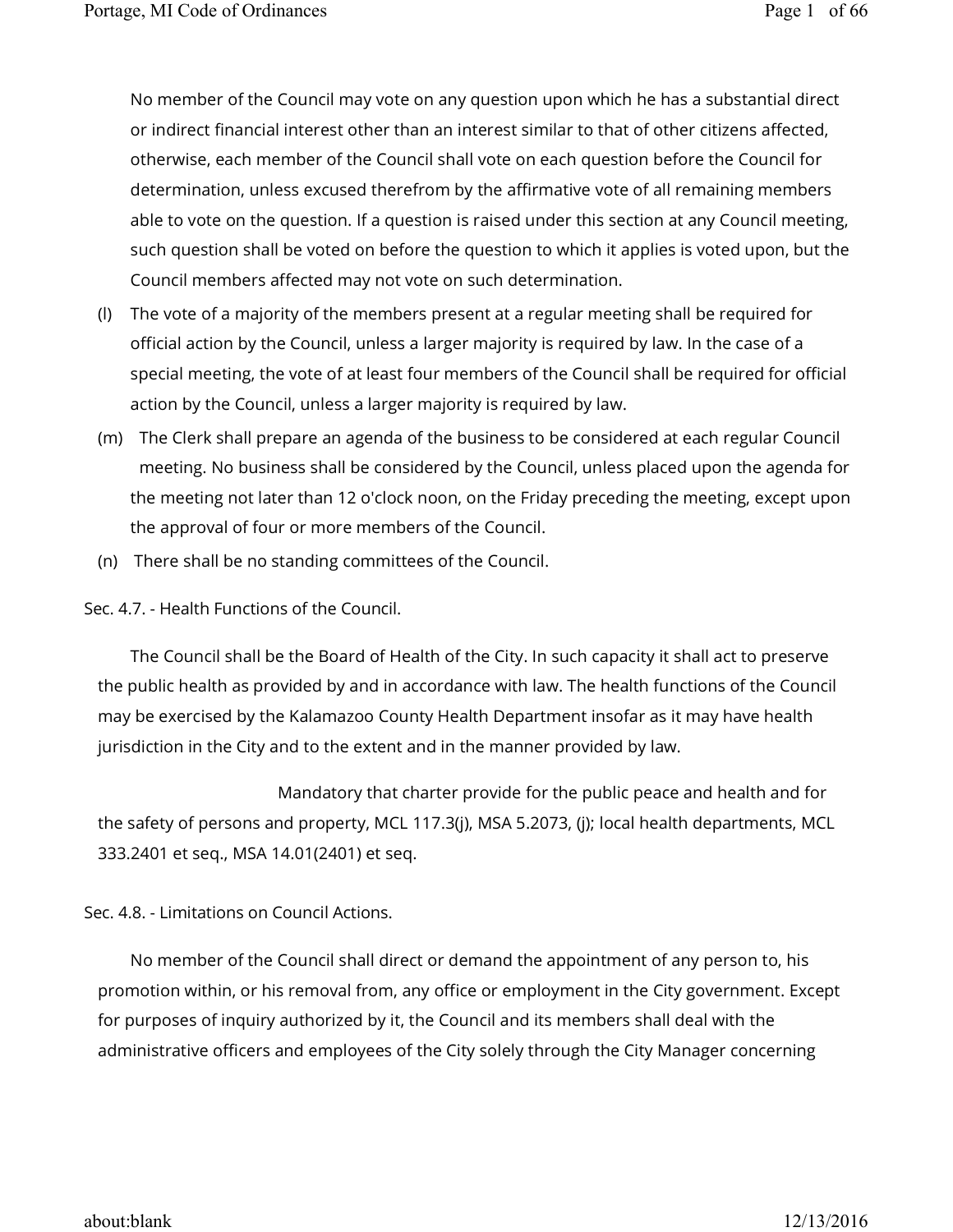No member of the Council may vote on any question upon which he has a substantial direct or indirect financial interest other than an interest similar to that of other citizens affected, otherwise, each member of the Council shall vote on each question before the Council for determination, unless excused therefrom by the affirmative vote of all remaining members able to vote on the question. If a question is raised under this section at any Council meeting, such question shall be voted on before the question to which it applies is voted upon, but the Council members affected may not vote on such determination.

(l) The vote of a majority of the members present at a regular meeting shall be required for official action by the Council, unless a larger majority is required by law. In the case of a special meeting, the vote of at least four members of the Council shall be required for official action by the Council, unless a larger majority is required by law.

(m) The Clerk shall prepare an agenda of the business to be considered at each regular Council meeting. No business shall be considered by the Council, unless placed upon the agenda for the meeting not later than 12 o'clock noon, on the Friday preceding the meeting, except upon the approval of four or more members of the Council.

(n) There shall be no standing committees of the Council.

Sec. 4.7. - Health Functions of the Council.

The Council shall be the Board of Health of the City. In such capacity it shall act to preserve the public health as provided by and in accordance with law. The health functions of the Council may be exercised by the Kalamazoo County Health Department insofar as it may have health jurisdiction in the City and to the extent and in the manner provided by law.

Mandatory that charter provide for the public peace and health and for the safety of persons and property, MCL 117.3(j), MSA 5.2073, (j); local health departments, MCL 333.2401 et seq., MSA 14.01(2401) et seq.

Sec. 4.8. - Limitations on Council Actions.

No member of the Council shall direct or demand the appointment of any person to, his promotion within, or his removal from, any office or employment in the City government. Except for purposes of inquiry authorized by it, the Council and its members shall deal with the administrative officers and employees of the City solely through the City Manager concerning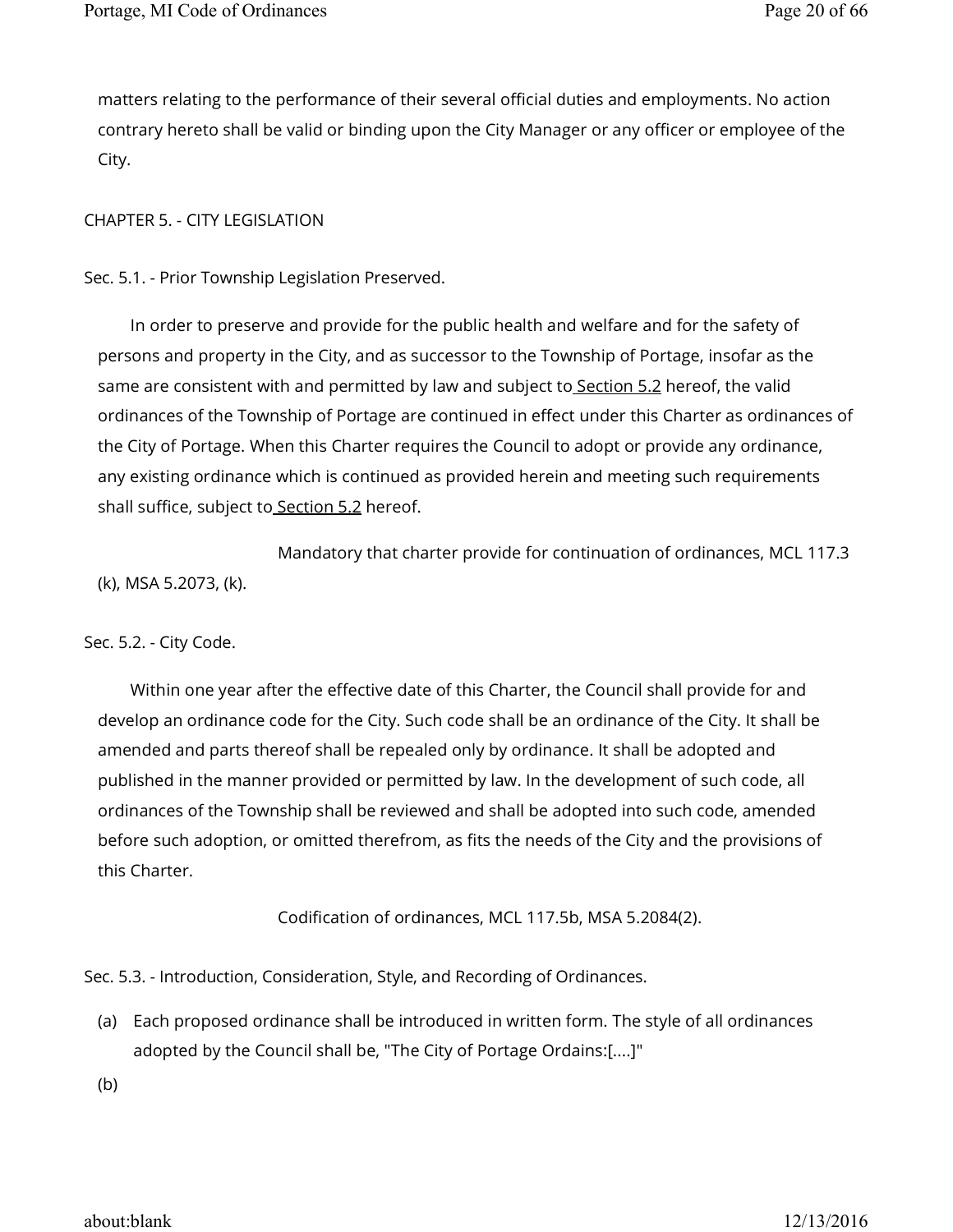matters relating to the performance of their several official duties and employments. No action contrary hereto shall be valid or binding upon the City Manager or any officer or employee of the City.

## CHAPTER 5. - CITY LEGISLATION

### Sec. 5.1. - Prior Township Legislation Preserved.

In order to preserve and provide for the public health and welfare and for the safety of persons and property in the City, and as successor to the Township of Portage, insofar as the same are consistent with and permitted by law and subject to Section 5.2 hereof, the valid ordinances of the Township of Portage are continued in effect under this Charter as ordinances of the City of Portage. When this Charter requires the Council to adopt or provide any ordinance, any existing ordinance which is continued as provided herein and meeting such requirements shall suffice, subject to Section 5.2 hereof.

Mandatory that charter provide for continuation of ordinances, MCL 117.3 (k), MSA 5.2073, (k).

### Sec. 5.2. - City Code.

Within one year after the effective date of this Charter, the Council shall provide for and develop an ordinance code for the City. Such code shall be an ordinance of the City. It shall be amended and parts thereof shall be repealed only by ordinance. It shall be adopted and published in the manner provided or permitted by law. In the development of such code, all ordinances of the Township shall be reviewed and shall be adopted into such code, amended before such adoption, or omitted therefrom, as fits the needs of the City and the provisions of this Charter.

Codification of ordinances, MCL 117.5b, MSA 5.2084(2).

### Sec. 5.3. - Introduction, Consideration, Style, and Recording of Ordinances.

(a) Each proposed ordinance shall be introduced in written form. The style of all ordinances adopted by the Council shall be, "The City of Portage Ordains:[....]"

(b)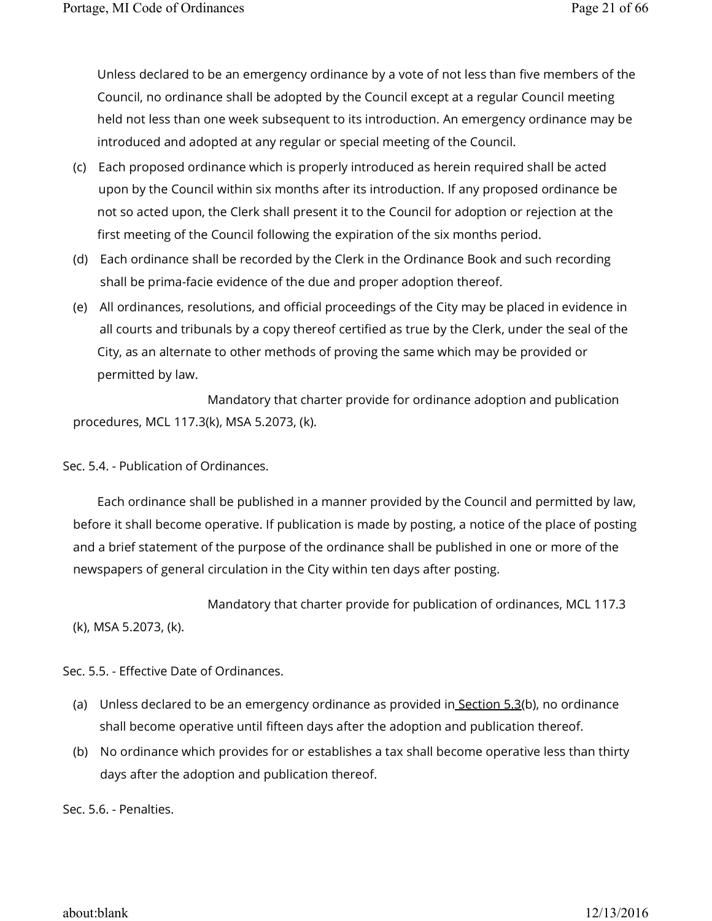Unless declared to be an emergency ordinance by a vote of not less than five members of the Council, no ordinance shall be adopted by the Council except at a regular Council meeting held not less than one week subsequent to its introduction. An emergency ordinance may be introduced and adopted at any regular or special meeting of the Council.

(c) Each proposed ordinance which is properly introduced as herein required shall be acted upon by the Council within six months after its introduction. If any proposed ordinance be not so acted upon, the Clerk shall present it to the Council for adoption or rejection at the first meeting of the Council following the expiration of the six months period.

(d) Each ordinance shall be recorded by the Clerk in the Ordinance Book and such recording shall be prima-facie evidence of the due and proper adoption thereof.

(e) All ordinances, resolutions, and official proceedings of the City may be placed in evidence in all courts and tribunals by a copy thereof certified as true by the Clerk, under the seal of the City, as an alternate to other methods of proving the same which may be provided or permitted by law.

Mandatory that charter provide for ordinance adoption and publication procedures, MCL 117.3(k), MSA 5.2073, (k).

## Sec. 5.4. - Publication of Ordinances.

Each ordinance shall be published in a manner provided by the Council and permitted by law, before it shall become operative. If publication is made by posting, a notice of the place of posting and a brief statement of the purpose of the ordinance shall be published in one or more of the newspapers of general circulation in the City within ten days after posting.

Mandatory that charter provide for publication of ordinances, MCL 117.3 (k), MSA 5.2073, (k).

## Sec. 5.5. - Effective Date of Ordinances.

(a) Unless declared to be an emergency ordinance as provided in Section 5.3(b), no ordinance shall become operative until fifteen days after the adoption and publication thereof.

(b) No ordinance which provides for or establishes a tax shall become operative less than thirty days after the adoption and publication thereof.

## Sec. 5.6. - Penalties.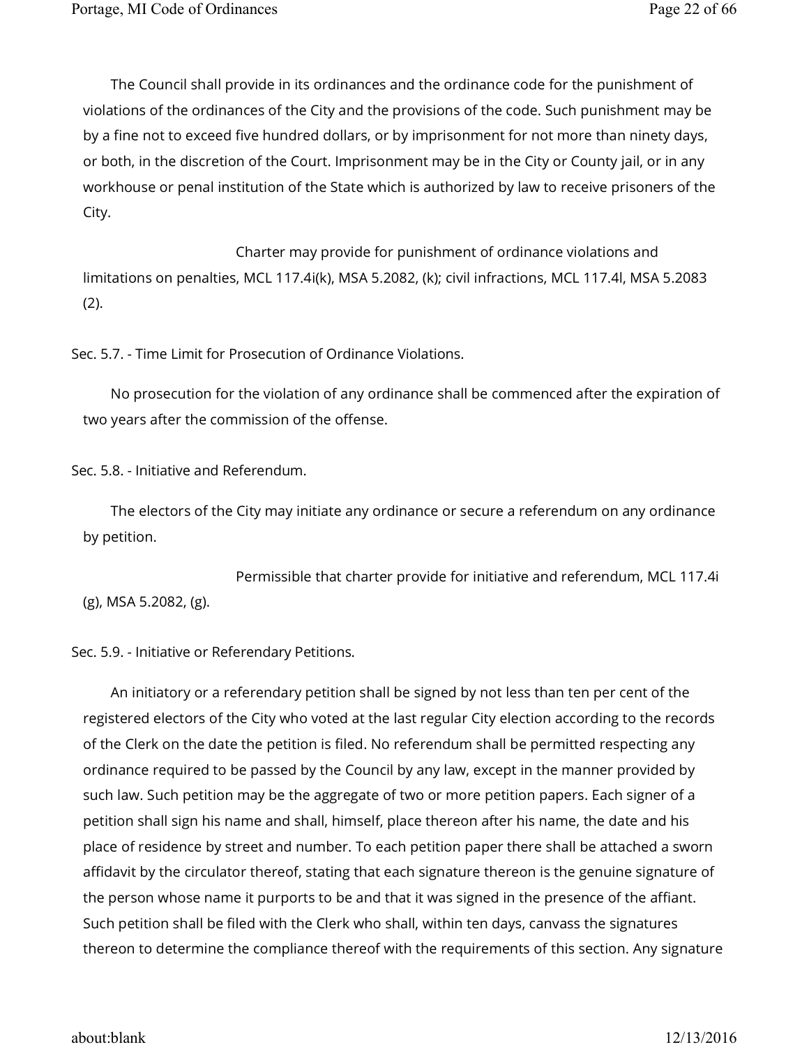The Council shall provide in its ordinances and the ordinance code for the punishment of violations of the ordinances of the City and the provisions of the code. Such punishment may be by a fine not to exceed five hundred dollars, or by imprisonment for not more than ninety days, or both, in the discretion of the Court. Imprisonment may be in the City or County jail, or in any workhouse or penal institution of the State which is authorized by law to receive prisoners of the City.

Charter may provide for punishment of ordinance violations and limitations on penalties, MCL 117.4i(k), MSA 5.2082, (k); civil infractions, MCL 117.4l, MSA 5.2083 (2).

Sec. 5.7. - Time Limit for Prosecution of Ordinance Violations.

No prosecution for the violation of any ordinance shall be commenced after the expiration of two years after the commission of the offense.

Sec. 5.8. - Initiative and Referendum.

The electors of the City may initiate any ordinance or secure a referendum on any ordinance by petition.

Permissible that charter provide for initiative and referendum, MCL 117.4i (g), MSA 5.2082, (g).

Sec. 5.9. - Initiative or Referendary Petitions.

An initiatory or a referendary petition shall be signed by not less than ten per cent of the registered electors of the City who voted at the last regular City election according to the records of the Clerk on the date the petition is filed. No referendum shall be permitted respecting any ordinance required to be passed by the Council by any law, except in the manner provided by such law. Such petition may be the aggregate of two or more petition papers. Each signer of a petition shall sign his name and shall, himself, place thereon after his name, the date and his place of residence by street and number. To each petition paper there shall be attached a sworn affidavit by the circulator thereof, stating that each signature thereon is the genuine signature of the person whose name it purports to be and that it was signed in the presence of the affiant. Such petition shall be filed with the Clerk who shall, within ten days, canvass the signatures thereon to determine the compliance thereof with the requirements of this section. Any signature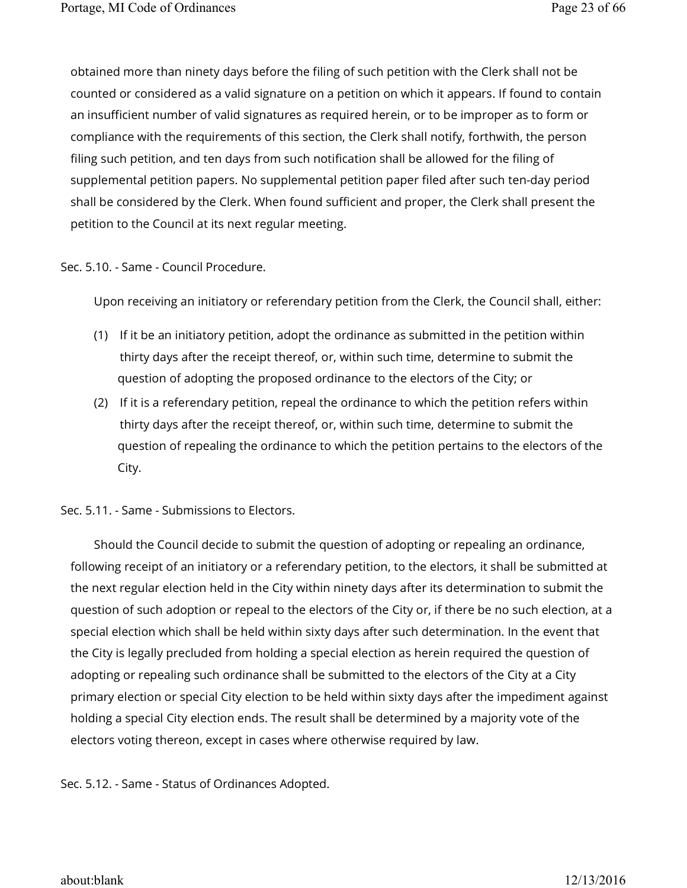obtained more than ninety days before the filing of such petition with the Clerk shall not be counted or considered as a valid signature on a petition on which it appears. If found to contain an insufficient number of valid signatures as required herein, or to be improper as to form or compliance with the requirements of this section, the Clerk shall notify, forthwith, the person filing such petition, and ten days from such notification shall be allowed for the filing of supplemental petition papers. No supplemental petition paper filed after such ten-day period shall be considered by the Clerk. When found sufficient and proper, the Clerk shall present the petition to the Council at its next regular meeting.

Sec. 5.10. - Same - Council Procedure.

Upon receiving an initiatory or referendary petition from the Clerk, the Council shall, either:

(1) If it be an initiatory petition, adopt the ordinance as submitted in the petition within thirty days after the receipt thereof, or, within such time, determine to submit the question of adopting the proposed ordinance to the electors of the City; or

(2) If it is a referendary petition, repeal the ordinance to which the petition refers within thirty days after the receipt thereof, or, within such time, determine to submit the question of repealing the ordinance to which the petition pertains to the electors of the City.

Sec. 5.11. - Same - Submissions to Electors.

Should the Council decide to submit the question of adopting or repealing an ordinance, following receipt of an initiatory or a referendary petition, to the electors, it shall be submitted at the next regular election held in the City within ninety days after its determination to submit the question of such adoption or repeal to the electors of the City or, if there be no such election, at a special election which shall be held within sixty days after such determination. In the event that the City is legally precluded from holding a special election as herein required the question of adopting or repealing such ordinance shall be submitted to the electors of the City at a City primary election or special City election to be held within sixty days after the impediment against holding a special City election ends. The result shall be determined by a majority vote of the electors voting thereon, except in cases where otherwise required by law.

Sec. 5.12. - Same - Status of Ordinances Adopted.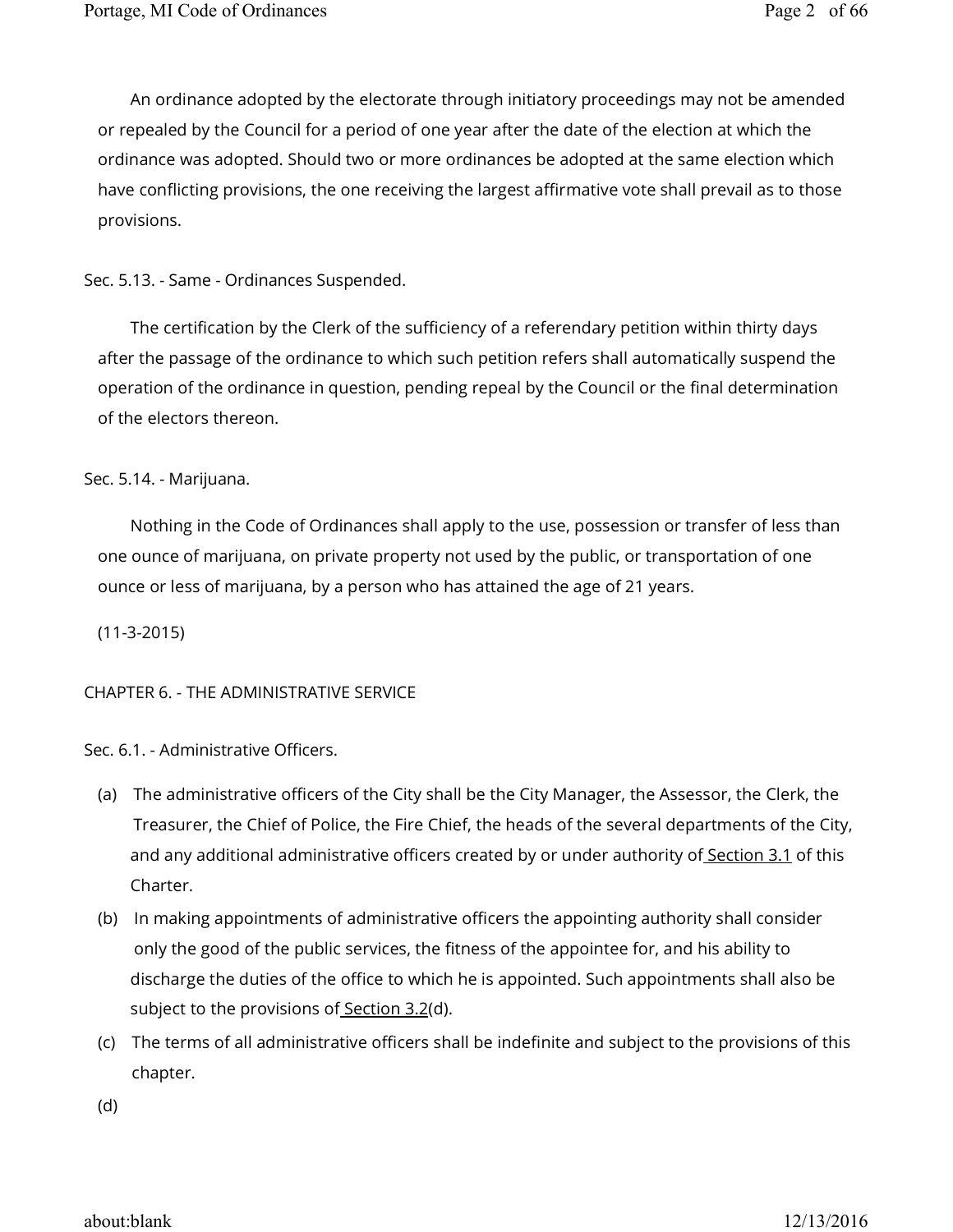An ordinance adopted by the electorate through initiatory proceedings may not be amended or repealed by the Council for a period of one year after the date of the election at which the ordinance was adopted. Should two or more ordinances be adopted at the same election which have conflicting provisions, the one receiving the largest affirmative vote shall prevail as to those provisions.

Sec. 5.13. - Same - Ordinances Suspended.

The certification by the Clerk of the sufficiency of a referendary petition within thirty days after the passage of the ordinance to which such petition refers shall automatically suspend the operation of the ordinance in question, pending repeal by the Council or the final determination of the electors thereon.

Sec. 5.14. - Marijuana.

Nothing in the Code of Ordinances shall apply to the use, possession or transfer of less than one ounce of marijuana, on private property not used by the public, or transportation of one ounce or less of marijuana, by a person who has attained the age of 21 years.

(11-3-2015)

CHAPTER 6. - THE ADMINISTRATIVE SERVICE

Sec. 6.1. - Administrative Officers.

(a) The administrative officers of the City shall be the City Manager, the Assessor, the Clerk, the Treasurer, the Chief of Police, the Fire Chief, the heads of the several departments of the City, and any additional administrative officers created by or under authority of Section 3.1 of this Charter.

(b) In making appointments of administrative officers the appointing authority shall consider only the good of the public services, the fitness of the appointee for, and his ability to discharge the duties of the office to which he is appointed. Such appointments shall also be subject to the provisions of Section 3.2(d).

(c) The terms of all administrative officers shall be indefinite and subject to the provisions of this chapter.

(d)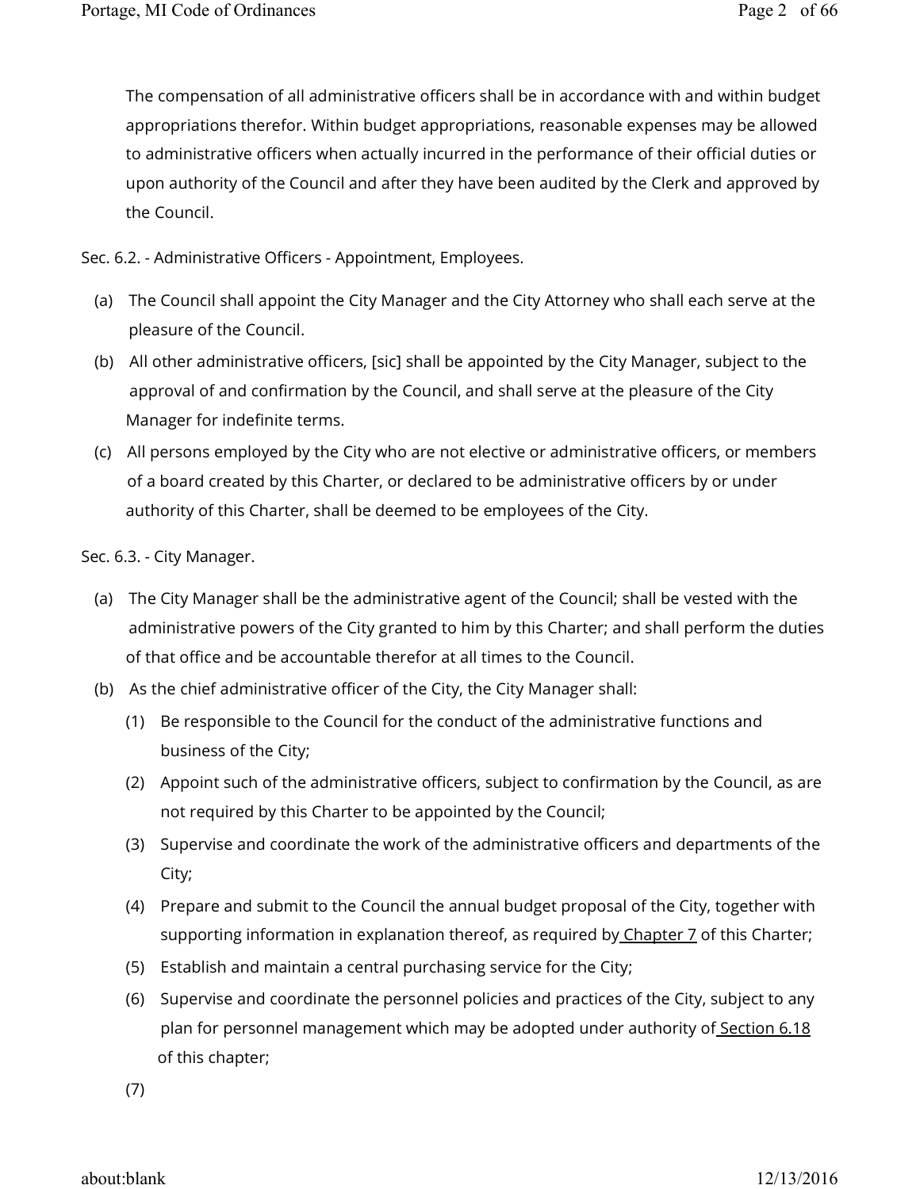The compensation of all administrative officers shall be in accordance with and within budget appropriations therefor. Within budget appropriations, reasonable expenses may be allowed to administrative officers when actually incurred in the performance of their official duties or upon authority of the Council and after they have been audited by the Clerk and approved by the Council.

Sec. 6.2. - Administrative Officers - Appointment, Employees.

(a) The Council shall appoint the City Manager and the City Attorney who shall each serve at the pleasure of the Council.

(b) All other administrative officers, [sic] shall be appointed by the City Manager, subject to the approval of and confirmation by the Council, and shall serve at the pleasure of the City Manager for indefinite terms.

(c) All persons employed by the City who are not elective or administrative officers, or members of a board created by this Charter, or declared to be administrative officers by or under authority of this Charter, shall be deemed to be employees of the City.

Sec. 6.3. - City Manager.

(a) The City Manager shall be the administrative agent of the Council; shall be vested with the administrative powers of the City granted to him by this Charter; and shall perform the duties of that office and be accountable therefor at all times to the Council.

(b) As the chief administrative officer of the City, the City Manager shall:

  (1) Be responsible to the Council for the conduct of the administrative functions and business of the City;

  (2) Appoint such of the administrative officers, subject to confirmation by the Council, as are not required by this Charter to be appointed by the Council;

  (3) Supervise and coordinate the work of the administrative officers and departments of the City;

  (4) Prepare and submit to the Council the annual budget proposal of the City, together with supporting information in explanation thereof, as required by Chapter 7 of this Charter;

  (5) Establish and maintain a central purchasing service for the City;

  (6) Supervise and coordinate the personnel policies and practices of the City, subject to any plan for personnel management which may be adopted under authority of Section 6.18 of this chapter;

  (7)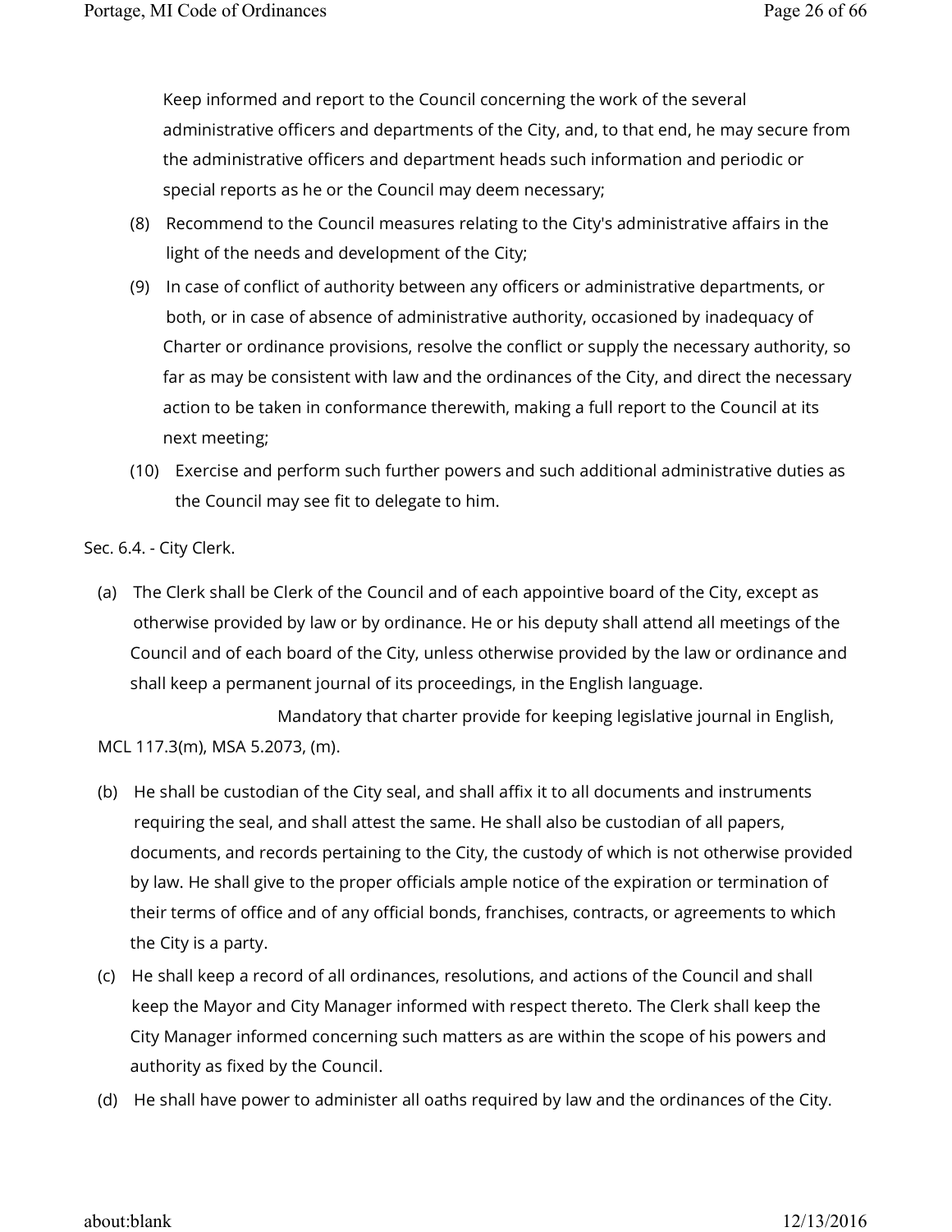Keep informed and report to the Council concerning the work of the several administrative officers and departments of the City, and, to that end, he may secure from the administrative officers and department heads such information and periodic or special reports as he or the Council may deem necessary;

(8) Recommend to the Council measures relating to the City's administrative affairs in the light of the needs and development of the City;

(9) In case of conflict of authority between any officers or administrative departments, or both, or in case of absence of administrative authority, occasioned by inadequacy of Charter or ordinance provisions, resolve the conflict or supply the necessary authority, so far as may be consistent with law and the ordinances of the City, and direct the necessary action to be taken in conformance therewith, making a full report to the Council at its next meeting;

(10) Exercise and perform such further powers and such additional administrative duties as the Council may see fit to delegate to him.

Sec. 6.4. - City Clerk.

(a) The Clerk shall be Clerk of the Council and of each appointive board of the City, except as otherwise provided by law or by ordinance. He or his deputy shall attend all meetings of the Council and of each board of the City, unless otherwise provided by the law or ordinance and shall keep a permanent journal of its proceedings, in the English language.

Mandatory that charter provide for keeping legislative journal in English, MCL 117.3(m), MSA 5.2073, (m).

(b) He shall be custodian of the City seal, and shall affix it to all documents and instruments requiring the seal, and shall attest the same. He shall also be custodian of all papers, documents, and records pertaining to the City, the custody of which is not otherwise provided by law. He shall give to the proper officials ample notice of the expiration or termination of their terms of office and of any official bonds, franchises, contracts, or agreements to which the City is a party.

(c) He shall keep a record of all ordinances, resolutions, and actions of the Council and shall keep the Mayor and City Manager informed with respect thereto. The Clerk shall keep the City Manager informed concerning such matters as are within the scope of his powers and authority as fixed by the Council.

(d) He shall have power to administer all oaths required by law and the ordinances of the City.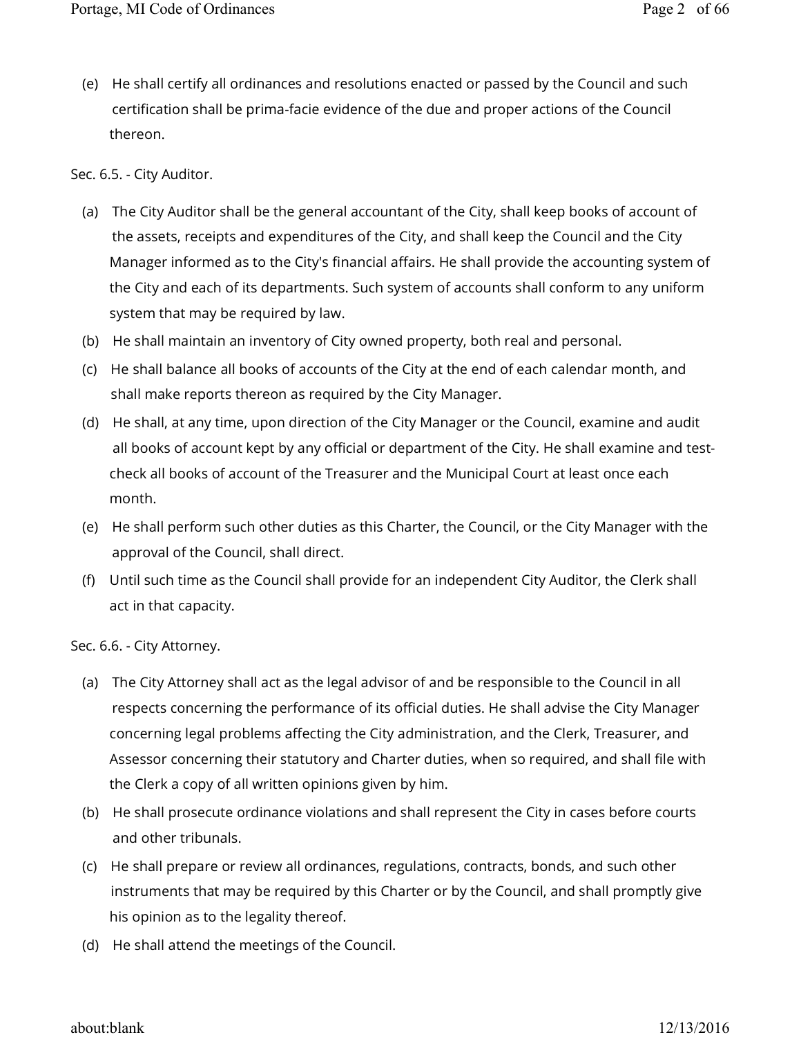(e) He shall certify all ordinances and resolutions enacted or passed by the Council and such certification shall be prima-facie evidence of the due and proper actions of the Council thereon.

Sec. 6.5. - City Auditor.

(a) The City Auditor shall be the general accountant of the City, shall keep books of account of the assets, receipts and expenditures of the City, and shall keep the Council and the City Manager informed as to the City's financial affairs. He shall provide the accounting system of the City and each of its departments. Such system of accounts shall conform to any uniform system that may be required by law.

(b) He shall maintain an inventory of City owned property, both real and personal.

(c) He shall balance all books of accounts of the City at the end of each calendar month, and shall make reports thereon as required by the City Manager.

(d) He shall, at any time, upon direction of the City Manager or the Council, examine and audit all books of account kept by any official or department of the City. He shall examine and test-check all books of account of the Treasurer and the Municipal Court at least once each month.

(e) He shall perform such other duties as this Charter, the Council, or the City Manager with the approval of the Council, shall direct.

(f) Until such time as the Council shall provide for an independent City Auditor, the Clerk shall act in that capacity.

Sec. 6.6. - City Attorney.

(a) The City Attorney shall act as the legal advisor of and be responsible to the Council in all respects concerning the performance of its official duties. He shall advise the City Manager concerning legal problems affecting the City administration, and the Clerk, Treasurer, and Assessor concerning their statutory and Charter duties, when so required, and shall file with the Clerk a copy of all written opinions given by him.

(b) He shall prosecute ordinance violations and shall represent the City in cases before courts and other tribunals.

(c) He shall prepare or review all ordinances, regulations, contracts, bonds, and such other instruments that may be required by this Charter or by the Council, and shall promptly give his opinion as to the legality thereof.

(d) He shall attend the meetings of the Council.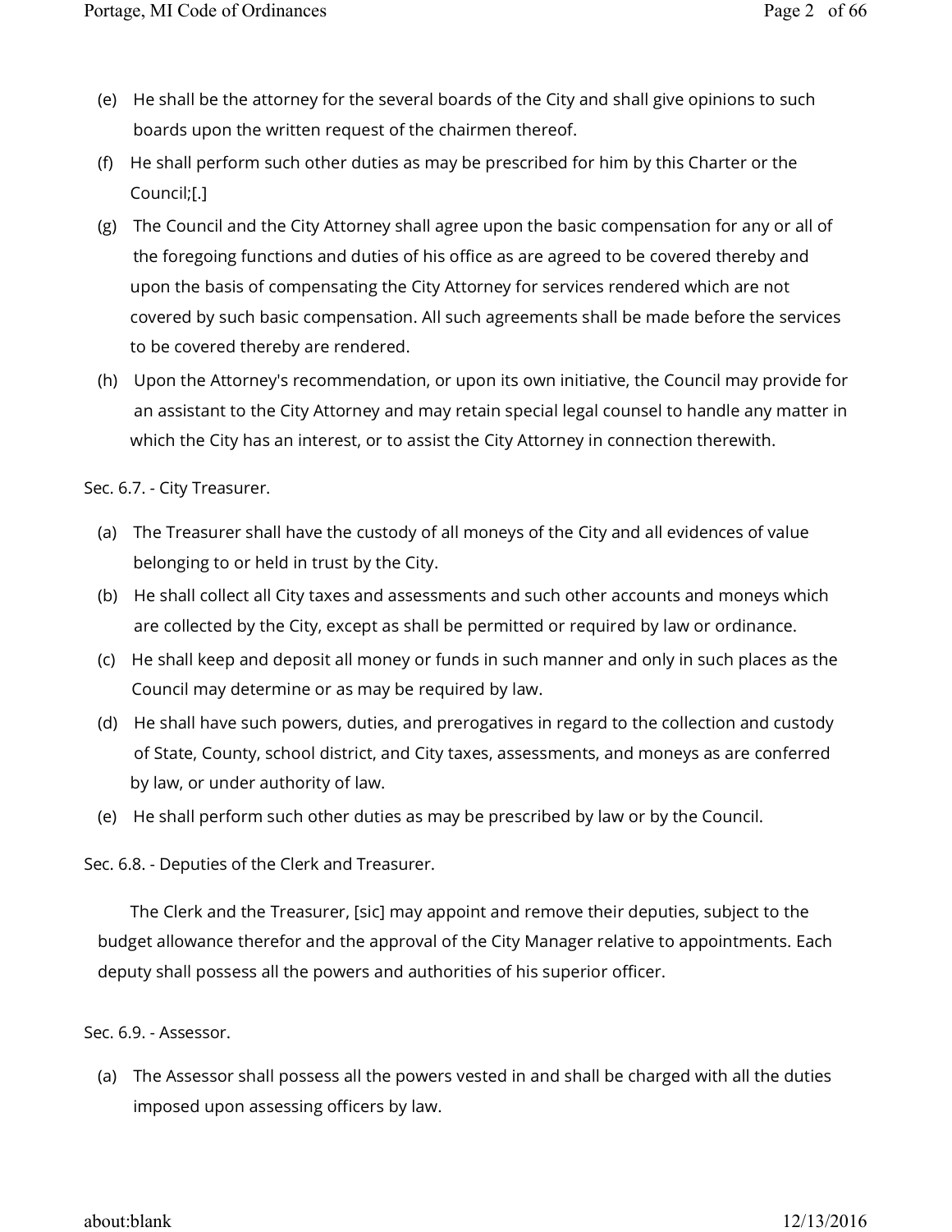(e) He shall be the attorney for the several boards of the City and shall give opinions to such boards upon the written request of the chairmen thereof.

(f) He shall perform such other duties as may be prescribed for him by this Charter or the Council;[.]

(g) The Council and the City Attorney shall agree upon the basic compensation for any or all of the foregoing functions and duties of his office as are agreed to be covered thereby and upon the basis of compensating the City Attorney for services rendered which are not covered by such basic compensation. All such agreements shall be made before the services to be covered thereby are rendered.

(h) Upon the Attorney's recommendation, or upon its own initiative, the Council may provide for an assistant to the City Attorney and may retain special legal counsel to handle any matter in which the City has an interest, or to assist the City Attorney in connection therewith.

Sec. 6.7. - City Treasurer.

(a) The Treasurer shall have the custody of all moneys of the City and all evidences of value belonging to or held in trust by the City.

(b) He shall collect all City taxes and assessments and such other accounts and moneys which are collected by the City, except as shall be permitted or required by law or ordinance.

(c) He shall keep and deposit all money or funds in such manner and only in such places as the Council may determine or as may be required by law.

(d) He shall have such powers, duties, and prerogatives in regard to the collection and custody of State, County, school district, and City taxes, assessments, and moneys as are conferred by law, or under authority of law.

(e) He shall perform such other duties as may be prescribed by law or by the Council.

Sec. 6.8. - Deputies of the Clerk and Treasurer.

The Clerk and the Treasurer, [sic] may appoint and remove their deputies, subject to the budget allowance therefor and the approval of the City Manager relative to appointments. Each deputy shall possess all the powers and authorities of his superior officer.

Sec. 6.9. - Assessor.

(a) The Assessor shall possess all the powers vested in and shall be charged with all the duties imposed upon assessing officers by law.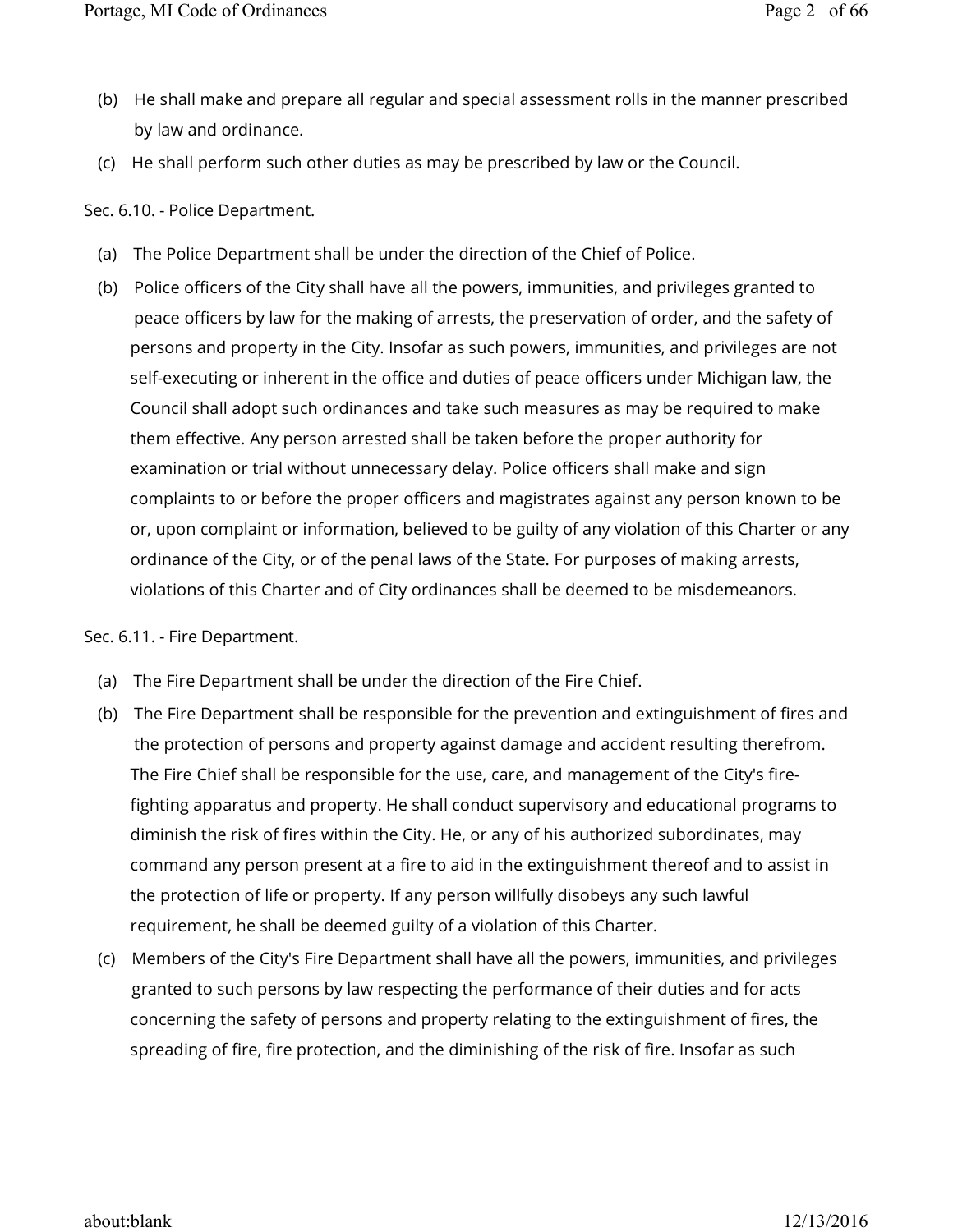(b) He shall make and prepare all regular and special assessment rolls in the manner prescribed by law and ordinance.

(c) He shall perform such other duties as may be prescribed by law or the Council.

Sec. 6.10. - Police Department.

(a) The Police Department shall be under the direction of the Chief of Police.

(b) Police officers of the City shall have all the powers, immunities, and privileges granted to peace officers by law for the making of arrests, the preservation of order, and the safety of persons and property in the City. Insofar as such powers, immunities, and privileges are not self-executing or inherent in the office and duties of peace officers under Michigan law, the Council shall adopt such ordinances and take such measures as may be required to make them effective. Any person arrested shall be taken before the proper authority for examination or trial without unnecessary delay. Police officers shall make and sign complaints to or before the proper officers and magistrates against any person known to be or, upon complaint or information, believed to be guilty of any violation of this Charter or any ordinance of the City, or of the penal laws of the State. For purposes of making arrests, violations of this Charter and of City ordinances shall be deemed to be misdemeanors.

Sec. 6.11. - Fire Department.

(a) The Fire Department shall be under the direction of the Fire Chief.

(b) The Fire Department shall be responsible for the prevention and extinguishment of fires and the protection of persons and property against damage and accident resulting therefrom. The Fire Chief shall be responsible for the use, care, and management of the City's fire-fighting apparatus and property. He shall conduct supervisory and educational programs to diminish the risk of fires within the City. He, or any of his authorized subordinates, may command any person present at a fire to aid in the extinguishment thereof and to assist in the protection of life or property. If any person willfully disobeys any such lawful requirement, he shall be deemed guilty of a violation of this Charter.

(c) Members of the City's Fire Department shall have all the powers, immunities, and privileges granted to such persons by law respecting the performance of their duties and for acts concerning the safety of persons and property relating to the extinguishment of fires, the spreading of fire, fire protection, and the diminishing of the risk of fire. Insofar as such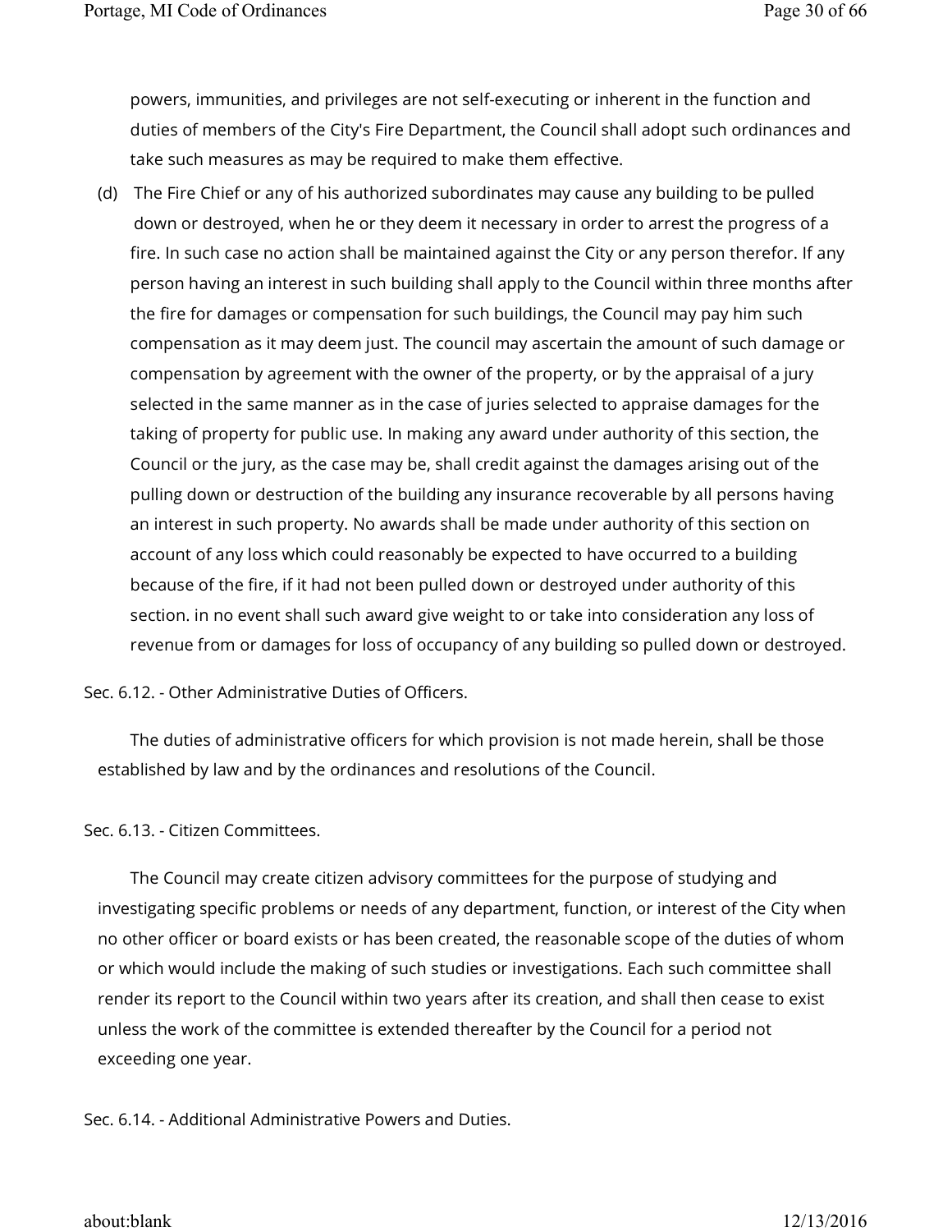powers, immunities, and privileges are not self-executing or inherent in the function and duties of members of the City's Fire Department, the Council shall adopt such ordinances and take such measures as may be required to make them effective.

(d) The Fire Chief or any of his authorized subordinates may cause any building to be pulled down or destroyed, when he or they deem it necessary in order to arrest the progress of a fire. In such case no action shall be maintained against the City or any person therefor. If any person having an interest in such building shall apply to the Council within three months after the fire for damages or compensation for such buildings, the Council may pay him such compensation as it may deem just. The council may ascertain the amount of such damage or compensation by agreement with the owner of the property, or by the appraisal of a jury selected in the same manner as in the case of juries selected to appraise damages for the taking of property for public use. In making any award under authority of this section, the Council or the jury, as the case may be, shall credit against the damages arising out of the pulling down or destruction of the building any insurance recoverable by all persons having an interest in such property. No awards shall be made under authority of this section on account of any loss which could reasonably be expected to have occurred to a building because of the fire, if it had not been pulled down or destroyed under authority of this section. in no event shall such award give weight to or take into consideration any loss of revenue from or damages for loss of occupancy of any building so pulled down or destroyed.

Sec. 6.12. - Other Administrative Duties of Officers.

The duties of administrative officers for which provision is not made herein, shall be those established by law and by the ordinances and resolutions of the Council.

Sec. 6.13. - Citizen Committees.

The Council may create citizen advisory committees for the purpose of studying and investigating specific problems or needs of any department, function, or interest of the City when no other officer or board exists or has been created, the reasonable scope of the duties of whom or which would include the making of such studies or investigations. Each such committee shall render its report to the Council within two years after its creation, and shall then cease to exist unless the work of the committee is extended thereafter by the Council for a period not exceeding one year.

Sec. 6.14. - Additional Administrative Powers and Duties.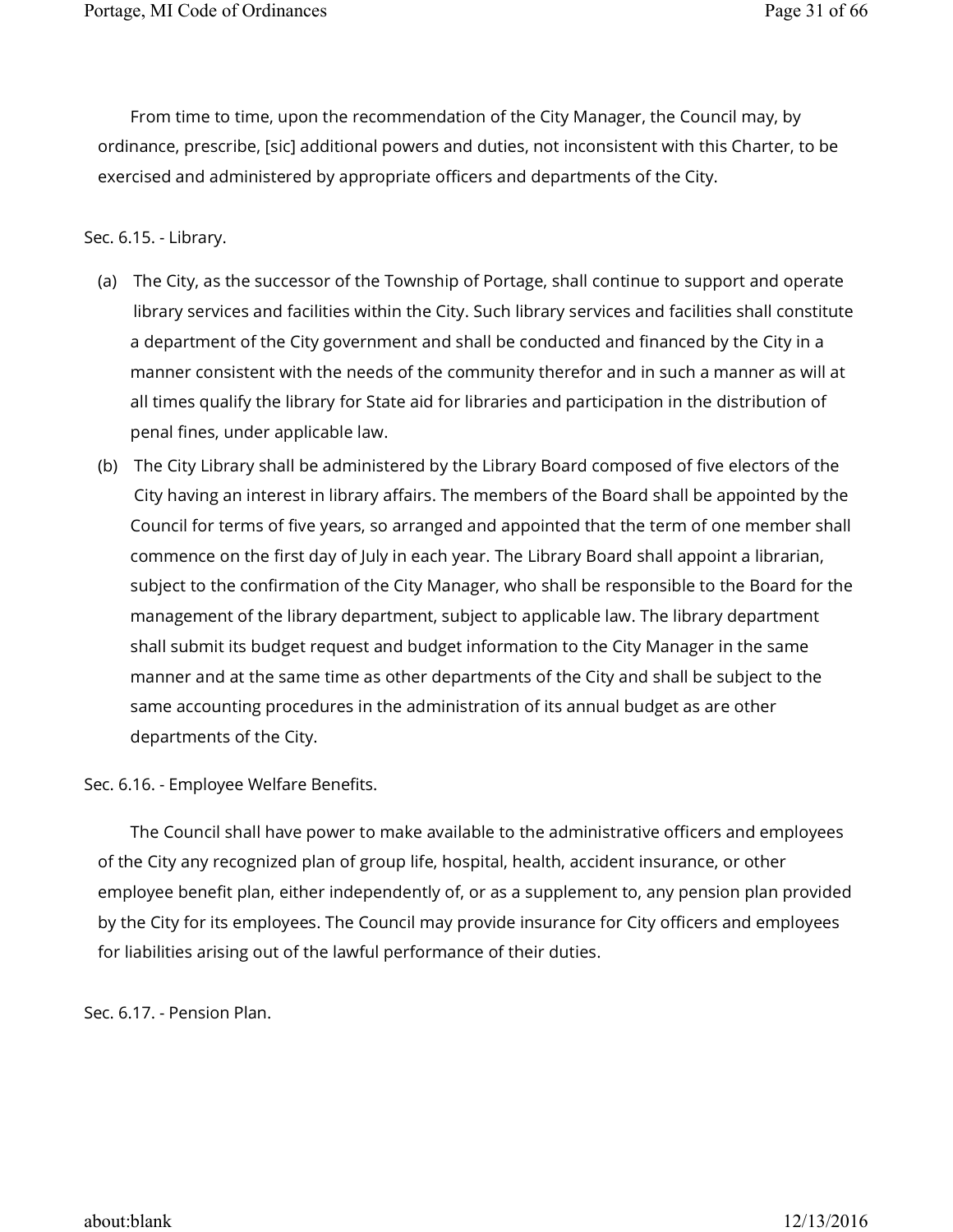From time to time, upon the recommendation of the City Manager, the Council may, by ordinance, prescribe, [sic] additional powers and duties, not inconsistent with this Charter, to be exercised and administered by appropriate officers and departments of the City.

Sec. 6.15. - Library.

(a) The City, as the successor of the Township of Portage, shall continue to support and operate library services and facilities within the City. Such library services and facilities shall constitute a department of the City government and shall be conducted and financed by the City in a manner consistent with the needs of the community therefor and in such a manner as will at all times qualify the library for State aid for libraries and participation in the distribution of penal fines, under applicable law.

(b) The City Library shall be administered by the Library Board composed of five electors of the City having an interest in library affairs. The members of the Board shall be appointed by the Council for terms of five years, so arranged and appointed that the term of one member shall commence on the first day of July in each year. The Library Board shall appoint a librarian, subject to the confirmation of the City Manager, who shall be responsible to the Board for the management of the library department, subject to applicable law. The library department shall submit its budget request and budget information to the City Manager in the same manner and at the same time as other departments of the City and shall be subject to the same accounting procedures in the administration of its annual budget as are other departments of the City.

Sec. 6.16. - Employee Welfare Benefits.

The Council shall have power to make available to the administrative officers and employees of the City any recognized plan of group life, hospital, health, accident insurance, or other employee benefit plan, either independently of, or as a supplement to, any pension plan provided by the City for its employees. The Council may provide insurance for City officers and employees for liabilities arising out of the lawful performance of their duties.

Sec. 6.17. - Pension Plan.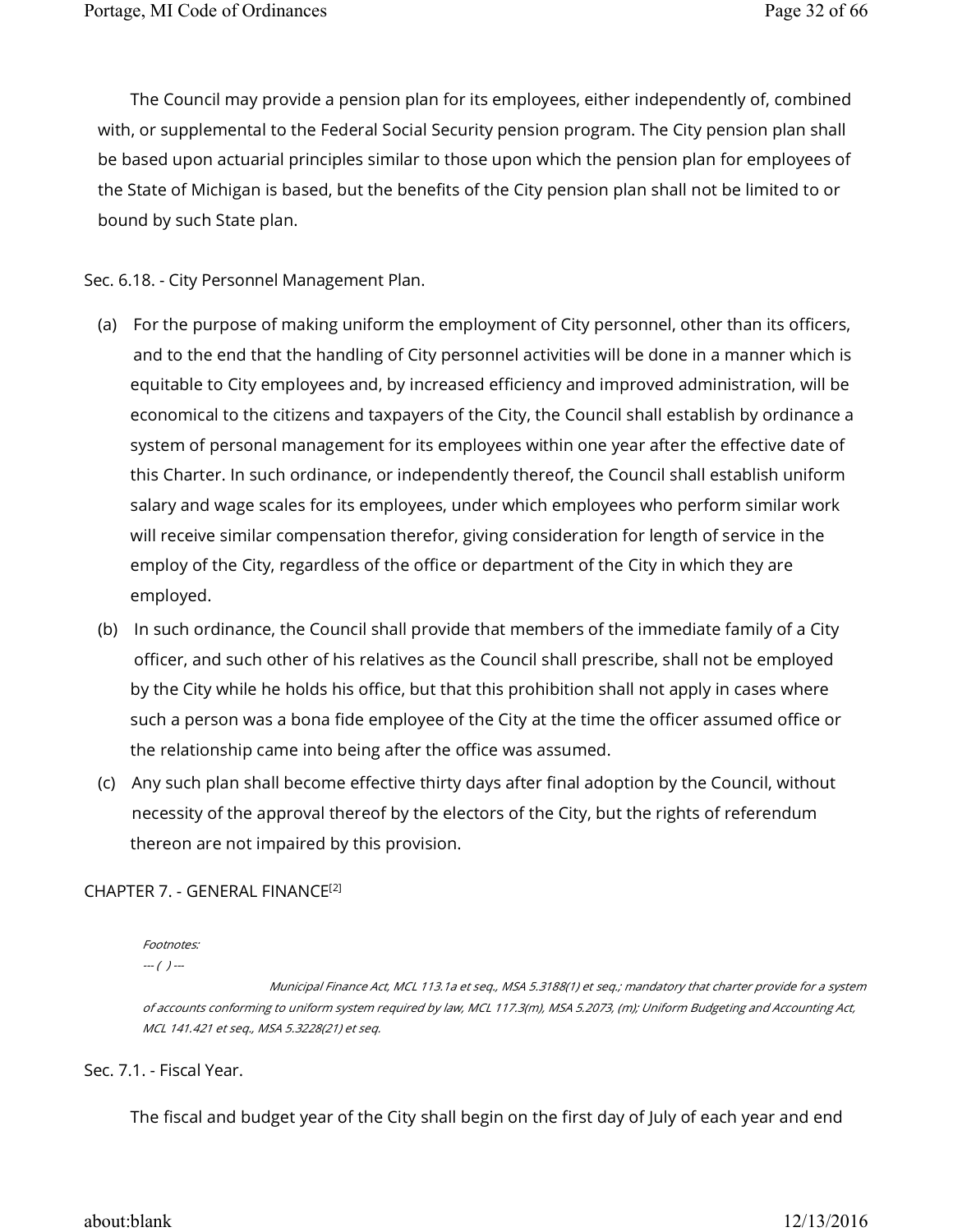The Council may provide a pension plan for its employees, either independently of, combined with, or supplemental to the Federal Social Security pension program. The City pension plan shall be based upon actuarial principles similar to those upon which the pension plan for employees of the State of Michigan is based, but the benefits of the City pension plan shall not be limited to or bound by such State plan.

Sec. 6.18. - City Personnel Management Plan.

(a) For the purpose of making uniform the employment of City personnel, other than its officers, and to the end that the handling of City personnel activities will be done in a manner which is equitable to City employees and, by increased efficiency and improved administration, will be economical to the citizens and taxpayers of the City, the Council shall establish by ordinance a system of personal management for its employees within one year after the effective date of this Charter. In such ordinance, or independently thereof, the Council shall establish uniform salary and wage scales for its employees, under which employees who perform similar work will receive similar compensation therefor, giving consideration for length of service in the employ of the City, regardless of the office or department of the City in which they are employed.

(b) In such ordinance, the Council shall provide that members of the immediate family of a City officer, and such other of his relatives as the Council shall prescribe, shall not be employed by the City while he holds his office, but that this prohibition shall not apply in cases where such a person was a bona fide employee of the City at the time the officer assumed office or the relationship came into being after the office was assumed.

(c) Any such plan shall become effective thirty days after final adoption by the Council, without necessity of the approval thereof by the electors of the City, but the rights of referendum thereon are not impaired by this provision.

CHAPTER 7. - GENERAL FINANCE[2]

*Footnotes:*

*--- ( ) ---*

*Municipal Finance Act, MCL 113.1a et seq., MSA 5.3188(1) et seq.; mandatory that charter provide for a system of accounts conforming to uniform system required by law, MCL 117.3(m), MSA 5.2073, (m); Uniform Budgeting and Accounting Act, MCL 141.421 et seq., MSA 5.3228(21) et seq.*

Sec. 7.1. - Fiscal Year.

The fiscal and budget year of the City shall begin on the first day of July of each year and end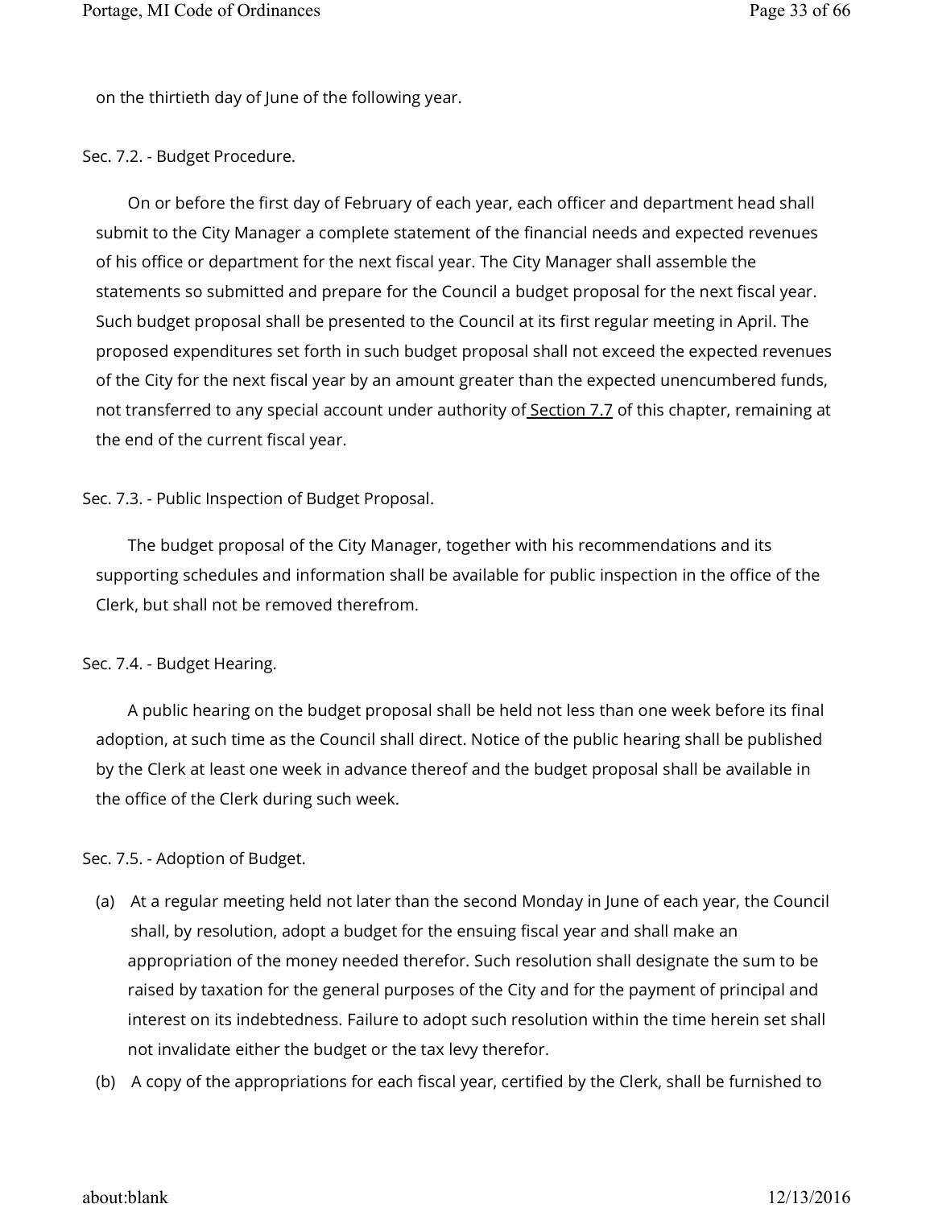on the thirtieth day of June of the following year.

## Sec. 7.2. - Budget Procedure.

On or before the first day of February of each year, each officer and department head shall submit to the City Manager a complete statement of the financial needs and expected revenues of his office or department for the next fiscal year. The City Manager shall assemble the statements so submitted and prepare for the Council a budget proposal for the next fiscal year. Such budget proposal shall be presented to the Council at its first regular meeting in April. The proposed expenditures set forth in such budget proposal shall not exceed the expected revenues of the City for the next fiscal year by an amount greater than the expected unencumbered funds, not transferred to any special account under authority of Section 7.7 of this chapter, remaining at the end of the current fiscal year.

## Sec. 7.3. - Public Inspection of Budget Proposal.

The budget proposal of the City Manager, together with his recommendations and its supporting schedules and information shall be available for public inspection in the office of the Clerk, but shall not be removed therefrom.

## Sec. 7.4. - Budget Hearing.

A public hearing on the budget proposal shall be held not less than one week before its final adoption, at such time as the Council shall direct. Notice of the public hearing shall be published by the Clerk at least one week in advance thereof and the budget proposal shall be available in the office of the Clerk during such week.

## Sec. 7.5. - Adoption of Budget.

(a) At a regular meeting held not later than the second Monday in June of each year, the Council shall, by resolution, adopt a budget for the ensuing fiscal year and shall make an appropriation of the money needed therefor. Such resolution shall designate the sum to be raised by taxation for the general purposes of the City and for the payment of principal and interest on its indebtedness. Failure to adopt such resolution within the time herein set shall not invalidate either the budget or the tax levy therefor.

(b) A copy of the appropriations for each fiscal year, certified by the Clerk, shall be furnished to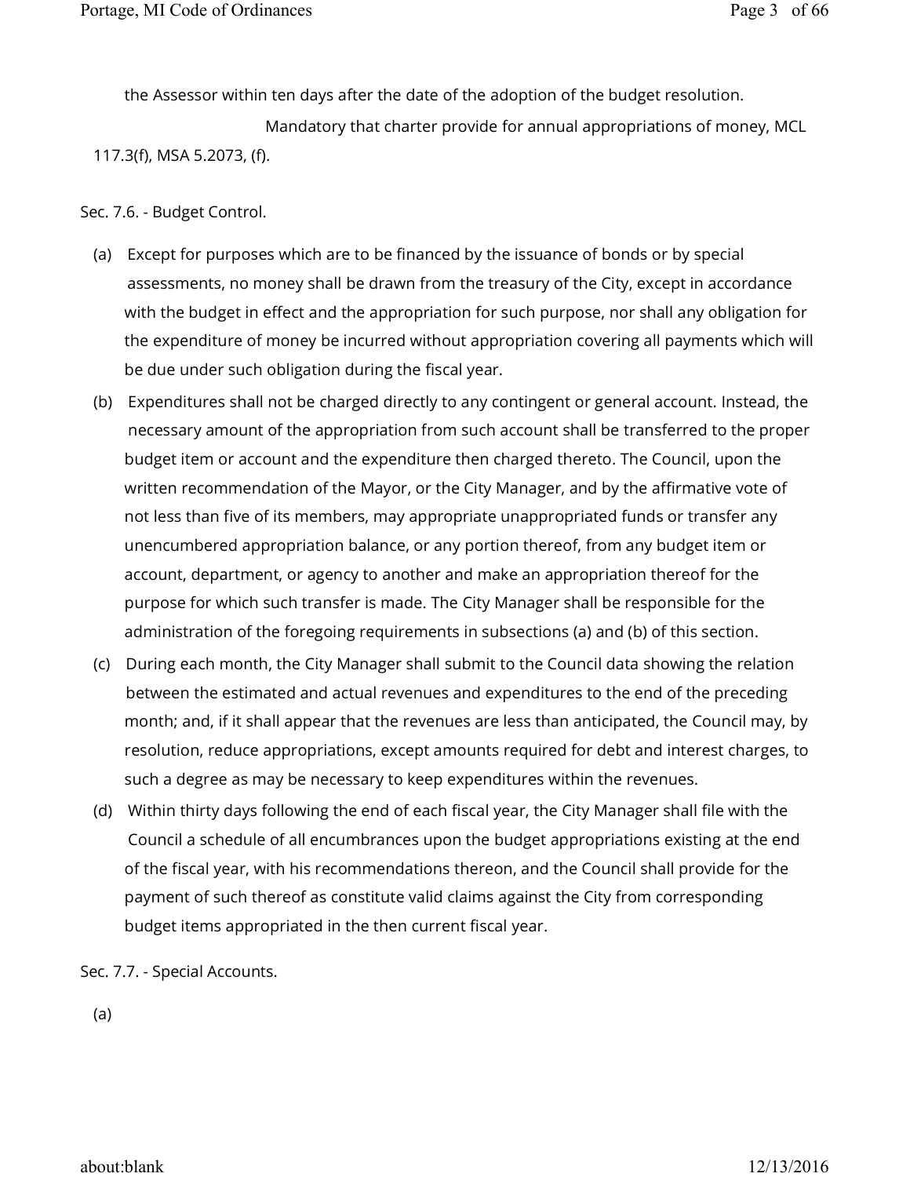the Assessor within ten days after the date of the adoption of the budget resolution.

Mandatory that charter provide for annual appropriations of money, MCL 117.3(f), MSA 5.2073, (f).

Sec. 7.6. - Budget Control.

(a) Except for purposes which are to be financed by the issuance of bonds or by special assessments, no money shall be drawn from the treasury of the City, except in accordance with the budget in effect and the appropriation for such purpose, nor shall any obligation for the expenditure of money be incurred without appropriation covering all payments which will be due under such obligation during the fiscal year.

(b) Expenditures shall not be charged directly to any contingent or general account. Instead, the necessary amount of the appropriation from such account shall be transferred to the proper budget item or account and the expenditure then charged thereto. The Council, upon the written recommendation of the Mayor, or the City Manager, and by the affirmative vote of not less than five of its members, may appropriate unappropriated funds or transfer any unencumbered appropriation balance, or any portion thereof, from any budget item or account, department, or agency to another and make an appropriation thereof for the purpose for which such transfer is made. The City Manager shall be responsible for the administration of the foregoing requirements in subsections (a) and (b) of this section.

(c) During each month, the City Manager shall submit to the Council data showing the relation between the estimated and actual revenues and expenditures to the end of the preceding month; and, if it shall appear that the revenues are less than anticipated, the Council may, by resolution, reduce appropriations, except amounts required for debt and interest charges, to such a degree as may be necessary to keep expenditures within the revenues.

(d) Within thirty days following the end of each fiscal year, the City Manager shall file with the Council a schedule of all encumbrances upon the budget appropriations existing at the end of the fiscal year, with his recommendations thereon, and the Council shall provide for the payment of such thereof as constitute valid claims against the City from corresponding budget items appropriated in the then current fiscal year.

Sec. 7.7. - Special Accounts.

(a)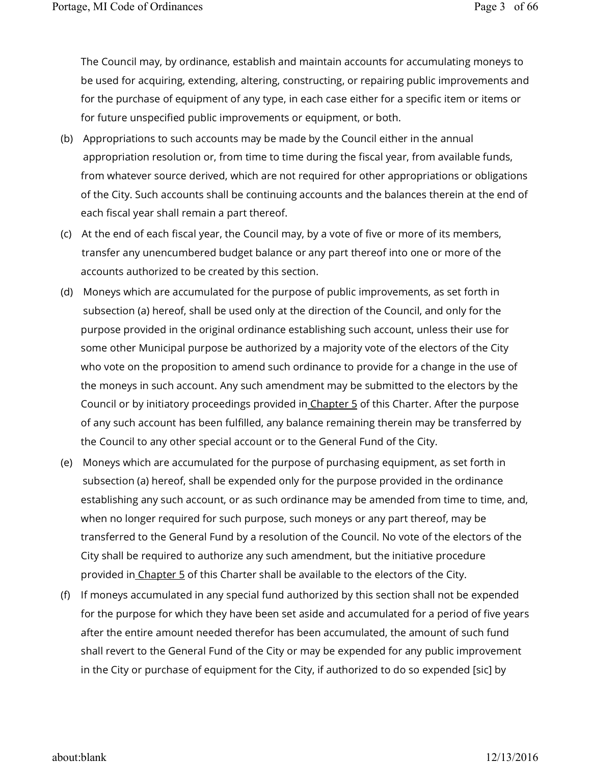The Council may, by ordinance, establish and maintain accounts for accumulating moneys to be used for acquiring, extending, altering, constructing, or repairing public improvements and for the purchase of equipment of any type, in each case either for a specific item or items or for future unspecified public improvements or equipment, or both.

(b) Appropriations to such accounts may be made by the Council either in the annual appropriation resolution or, from time to time during the fiscal year, from available funds, from whatever source derived, which are not required for other appropriations or obligations of the City. Such accounts shall be continuing accounts and the balances therein at the end of each fiscal year shall remain a part thereof.

(c) At the end of each fiscal year, the Council may, by a vote of five or more of its members, transfer any unencumbered budget balance or any part thereof into one or more of the accounts authorized to be created by this section.

(d) Moneys which are accumulated for the purpose of public improvements, as set forth in subsection (a) hereof, shall be used only at the direction of the Council, and only for the purpose provided in the original ordinance establishing such account, unless their use for some other Municipal purpose be authorized by a majority vote of the electors of the City who vote on the proposition to amend such ordinance to provide for a change in the use of the moneys in such account. Any such amendment may be submitted to the electors by the Council or by initiatory proceedings provided in Chapter 5 of this Charter. After the purpose of any such account has been fulfilled, any balance remaining therein may be transferred by the Council to any other special account or to the General Fund of the City.

(e) Moneys which are accumulated for the purpose of purchasing equipment, as set forth in subsection (a) hereof, shall be expended only for the purpose provided in the ordinance establishing any such account, or as such ordinance may be amended from time to time, and, when no longer required for such purpose, such moneys or any part thereof, may be transferred to the General Fund by a resolution of the Council. No vote of the electors of the City shall be required to authorize any such amendment, but the initiative procedure provided in Chapter 5 of this Charter shall be available to the electors of the City.

(f) If moneys accumulated in any special fund authorized by this section shall not be expended for the purpose for which they have been set aside and accumulated for a period of five years after the entire amount needed therefor has been accumulated, the amount of such fund shall revert to the General Fund of the City or may be expended for any public improvement in the City or purchase of equipment for the City, if authorized to do so expended [sic] by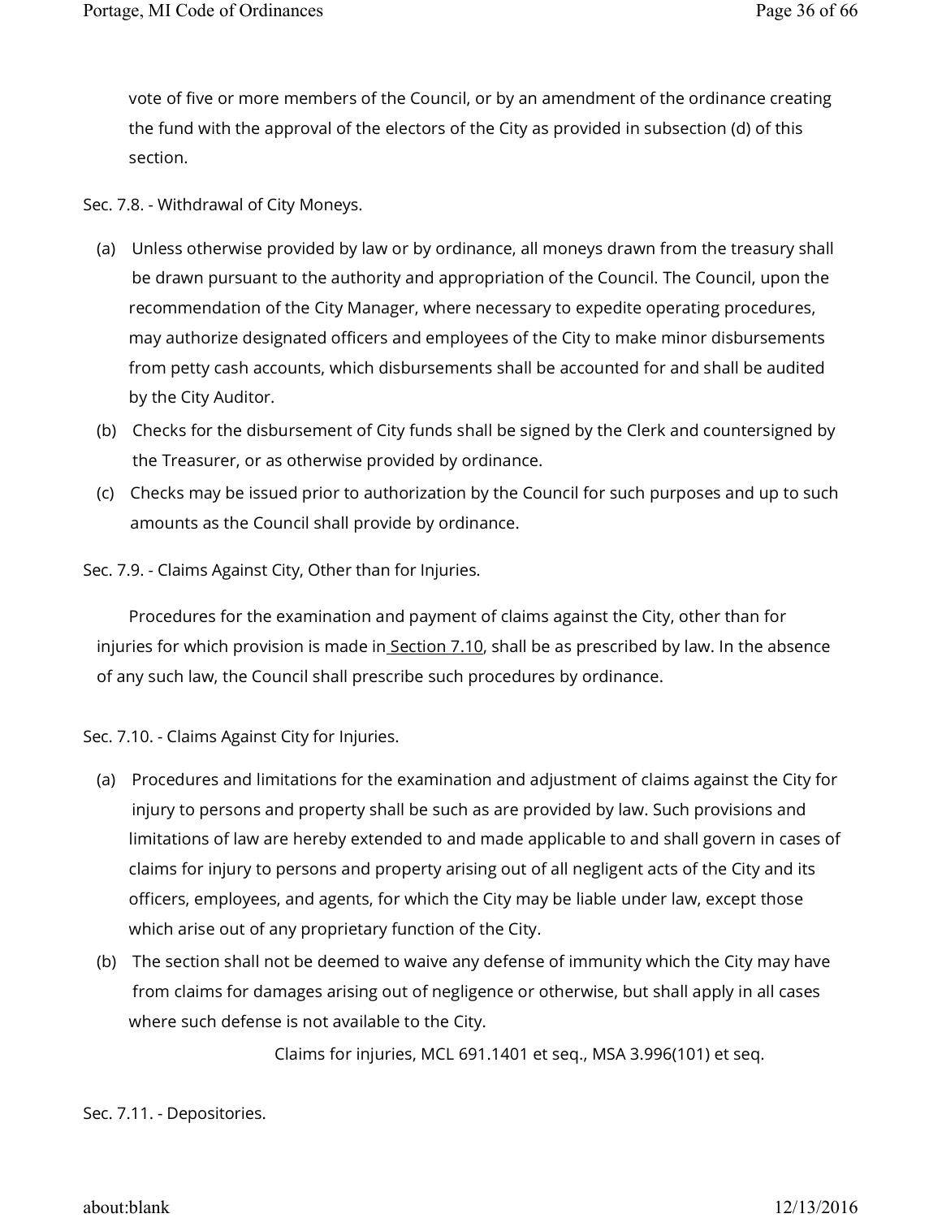vote of five or more members of the Council, or by an amendment of the ordinance creating the fund with the approval of the electors of the City as provided in subsection (d) of this section.

Sec. 7.8. - Withdrawal of City Moneys.

(a) Unless otherwise provided by law or by ordinance, all moneys drawn from the treasury shall be drawn pursuant to the authority and appropriation of the Council. The Council, upon the recommendation of the City Manager, where necessary to expedite operating procedures, may authorize designated officers and employees of the City to make minor disbursements from petty cash accounts, which disbursements shall be accounted for and shall be audited by the City Auditor.

(b) Checks for the disbursement of City funds shall be signed by the Clerk and countersigned by the Treasurer, or as otherwise provided by ordinance.

(c) Checks may be issued prior to authorization by the Council for such purposes and up to such amounts as the Council shall provide by ordinance.

Sec. 7.9. - Claims Against City, Other than for Injuries.

Procedures for the examination and payment of claims against the City, other than for injuries for which provision is made in Section 7.10, shall be as prescribed by law. In the absence of any such law, the Council shall prescribe such procedures by ordinance.

Sec. 7.10. - Claims Against City for Injuries.

(a) Procedures and limitations for the examination and adjustment of claims against the City for injury to persons and property shall be such as are provided by law. Such provisions and limitations of law are hereby extended to and made applicable to and shall govern in cases of claims for injury to persons and property arising out of all negligent acts of the City and its officers, employees, and agents, for which the City may be liable under law, except those which arise out of any proprietary function of the City.

(b) The section shall not be deemed to waive any defense of immunity which the City may have from claims for damages arising out of negligence or otherwise, but shall apply in all cases where such defense is not available to the City.

Claims for injuries, MCL 691.1401 et seq., MSA 3.996(101) et seq.

Sec. 7.11. - Depositories.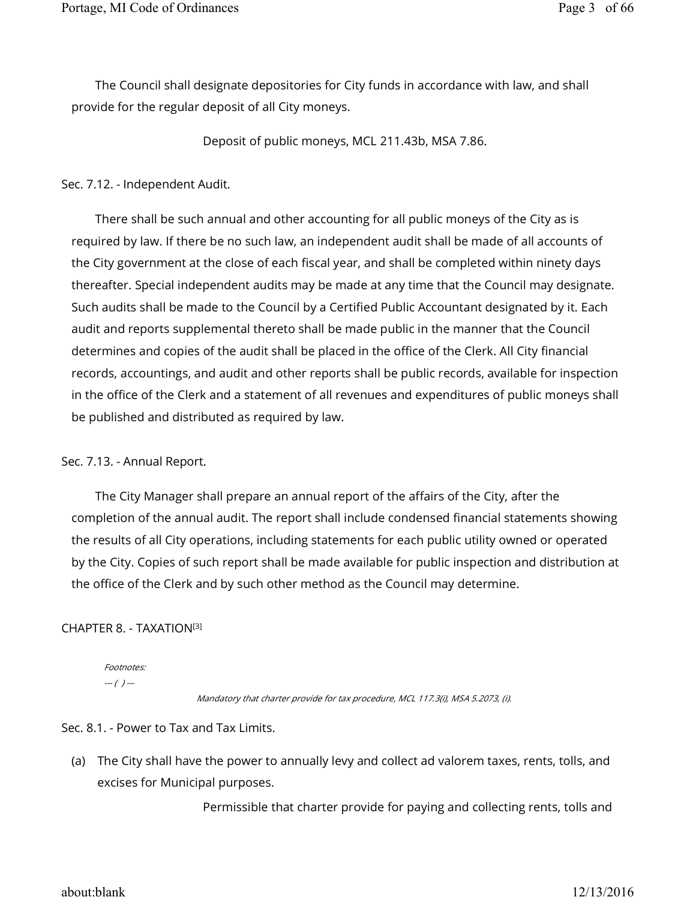The Council shall designate depositories for City funds in accordance with law, and shall provide for the regular deposit of all City moneys.

Deposit of public moneys, MCL 211.43b, MSA 7.86.

Sec. 7.12. - Independent Audit.

There shall be such annual and other accounting for all public moneys of the City as is required by law. If there be no such law, an independent audit shall be made of all accounts of the City government at the close of each fiscal year, and shall be completed within ninety days thereafter. Special independent audits may be made at any time that the Council may designate. Such audits shall be made to the Council by a Certified Public Accountant designated by it. Each audit and reports supplemental thereto shall be made public in the manner that the Council determines and copies of the audit shall be placed in the office of the Clerk. All City financial records, accountings, and audit and other reports shall be public records, available for inspection in the office of the Clerk and a statement of all revenues and expenditures of public moneys shall be published and distributed as required by law.

Sec. 7.13. - Annual Report.

The City Manager shall prepare an annual report of the affairs of the City, after the completion of the annual audit. The report shall include condensed financial statements showing the results of all City operations, including statements for each public utility owned or operated by the City. Copies of such report shall be made available for public inspection and distribution at the office of the Clerk and by such other method as the Council may determine.

CHAPTER 8. - TAXATION[3]

*Footnotes:*

*--- ( ) ---*

*Mandatory that charter provide for tax procedure, MCL 117.3(i), MSA 5.2073, (i).*

Sec. 8.1. - Power to Tax and Tax Limits.

(a) The City shall have the power to annually levy and collect ad valorem taxes, rents, tolls, and excises for Municipal purposes.

Permissible that charter provide for paying and collecting rents, tolls and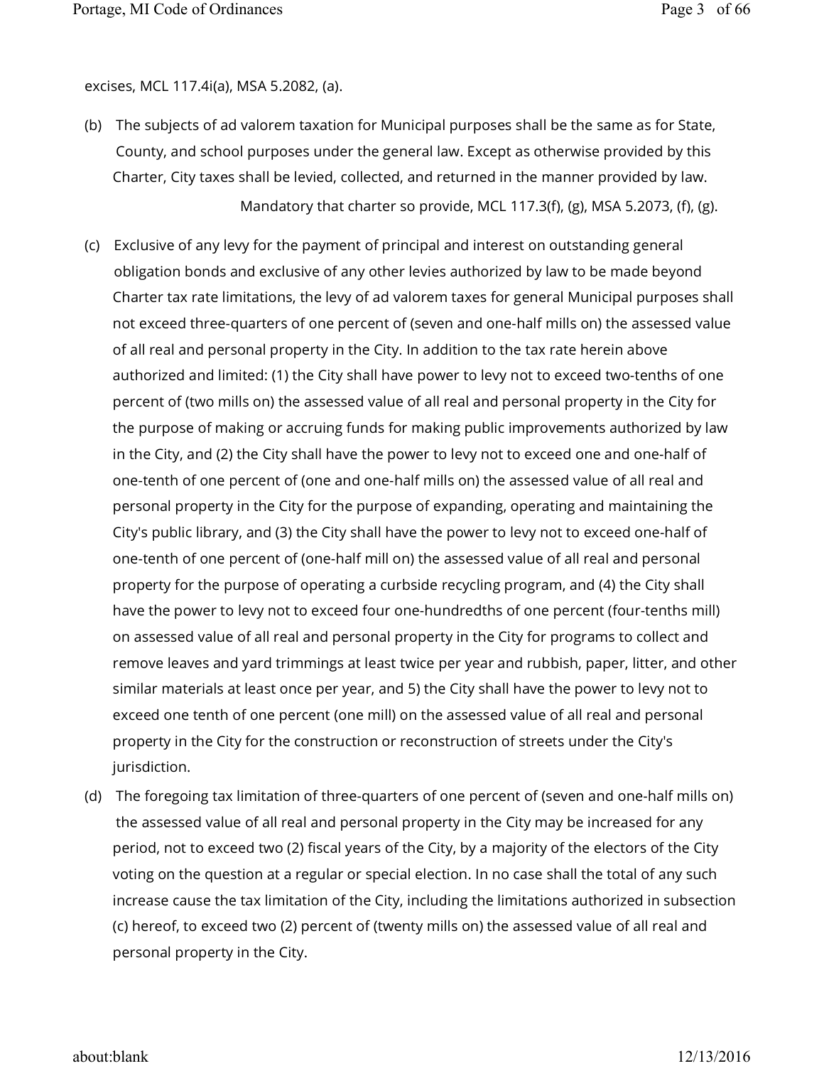excises, MCL 117.4i(a), MSA 5.2082, (a).

(b) The subjects of ad valorem taxation for Municipal purposes shall be the same as for State, County, and school purposes under the general law. Except as otherwise provided by this Charter, City taxes shall be levied, collected, and returned in the manner provided by law.

Mandatory that charter so provide, MCL 117.3(f), (g), MSA 5.2073, (f), (g).

(c) Exclusive of any levy for the payment of principal and interest on outstanding general obligation bonds and exclusive of any other levies authorized by law to be made beyond Charter tax rate limitations, the levy of ad valorem taxes for general Municipal purposes shall not exceed three-quarters of one percent of (seven and one-half mills on) the assessed value of all real and personal property in the City. In addition to the tax rate herein above authorized and limited: (1) the City shall have power to levy not to exceed two-tenths of one percent of (two mills on) the assessed value of all real and personal property in the City for the purpose of making or accruing funds for making public improvements authorized by law in the City, and (2) the City shall have the power to levy not to exceed one and one-half of one-tenth of one percent of (one and one-half mills on) the assessed value of all real and personal property in the City for the purpose of expanding, operating and maintaining the City's public library, and (3) the City shall have the power to levy not to exceed one-half of one-tenth of one percent of (one-half mill on) the assessed value of all real and personal property for the purpose of operating a curbside recycling program, and (4) the City shall have the power to levy not to exceed four one-hundredths of one percent (four-tenths mill) on assessed value of all real and personal property in the City for programs to collect and remove leaves and yard trimmings at least twice per year and rubbish, paper, litter, and other similar materials at least once per year, and 5) the City shall have the power to levy not to exceed one tenth of one percent (one mill) on the assessed value of all real and personal property in the City for the construction or reconstruction of streets under the City's jurisdiction.

(d) The foregoing tax limitation of three-quarters of one percent of (seven and one-half mills on) the assessed value of all real and personal property in the City may be increased for any period, not to exceed two (2) fiscal years of the City, by a majority of the electors of the City voting on the question at a regular or special election. In no case shall the total of any such increase cause the tax limitation of the City, including the limitations authorized in subsection (c) hereof, to exceed two (2) percent of (twenty mills on) the assessed value of all real and personal property in the City.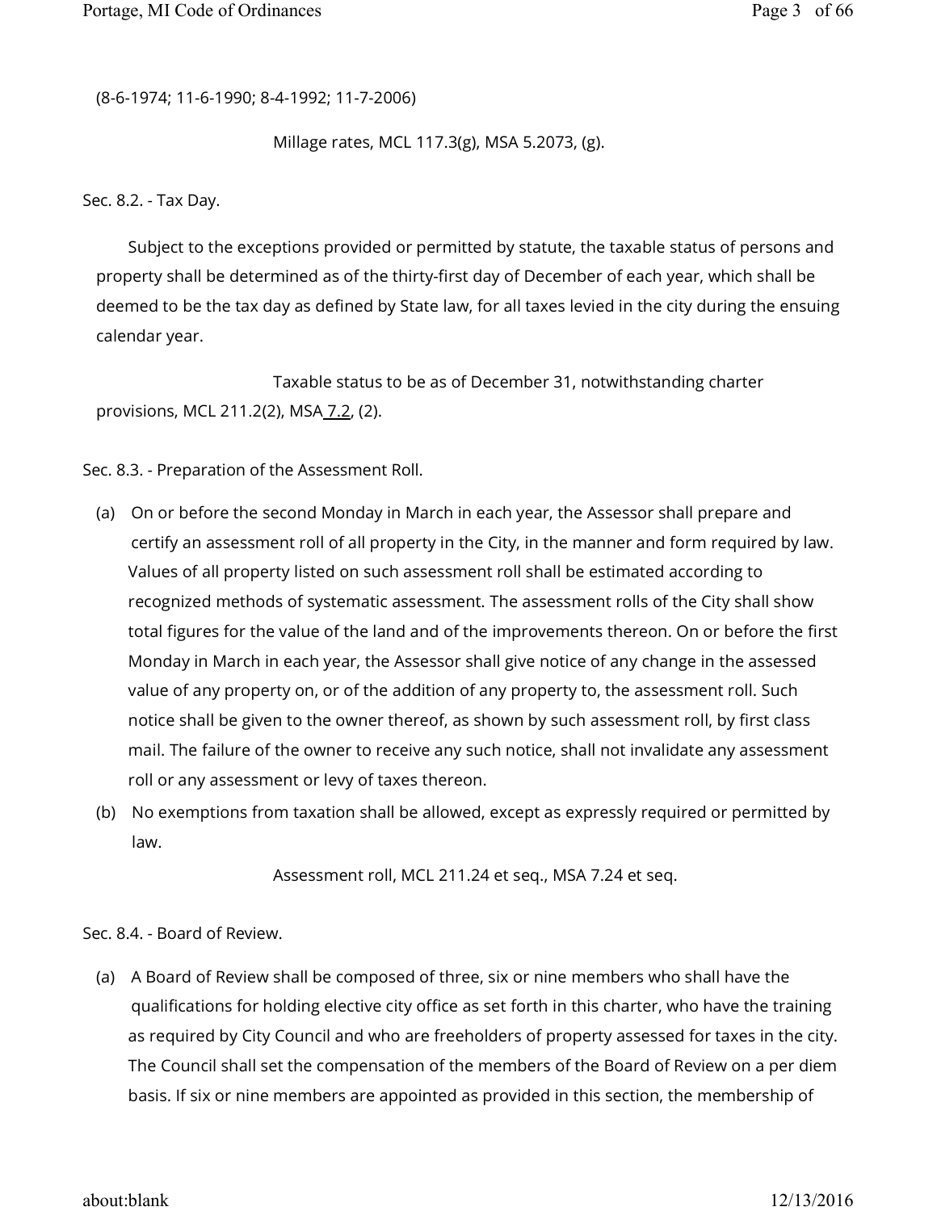(8-6-1974; 11-6-1990; 8-4-1992; 11-7-2006)

Millage rates, MCL 117.3(g), MSA 5.2073, (g).

Sec. 8.2. - Tax Day.

Subject to the exceptions provided or permitted by statute, the taxable status of persons and property shall be determined as of the thirty-first day of December of each year, which shall be deemed to be the tax day as defined by State law, for all taxes levied in the city during the ensuing calendar year.

Taxable status to be as of December 31, notwithstanding charter provisions, MCL 211.2(2), MSA 7.2, (2).

Sec. 8.3. - Preparation of the Assessment Roll.

(a) On or before the second Monday in March in each year, the Assessor shall prepare and certify an assessment roll of all property in the City, in the manner and form required by law. Values of all property listed on such assessment roll shall be estimated according to recognized methods of systematic assessment. The assessment rolls of the City shall show total figures for the value of the land and of the improvements thereon. On or before the first Monday in March in each year, the Assessor shall give notice of any change in the assessed value of any property on, or of the addition of any property to, the assessment roll. Such notice shall be given to the owner thereof, as shown by such assessment roll, by first class mail. The failure of the owner to receive any such notice, shall not invalidate any assessment roll or any assessment or levy of taxes thereon.

(b) No exemptions from taxation shall be allowed, except as expressly required or permitted by law.

Assessment roll, MCL 211.24 et seq., MSA 7.24 et seq.

Sec. 8.4. - Board of Review.

(a) A Board of Review shall be composed of three, six or nine members who shall have the qualifications for holding elective city office as set forth in this charter, who have the training as required by City Council and who are freeholders of property assessed for taxes in the city. The Council shall set the compensation of the members of the Board of Review on a per diem basis. If six or nine members are appointed as provided in this section, the membership of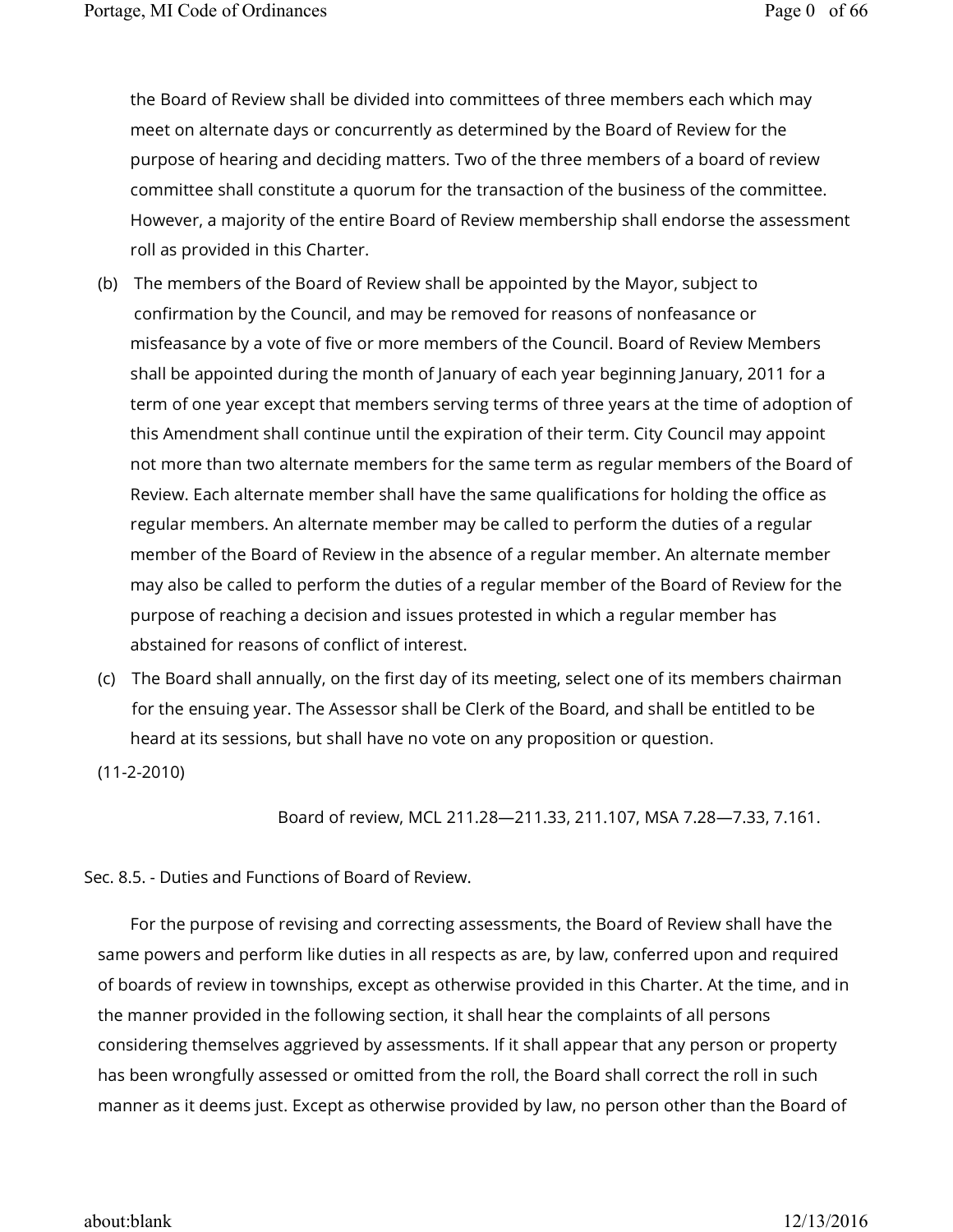the Board of Review shall be divided into committees of three members each which may meet on alternate days or concurrently as determined by the Board of Review for the purpose of hearing and deciding matters. Two of the three members of a board of review committee shall constitute a quorum for the transaction of the business of the committee. However, a majority of the entire Board of Review membership shall endorse the assessment roll as provided in this Charter.

(b) The members of the Board of Review shall be appointed by the Mayor, subject to confirmation by the Council, and may be removed for reasons of nonfeasance or misfeasance by a vote of five or more members of the Council. Board of Review Members shall be appointed during the month of January of each year beginning January, 2011 for a term of one year except that members serving terms of three years at the time of adoption of this Amendment shall continue until the expiration of their term. City Council may appoint not more than two alternate members for the same term as regular members of the Board of Review. Each alternate member shall have the same qualifications for holding the office as regular members. An alternate member may be called to perform the duties of a regular member of the Board of Review in the absence of a regular member. An alternate member may also be called to perform the duties of a regular member of the Board of Review for the purpose of reaching a decision and issues protested in which a regular member has abstained for reasons of conflict of interest.

(c) The Board shall annually, on the first day of its meeting, select one of its members chairman for the ensuing year. The Assessor shall be Clerk of the Board, and shall be entitled to be heard at its sessions, but shall have no vote on any proposition or question.

(11-2-2010)

Board of review, MCL 211.28—211.33, 211.107, MSA 7.28—7.33, 7.161.

Sec. 8.5. - Duties and Functions of Board of Review.

For the purpose of revising and correcting assessments, the Board of Review shall have the same powers and perform like duties in all respects as are, by law, conferred upon and required of boards of review in townships, except as otherwise provided in this Charter. At the time, and in the manner provided in the following section, it shall hear the complaints of all persons considering themselves aggrieved by assessments. If it shall appear that any person or property has been wrongfully assessed or omitted from the roll, the Board shall correct the roll in such manner as it deems just. Except as otherwise provided by law, no person other than the Board of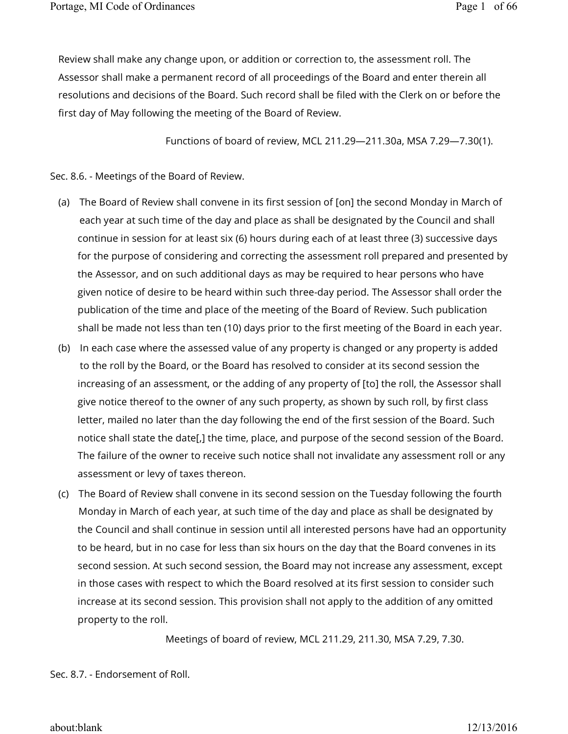Review shall make any change upon, or addition or correction to, the assessment roll. The Assessor shall make a permanent record of all proceedings of the Board and enter therein all resolutions and decisions of the Board. Such record shall be filed with the Clerk on or before the first day of May following the meeting of the Board of Review.

Functions of board of review, MCL 211.29—211.30a, MSA 7.29—7.30(1).

Sec. 8.6. - Meetings of the Board of Review.

(a) The Board of Review shall convene in its first session of [on] the second Monday in March of each year at such time of the day and place as shall be designated by the Council and shall continue in session for at least six (6) hours during each of at least three (3) successive days for the purpose of considering and correcting the assessment roll prepared and presented by the Assessor, and on such additional days as may be required to hear persons who have given notice of desire to be heard within such three-day period. The Assessor shall order the publication of the time and place of the meeting of the Board of Review. Such publication shall be made not less than ten (10) days prior to the first meeting of the Board in each year.

(b) In each case where the assessed value of any property is changed or any property is added to the roll by the Board, or the Board has resolved to consider at its second session the increasing of an assessment, or the adding of any property of [to] the roll, the Assessor shall give notice thereof to the owner of any such property, as shown by such roll, by first class letter, mailed no later than the day following the end of the first session of the Board. Such notice shall state the date[,] the time, place, and purpose of the second session of the Board. The failure of the owner to receive such notice shall not invalidate any assessment roll or any assessment or levy of taxes thereon.

(c) The Board of Review shall convene in its second session on the Tuesday following the fourth Monday in March of each year, at such time of the day and place as shall be designated by the Council and shall continue in session until all interested persons have had an opportunity to be heard, but in no case for less than six hours on the day that the Board convenes in its second session. At such second session, the Board may not increase any assessment, except in those cases with respect to which the Board resolved at its first session to consider such increase at its second session. This provision shall not apply to the addition of any omitted property to the roll.

Meetings of board of review, MCL 211.29, 211.30, MSA 7.29, 7.30.

Sec. 8.7. - Endorsement of Roll.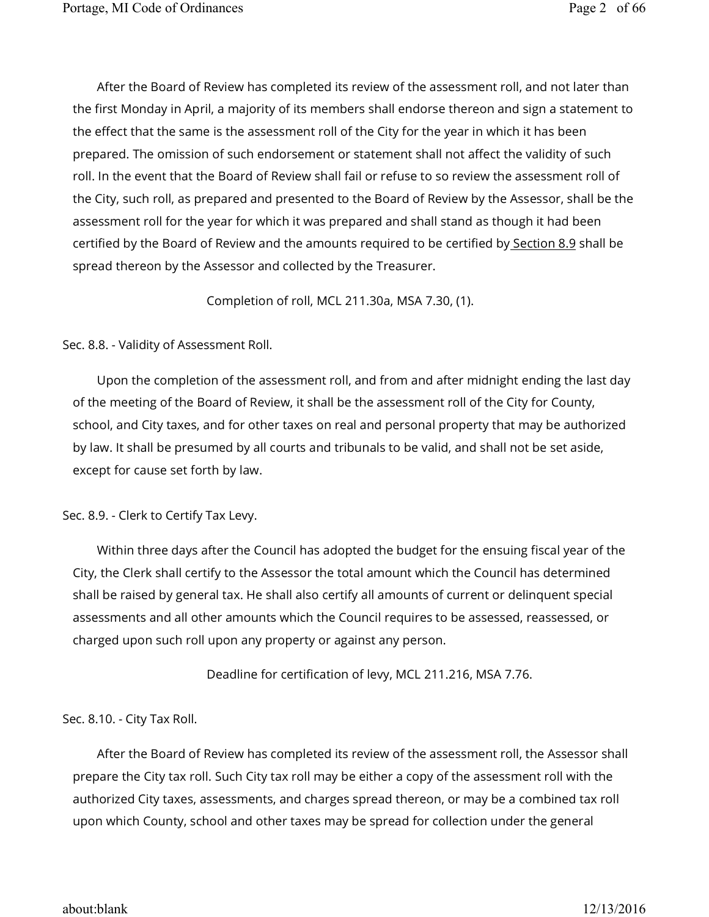After the Board of Review has completed its review of the assessment roll, and not later than the first Monday in April, a majority of its members shall endorse thereon and sign a statement to the effect that the same is the assessment roll of the City for the year in which it has been prepared. The omission of such endorsement or statement shall not affect the validity of such roll. In the event that the Board of Review shall fail or refuse to so review the assessment roll of the City, such roll, as prepared and presented to the Board of Review by the Assessor, shall be the assessment roll for the year for which it was prepared and shall stand as though it had been certified by the Board of Review and the amounts required to be certified by Section 8.9 shall be spread thereon by the Assessor and collected by the Treasurer.

Completion of roll, MCL 211.30a, MSA 7.30, (1).

Sec. 8.8. - Validity of Assessment Roll.

Upon the completion of the assessment roll, and from and after midnight ending the last day of the meeting of the Board of Review, it shall be the assessment roll of the City for County, school, and City taxes, and for other taxes on real and personal property that may be authorized by law. It shall be presumed by all courts and tribunals to be valid, and shall not be set aside, except for cause set forth by law.

Sec. 8.9. - Clerk to Certify Tax Levy.

Within three days after the Council has adopted the budget for the ensuing fiscal year of the City, the Clerk shall certify to the Assessor the total amount which the Council has determined shall be raised by general tax. He shall also certify all amounts of current or delinquent special assessments and all other amounts which the Council requires to be assessed, reassessed, or charged upon such roll upon any property or against any person.

Deadline for certification of levy, MCL 211.216, MSA 7.76.

Sec. 8.10. - City Tax Roll.

After the Board of Review has completed its review of the assessment roll, the Assessor shall prepare the City tax roll. Such City tax roll may be either a copy of the assessment roll with the authorized City taxes, assessments, and charges spread thereon, or may be a combined tax roll upon which County, school and other taxes may be spread for collection under the general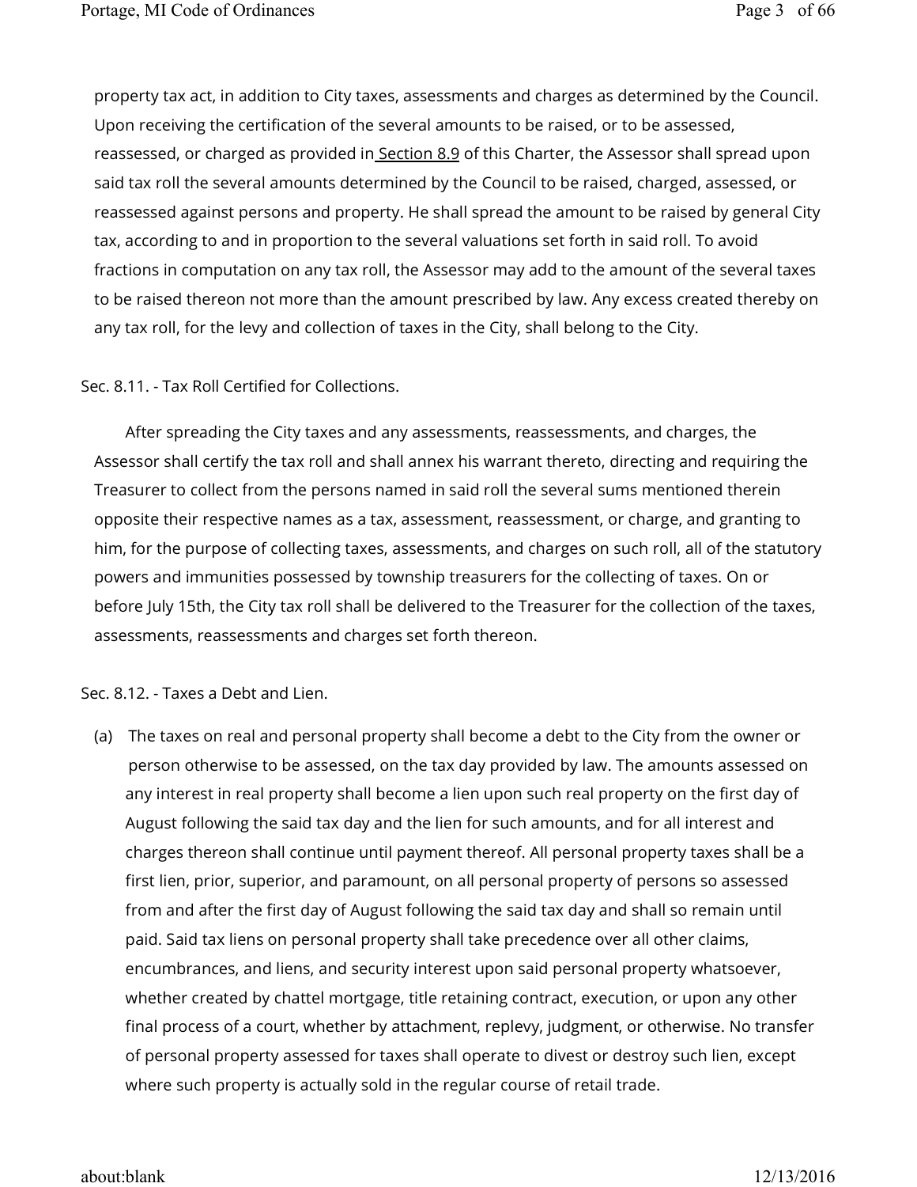property tax act, in addition to City taxes, assessments and charges as determined by the Council. Upon receiving the certification of the several amounts to be raised, or to be assessed, reassessed, or charged as provided in Section 8.9 of this Charter, the Assessor shall spread upon said tax roll the several amounts determined by the Council to be raised, charged, assessed, or reassessed against persons and property. He shall spread the amount to be raised by general City tax, according to and in proportion to the several valuations set forth in said roll. To avoid fractions in computation on any tax roll, the Assessor may add to the amount of the several taxes to be raised thereon not more than the amount prescribed by law. Any excess created thereby on any tax roll, for the levy and collection of taxes in the City, shall belong to the City.

Sec. 8.11. - Tax Roll Certified for Collections.

After spreading the City taxes and any assessments, reassessments, and charges, the Assessor shall certify the tax roll and shall annex his warrant thereto, directing and requiring the Treasurer to collect from the persons named in said roll the several sums mentioned therein opposite their respective names as a tax, assessment, reassessment, or charge, and granting to him, for the purpose of collecting taxes, assessments, and charges on such roll, all of the statutory powers and immunities possessed by township treasurers for the collecting of taxes. On or before July 15th, the City tax roll shall be delivered to the Treasurer for the collection of the taxes, assessments, reassessments and charges set forth thereon.

Sec. 8.12. - Taxes a Debt and Lien.

(a) The taxes on real and personal property shall become a debt to the City from the owner or person otherwise to be assessed, on the tax day provided by law. The amounts assessed on any interest in real property shall become a lien upon such real property on the first day of August following the said tax day and the lien for such amounts, and for all interest and charges thereon shall continue until payment thereof. All personal property taxes shall be a first lien, prior, superior, and paramount, on all personal property of persons so assessed from and after the first day of August following the said tax day and shall so remain until paid. Said tax liens on personal property shall take precedence over all other claims, encumbrances, and liens, and security interest upon said personal property whatsoever, whether created by chattel mortgage, title retaining contract, execution, or upon any other final process of a court, whether by attachment, replevy, judgment, or otherwise. No transfer of personal property assessed for taxes shall operate to divest or destroy such lien, except where such property is actually sold in the regular course of retail trade.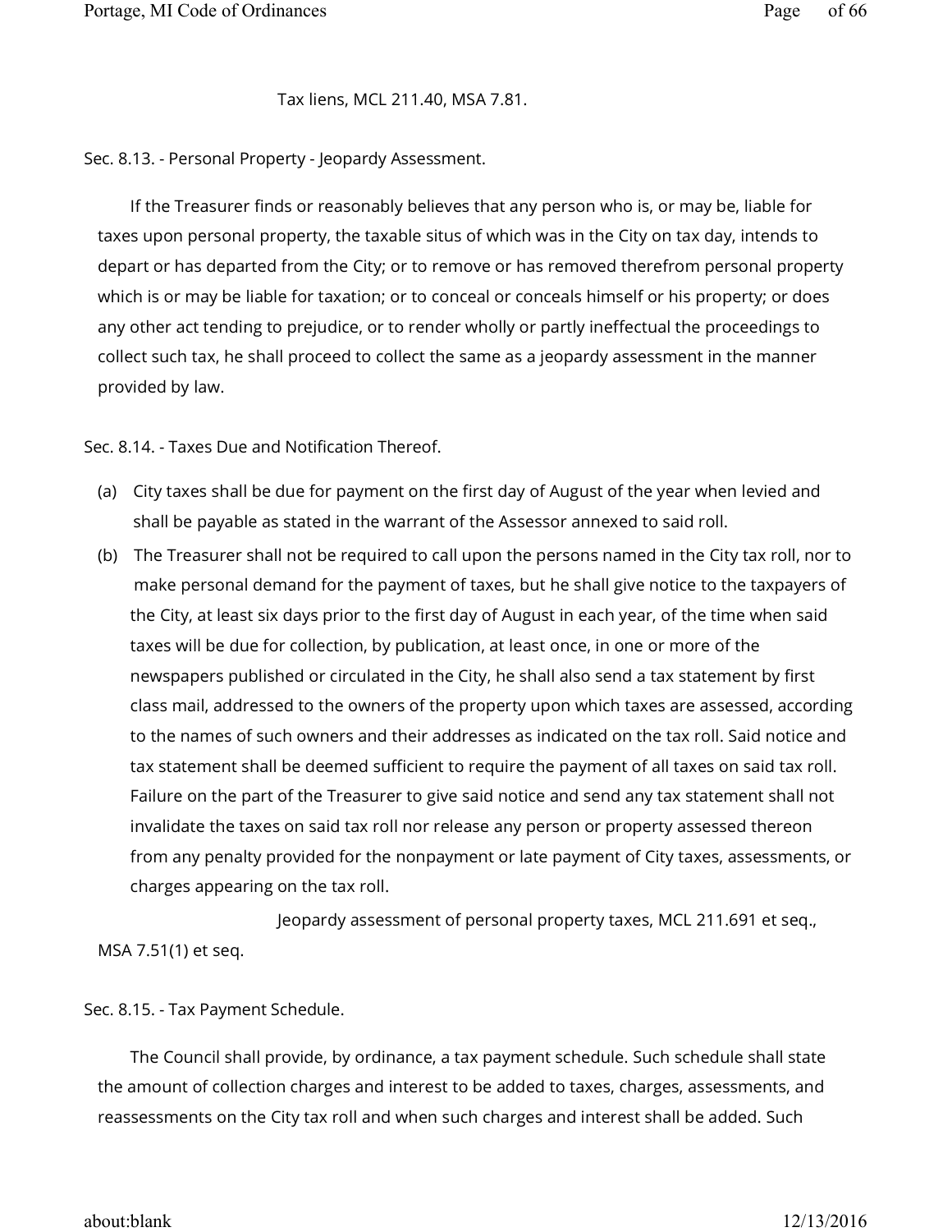Tax liens, MCL 211.40, MSA 7.81.

Sec. 8.13. - Personal Property - Jeopardy Assessment.

If the Treasurer finds or reasonably believes that any person who is, or may be, liable for taxes upon personal property, the taxable situs of which was in the City on tax day, intends to depart or has departed from the City; or to remove or has removed therefrom personal property which is or may be liable for taxation; or to conceal or conceals himself or his property; or does any other act tending to prejudice, or to render wholly or partly ineffectual the proceedings to collect such tax, he shall proceed to collect the same as a jeopardy assessment in the manner provided by law.

Sec. 8.14. - Taxes Due and Notification Thereof.

(a) City taxes shall be due for payment on the first day of August of the year when levied and shall be payable as stated in the warrant of the Assessor annexed to said roll.

(b) The Treasurer shall not be required to call upon the persons named in the City tax roll, nor to make personal demand for the payment of taxes, but he shall give notice to the taxpayers of the City, at least six days prior to the first day of August in each year, of the time when said taxes will be due for collection, by publication, at least once, in one or more of the newspapers published or circulated in the City, he shall also send a tax statement by first class mail, addressed to the owners of the property upon which taxes are assessed, according to the names of such owners and their addresses as indicated on the tax roll. Said notice and tax statement shall be deemed sufficient to require the payment of all taxes on said tax roll. Failure on the part of the Treasurer to give said notice and send any tax statement shall not invalidate the taxes on said tax roll nor release any person or property assessed thereon from any penalty provided for the nonpayment or late payment of City taxes, assessments, or charges appearing on the tax roll.

Jeopardy assessment of personal property taxes, MCL 211.691 et seq., MSA 7.51(1) et seq.

Sec. 8.15. - Tax Payment Schedule.

The Council shall provide, by ordinance, a tax payment schedule. Such schedule shall state the amount of collection charges and interest to be added to taxes, charges, assessments, and reassessments on the City tax roll and when such charges and interest shall be added. Such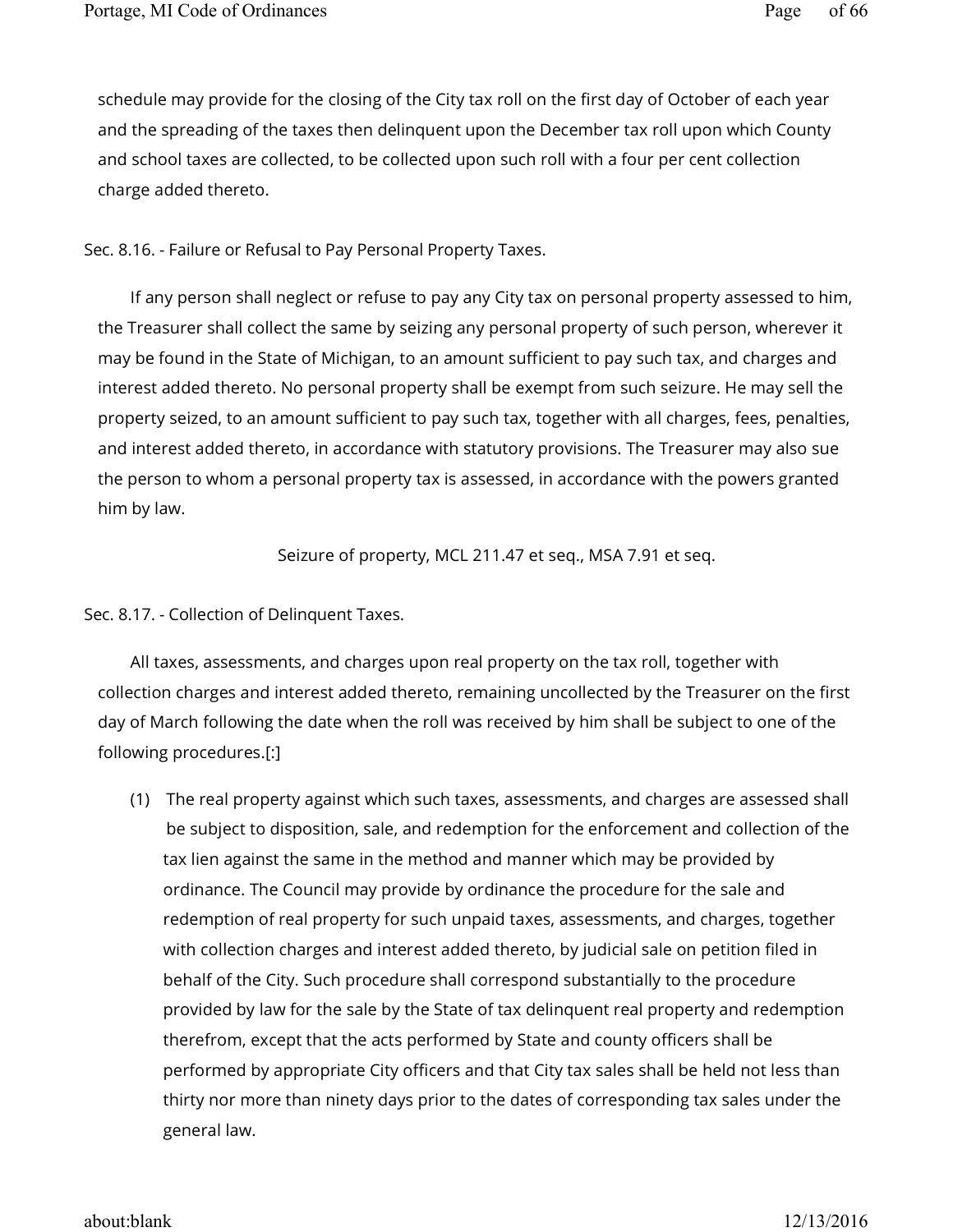schedule may provide for the closing of the City tax roll on the first day of October of each year and the spreading of the taxes then delinquent upon the December tax roll upon which County and school taxes are collected, to be collected upon such roll with a four per cent collection charge added thereto.

## Sec. 8.16. - Failure or Refusal to Pay Personal Property Taxes.

If any person shall neglect or refuse to pay any City tax on personal property assessed to him, the Treasurer shall collect the same by seizing any personal property of such person, wherever it may be found in the State of Michigan, to an amount sufficient to pay such tax, and charges and interest added thereto. No personal property shall be exempt from such seizure. He may sell the property seized, to an amount sufficient to pay such tax, together with all charges, fees, penalties, and interest added thereto, in accordance with statutory provisions. The Treasurer may also sue the person to whom a personal property tax is assessed, in accordance with the powers granted him by law.

Seizure of property, MCL 211.47 et seq., MSA 7.91 et seq.

## Sec. 8.17. - Collection of Delinquent Taxes.

All taxes, assessments, and charges upon real property on the tax roll, together with collection charges and interest added thereto, remaining uncollected by the Treasurer on the first day of March following the date when the roll was received by him shall be subject to one of the following procedures.[:]

(1) The real property against which such taxes, assessments, and charges are assessed shall be subject to disposition, sale, and redemption for the enforcement and collection of the tax lien against the same in the method and manner which may be provided by ordinance. The Council may provide by ordinance the procedure for the sale and redemption of real property for such unpaid taxes, assessments, and charges, together with collection charges and interest added thereto, by judicial sale on petition filed in behalf of the City. Such procedure shall correspond substantially to the procedure provided by law for the sale by the State of tax delinquent real property and redemption therefrom, except that the acts performed by State and county officers shall be performed by appropriate City officers and that City tax sales shall be held not less than thirty nor more than ninety days prior to the dates of corresponding tax sales under the general law.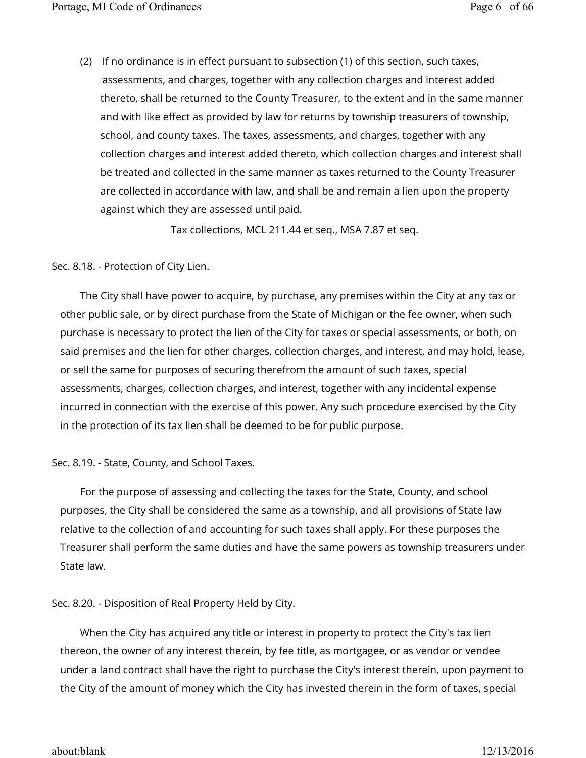(2) If no ordinance is in effect pursuant to subsection (1) of this section, such taxes, assessments, and charges, together with any collection charges and interest added thereto, shall be returned to the County Treasurer, to the extent and in the same manner and with like effect as provided by law for returns by township treasurers of township, school, and county taxes. The taxes, assessments, and charges, together with any collection charges and interest added thereto, which collection charges and interest shall be treated and collected in the same manner as taxes returned to the County Treasurer are collected in accordance with law, and shall be and remain a lien upon the property against which they are assessed until paid.

Tax collections, MCL 211.44 et seq., MSA 7.87 et seq.

Sec. 8.18. - Protection of City Lien.

The City shall have power to acquire, by purchase, any premises within the City at any tax or other public sale, or by direct purchase from the State of Michigan or the fee owner, when such purchase is necessary to protect the lien of the City for taxes or special assessments, or both, on said premises and the lien for other charges, collection charges, and interest, and may hold, lease, or sell the same for purposes of securing therefrom the amount of such taxes, special assessments, charges, collection charges, and interest, together with any incidental expense incurred in connection with the exercise of this power. Any such procedure exercised by the City in the protection of its tax lien shall be deemed to be for public purpose.

Sec. 8.19. - State, County, and School Taxes.

For the purpose of assessing and collecting the taxes for the State, County, and school purposes, the City shall be considered the same as a township, and all provisions of State law relative to the collection of and accounting for such taxes shall apply. For these purposes the Treasurer shall perform the same duties and have the same powers as township treasurers under State law.

Sec. 8.20. - Disposition of Real Property Held by City.

When the City has acquired any title or interest in property to protect the City's tax lien thereon, the owner of any interest therein, by fee title, as mortgagee, or as vendor or vendee under a land contract shall have the right to purchase the City's interest therein, upon payment to the City of the amount of money which the City has invested therein in the form of taxes, special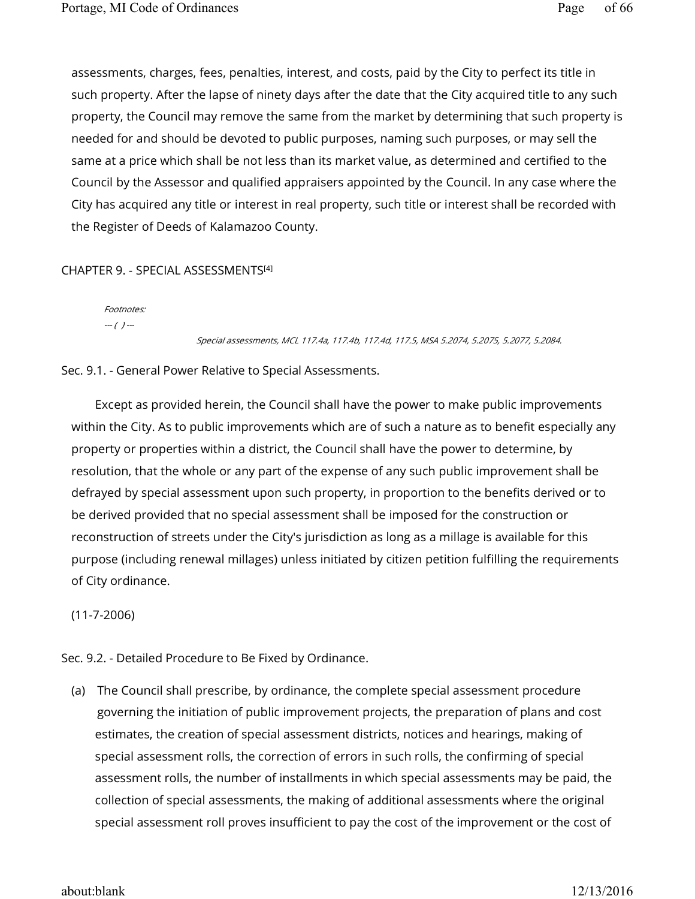assessments, charges, fees, penalties, interest, and costs, paid by the City to perfect its title in such property. After the lapse of ninety days after the date that the City acquired title to any such property, the Council may remove the same from the market by determining that such property is needed for and should be devoted to public purposes, naming such purposes, or may sell the same at a price which shall be not less than its market value, as determined and certified to the Council by the Assessor and qualified appraisers appointed by the Council. In any case where the City has acquired any title or interest in real property, such title or interest shall be recorded with the Register of Deeds of Kalamazoo County.

## CHAPTER 9. - SPECIAL ASSESSMENTS[4]

*Footnotes:*

*--- ( ) ---*

*Special assessments, MCL 117.4a, 117.4b, 117.4d, 117.5, MSA 5.2074, 5.2075, 5.2077, 5.2084.*

### Sec. 9.1. - General Power Relative to Special Assessments.

Except as provided herein, the Council shall have the power to make public improvements within the City. As to public improvements which are of such a nature as to benefit especially any property or properties within a district, the Council shall have the power to determine, by resolution, that the whole or any part of the expense of any such public improvement shall be defrayed by special assessment upon such property, in proportion to the benefits derived or to be derived provided that no special assessment shall be imposed for the construction or reconstruction of streets under the City's jurisdiction as long as a millage is available for this purpose (including renewal millages) unless initiated by citizen petition fulfilling the requirements of City ordinance.

(11-7-2006)

### Sec. 9.2. - Detailed Procedure to Be Fixed by Ordinance.

(a) The Council shall prescribe, by ordinance, the complete special assessment procedure governing the initiation of public improvement projects, the preparation of plans and cost estimates, the creation of special assessment districts, notices and hearings, making of special assessment rolls, the correction of errors in such rolls, the confirming of special assessment rolls, the number of installments in which special assessments may be paid, the collection of special assessments, the making of additional assessments where the original special assessment roll proves insufficient to pay the cost of the improvement or the cost of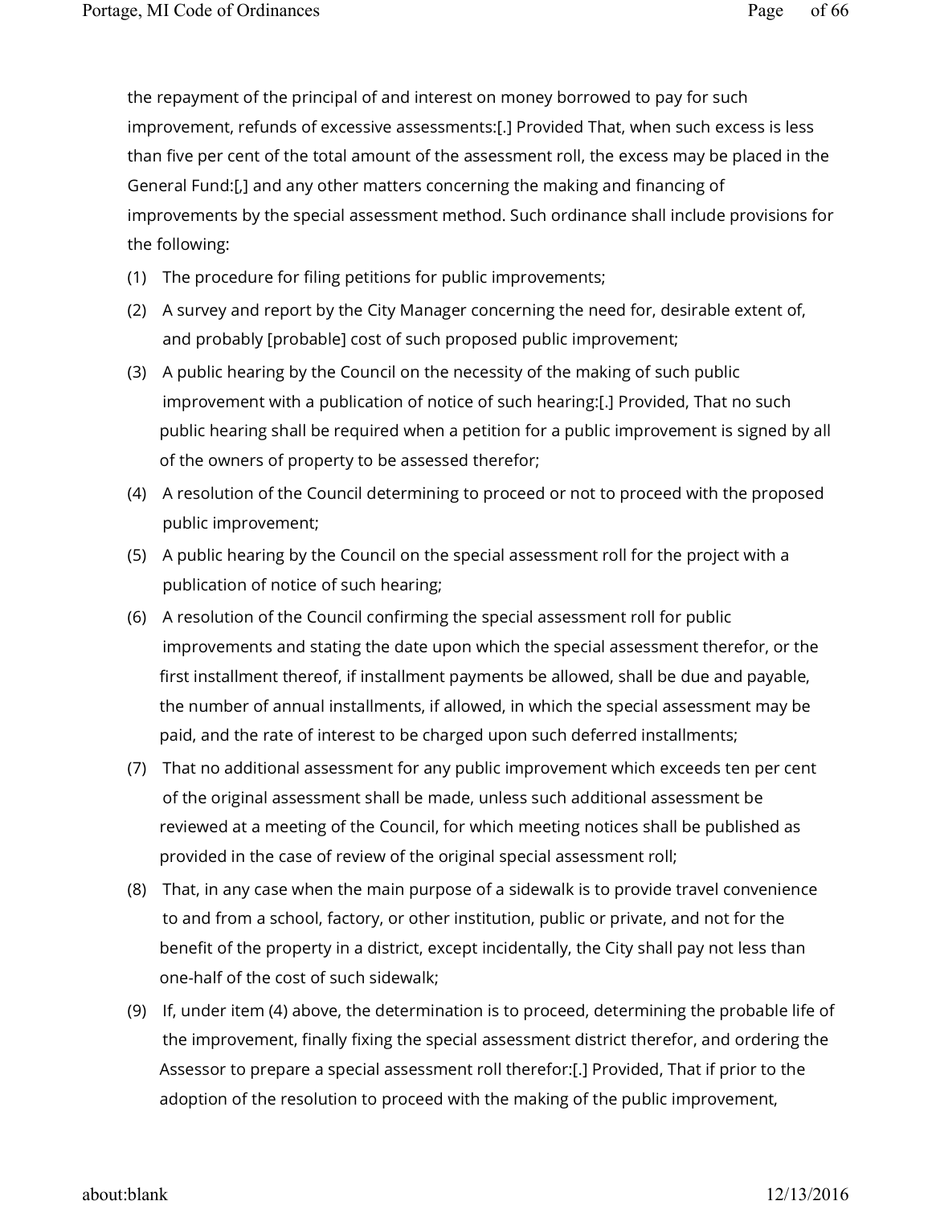the repayment of the principal of and interest on money borrowed to pay for such improvement, refunds of excessive assessments:[.] Provided That, when such excess is less than five per cent of the total amount of the assessment roll, the excess may be placed in the General Fund:[,] and any other matters concerning the making and financing of improvements by the special assessment method. Such ordinance shall include provisions for the following:

(1) The procedure for filing petitions for public improvements;

(2) A survey and report by the City Manager concerning the need for, desirable extent of, and probably [probable] cost of such proposed public improvement;

(3) A public hearing by the Council on the necessity of the making of such public improvement with a publication of notice of such hearing:[.] Provided, That no such public hearing shall be required when a petition for a public improvement is signed by all of the owners of property to be assessed therefor;

(4) A resolution of the Council determining to proceed or not to proceed with the proposed public improvement;

(5) A public hearing by the Council on the special assessment roll for the project with a publication of notice of such hearing;

(6) A resolution of the Council confirming the special assessment roll for public improvements and stating the date upon which the special assessment therefor, or the first installment thereof, if installment payments be allowed, shall be due and payable, the number of annual installments, if allowed, in which the special assessment may be paid, and the rate of interest to be charged upon such deferred installments;

(7) That no additional assessment for any public improvement which exceeds ten per cent of the original assessment shall be made, unless such additional assessment be reviewed at a meeting of the Council, for which meeting notices shall be published as provided in the case of review of the original special assessment roll;

(8) That, in any case when the main purpose of a sidewalk is to provide travel convenience to and from a school, factory, or other institution, public or private, and not for the benefit of the property in a district, except incidentally, the City shall pay not less than one-half of the cost of such sidewalk;

(9) If, under item (4) above, the determination is to proceed, determining the probable life of the improvement, finally fixing the special assessment district therefor, and ordering the Assessor to prepare a special assessment roll therefor:[.] Provided, That if prior to the adoption of the resolution to proceed with the making of the public improvement,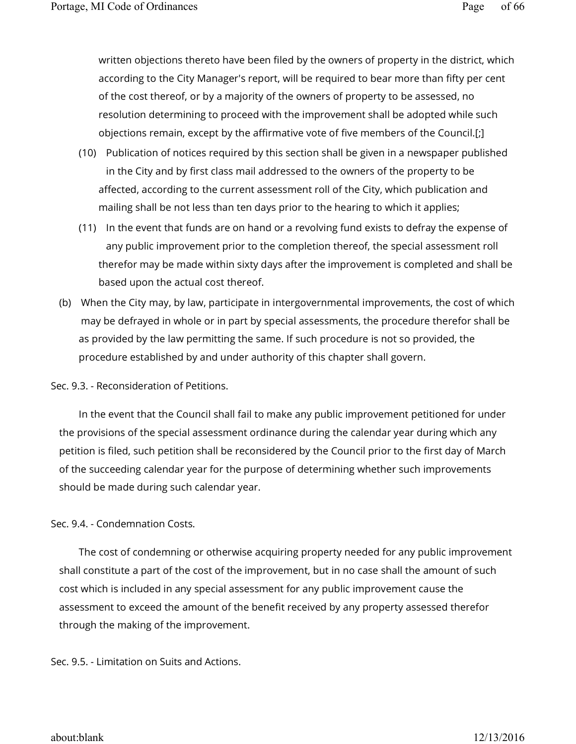written objections thereto have been filed by the owners of property in the district, which according to the City Manager's report, will be required to bear more than fifty per cent of the cost thereof, or by a majority of the owners of property to be assessed, no resolution determining to proceed with the improvement shall be adopted while such objections remain, except by the affirmative vote of five members of the Council.[;]

(10) Publication of notices required by this section shall be given in a newspaper published in the City and by first class mail addressed to the owners of the property to be affected, according to the current assessment roll of the City, which publication and mailing shall be not less than ten days prior to the hearing to which it applies;

(11) In the event that funds are on hand or a revolving fund exists to defray the expense of any public improvement prior to the completion thereof, the special assessment roll therefor may be made within sixty days after the improvement is completed and shall be based upon the actual cost thereof.

(b) When the City may, by law, participate in intergovernmental improvements, the cost of which may be defrayed in whole or in part by special assessments, the procedure therefor shall be as provided by the law permitting the same. If such procedure is not so provided, the procedure established by and under authority of this chapter shall govern.

Sec. 9.3. - Reconsideration of Petitions.

In the event that the Council shall fail to make any public improvement petitioned for under the provisions of the special assessment ordinance during the calendar year during which any petition is filed, such petition shall be reconsidered by the Council prior to the first day of March of the succeeding calendar year for the purpose of determining whether such improvements should be made during such calendar year.

Sec. 9.4. - Condemnation Costs.

The cost of condemning or otherwise acquiring property needed for any public improvement shall constitute a part of the cost of the improvement, but in no case shall the amount of such cost which is included in any special assessment for any public improvement cause the assessment to exceed the amount of the benefit received by any property assessed therefor through the making of the improvement.

Sec. 9.5. - Limitation on Suits and Actions.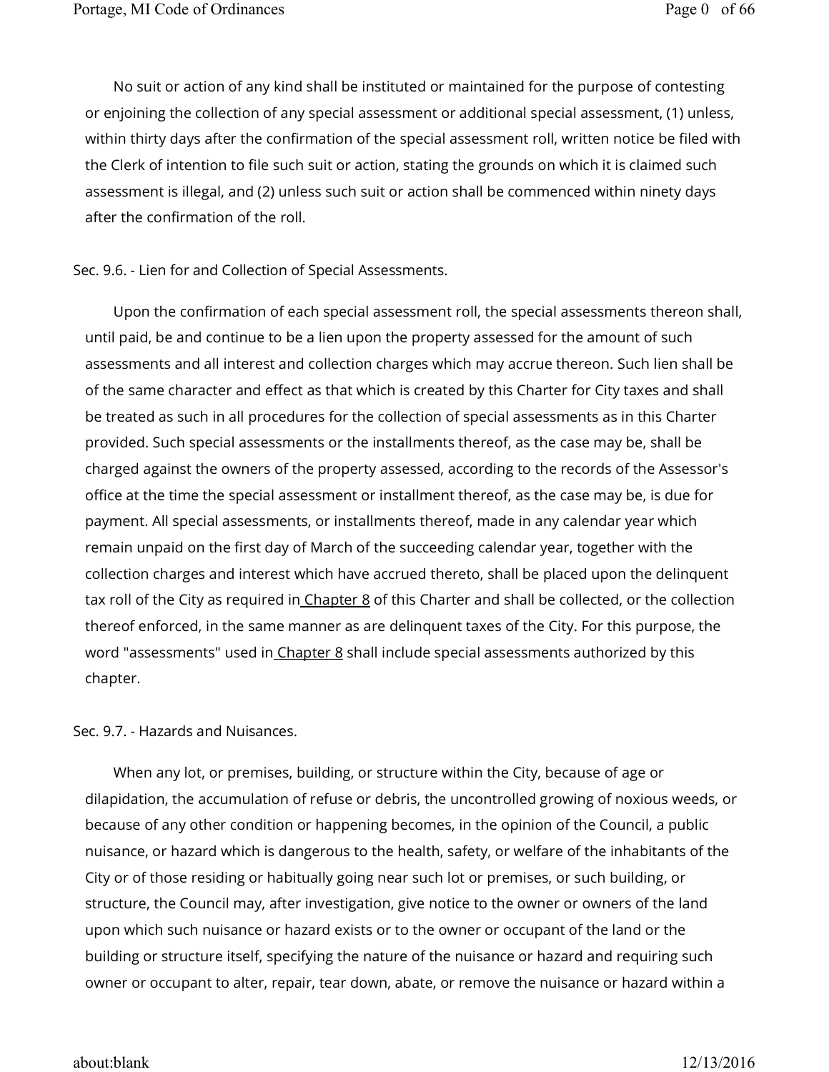No suit or action of any kind shall be instituted or maintained for the purpose of contesting or enjoining the collection of any special assessment or additional special assessment, (1) unless, within thirty days after the confirmation of the special assessment roll, written notice be filed with the Clerk of intention to file such suit or action, stating the grounds on which it is claimed such assessment is illegal, and (2) unless such suit or action shall be commenced within ninety days after the confirmation of the roll.

Sec. 9.6. - Lien for and Collection of Special Assessments.

Upon the confirmation of each special assessment roll, the special assessments thereon shall, until paid, be and continue to be a lien upon the property assessed for the amount of such assessments and all interest and collection charges which may accrue thereon. Such lien shall be of the same character and effect as that which is created by this Charter for City taxes and shall be treated as such in all procedures for the collection of special assessments as in this Charter provided. Such special assessments or the installments thereof, as the case may be, shall be charged against the owners of the property assessed, according to the records of the Assessor's office at the time the special assessment or installment thereof, as the case may be, is due for payment. All special assessments, or installments thereof, made in any calendar year which remain unpaid on the first day of March of the succeeding calendar year, together with the collection charges and interest which have accrued thereto, shall be placed upon the delinquent tax roll of the City as required in Chapter 8 of this Charter and shall be collected, or the collection thereof enforced, in the same manner as are delinquent taxes of the City. For this purpose, the word "assessments" used in Chapter 8 shall include special assessments authorized by this chapter.

Sec. 9.7. - Hazards and Nuisances.

When any lot, or premises, building, or structure within the City, because of age or dilapidation, the accumulation of refuse or debris, the uncontrolled growing of noxious weeds, or because of any other condition or happening becomes, in the opinion of the Council, a public nuisance, or hazard which is dangerous to the health, safety, or welfare of the inhabitants of the City or of those residing or habitually going near such lot or premises, or such building, or structure, the Council may, after investigation, give notice to the owner or owners of the land upon which such nuisance or hazard exists or to the owner or occupant of the land or the building or structure itself, specifying the nature of the nuisance or hazard and requiring such owner or occupant to alter, repair, tear down, abate, or remove the nuisance or hazard within a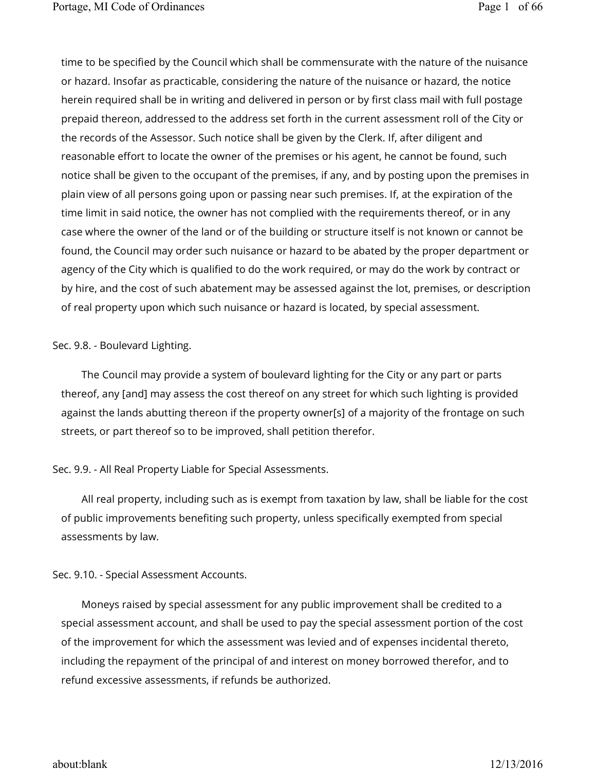time to be specified by the Council which shall be commensurate with the nature of the nuisance or hazard. Insofar as practicable, considering the nature of the nuisance or hazard, the notice herein required shall be in writing and delivered in person or by first class mail with full postage prepaid thereon, addressed to the address set forth in the current assessment roll of the City or the records of the Assessor. Such notice shall be given by the Clerk. If, after diligent and reasonable effort to locate the owner of the premises or his agent, he cannot be found, such notice shall be given to the occupant of the premises, if any, and by posting upon the premises in plain view of all persons going upon or passing near such premises. If, at the expiration of the time limit in said notice, the owner has not complied with the requirements thereof, or in any case where the owner of the land or of the building or structure itself is not known or cannot be found, the Council may order such nuisance or hazard to be abated by the proper department or agency of the City which is qualified to do the work required, or may do the work by contract or by hire, and the cost of such abatement may be assessed against the lot, premises, or description of real property upon which such nuisance or hazard is located, by special assessment.

Sec. 9.8. - Boulevard Lighting.

The Council may provide a system of boulevard lighting for the City or any part or parts thereof, any [and] may assess the cost thereof on any street for which such lighting is provided against the lands abutting thereon if the property owner[s] of a majority of the frontage on such streets, or part thereof so to be improved, shall petition therefor.

Sec. 9.9. - All Real Property Liable for Special Assessments.

All real property, including such as is exempt from taxation by law, shall be liable for the cost of public improvements benefiting such property, unless specifically exempted from special assessments by law.

Sec. 9.10. - Special Assessment Accounts.

Moneys raised by special assessment for any public improvement shall be credited to a special assessment account, and shall be used to pay the special assessment portion of the cost of the improvement for which the assessment was levied and of expenses incidental thereto, including the repayment of the principal of and interest on money borrowed therefor, and to refund excessive assessments, if refunds be authorized.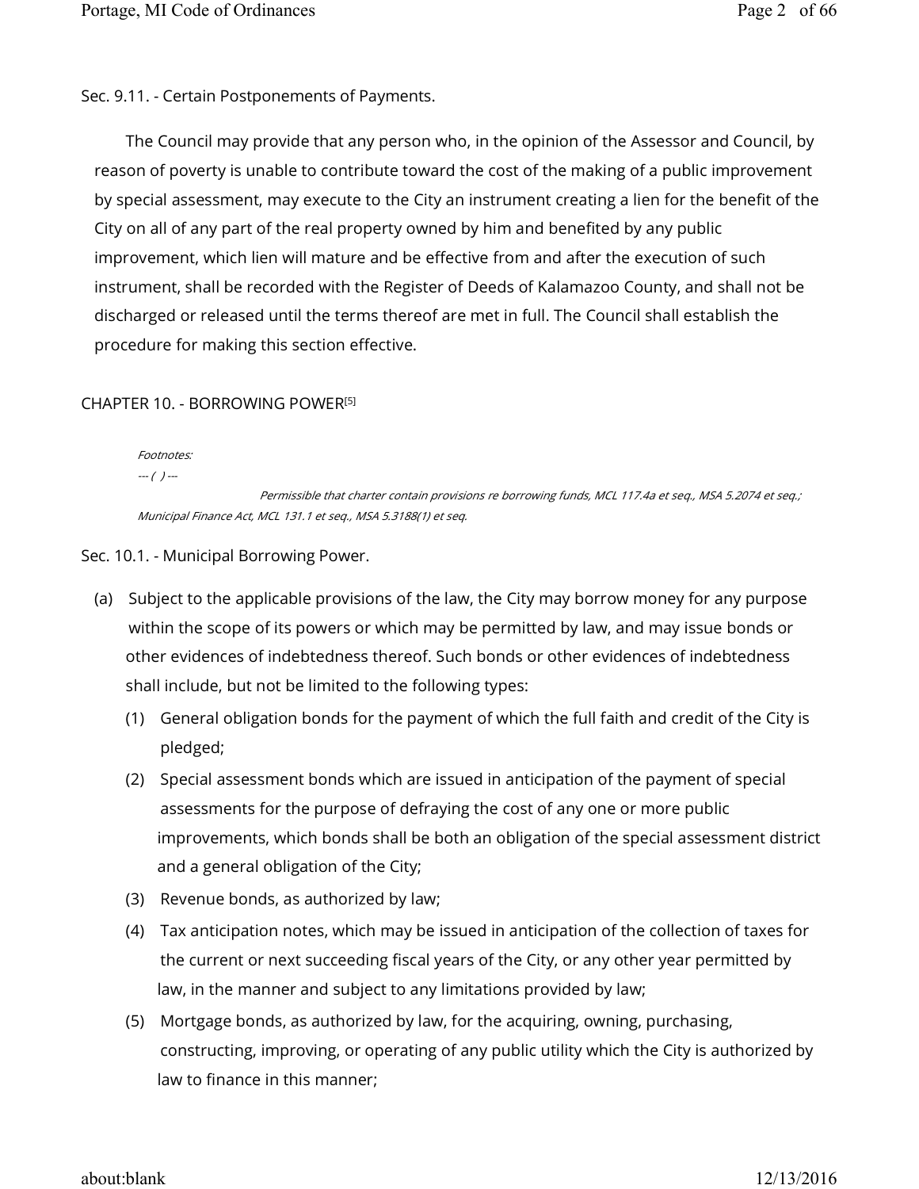Sec. 9.11. - Certain Postponements of Payments.

The Council may provide that any person who, in the opinion of the Assessor and Council, by reason of poverty is unable to contribute toward the cost of the making of a public improvement by special assessment, may execute to the City an instrument creating a lien for the benefit of the City on all of any part of the real property owned by him and benefited by any public improvement, which lien will mature and be effective from and after the execution of such instrument, shall be recorded with the Register of Deeds of Kalamazoo County, and shall not be discharged or released until the terms thereof are met in full. The Council shall establish the procedure for making this section effective.

## CHAPTER 10. - BORROWING POWER[5]

*Footnotes:*

*--- ( ) ---*

*Permissible that charter contain provisions re borrowing funds, MCL 117.4a et seq., MSA 5.2074 et seq.; Municipal Finance Act, MCL 131.1 et seq., MSA 5.3188(1) et seq.*

Sec. 10.1. - Municipal Borrowing Power.

(a) Subject to the applicable provisions of the law, the City may borrow money for any purpose within the scope of its powers or which may be permitted by law, and may issue bonds or other evidences of indebtedness thereof. Such bonds or other evidences of indebtedness shall include, but not be limited to the following types:

(1) General obligation bonds for the payment of which the full faith and credit of the City is pledged;

(2) Special assessment bonds which are issued in anticipation of the payment of special assessments for the purpose of defraying the cost of any one or more public improvements, which bonds shall be both an obligation of the special assessment district and a general obligation of the City;

(3) Revenue bonds, as authorized by law;

(4) Tax anticipation notes, which may be issued in anticipation of the collection of taxes for the current or next succeeding fiscal years of the City, or any other year permitted by law, in the manner and subject to any limitations provided by law;

(5) Mortgage bonds, as authorized by law, for the acquiring, owning, purchasing, constructing, improving, or operating of any public utility which the City is authorized by law to finance in this manner;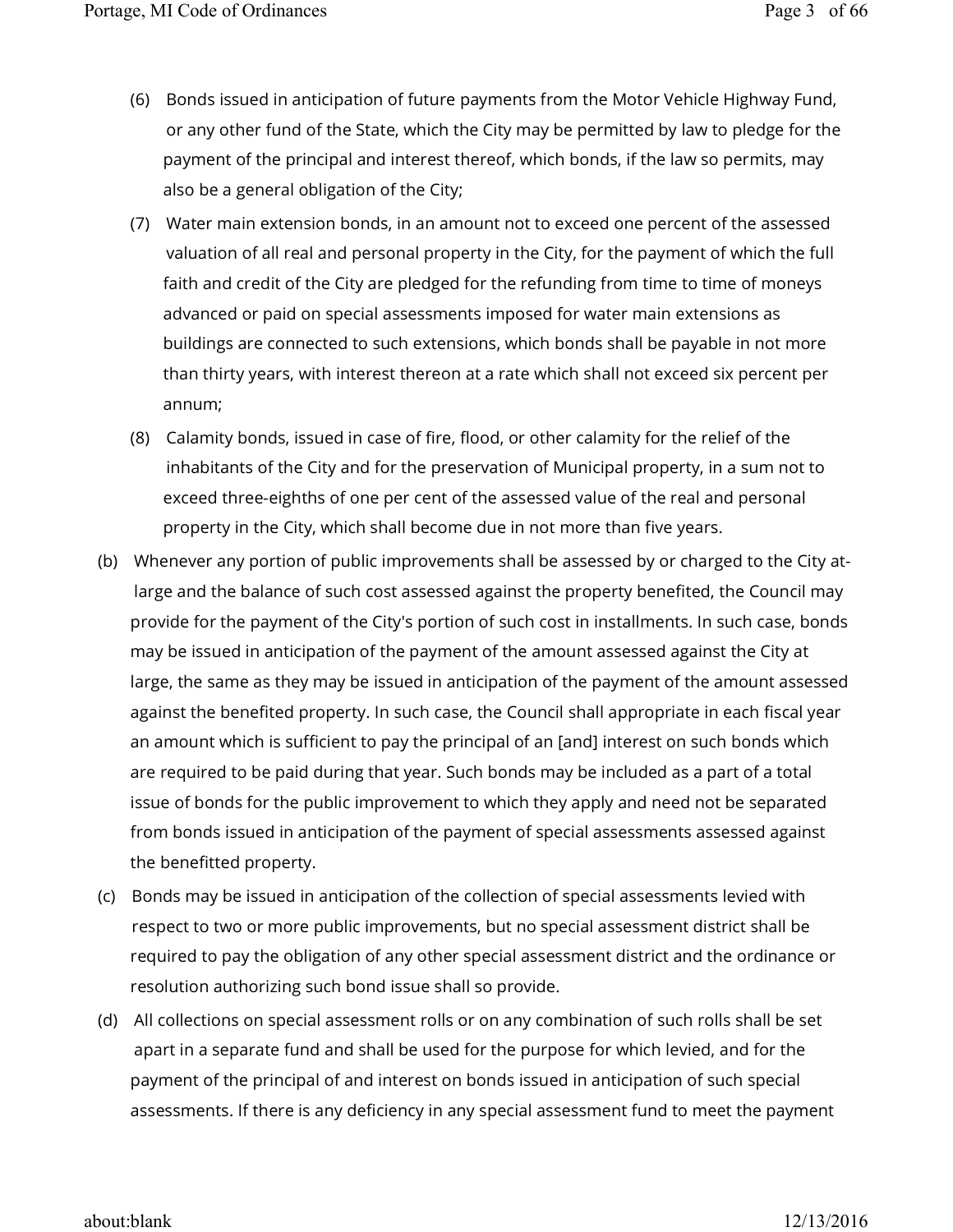(6) Bonds issued in anticipation of future payments from the Motor Vehicle Highway Fund, or any other fund of the State, which the City may be permitted by law to pledge for the payment of the principal and interest thereof, which bonds, if the law so permits, may also be a general obligation of the City;

(7) Water main extension bonds, in an amount not to exceed one percent of the assessed valuation of all real and personal property in the City, for the payment of which the full faith and credit of the City are pledged for the refunding from time to time of moneys advanced or paid on special assessments imposed for water main extensions as buildings are connected to such extensions, which bonds shall be payable in not more than thirty years, with interest thereon at a rate which shall not exceed six percent per annum;

(8) Calamity bonds, issued in case of fire, flood, or other calamity for the relief of the inhabitants of the City and for the preservation of Municipal property, in a sum not to exceed three-eighths of one per cent of the assessed value of the real and personal property in the City, which shall become due in not more than five years.

(b) Whenever any portion of public improvements shall be assessed by or charged to the City at-large and the balance of such cost assessed against the property benefited, the Council may provide for the payment of the City's portion of such cost in installments. In such case, bonds may be issued in anticipation of the payment of the amount assessed against the City at large, the same as they may be issued in anticipation of the payment of the amount assessed against the benefited property. In such case, the Council shall appropriate in each fiscal year an amount which is sufficient to pay the principal of an [and] interest on such bonds which are required to be paid during that year. Such bonds may be included as a part of a total issue of bonds for the public improvement to which they apply and need not be separated from bonds issued in anticipation of the payment of special assessments assessed against the benefitted property.

(c) Bonds may be issued in anticipation of the collection of special assessments levied with respect to two or more public improvements, but no special assessment district shall be required to pay the obligation of any other special assessment district and the ordinance or resolution authorizing such bond issue shall so provide.

(d) All collections on special assessment rolls or on any combination of such rolls shall be set apart in a separate fund and shall be used for the purpose for which levied, and for the payment of the principal of and interest on bonds issued in anticipation of such special assessments. If there is any deficiency in any special assessment fund to meet the payment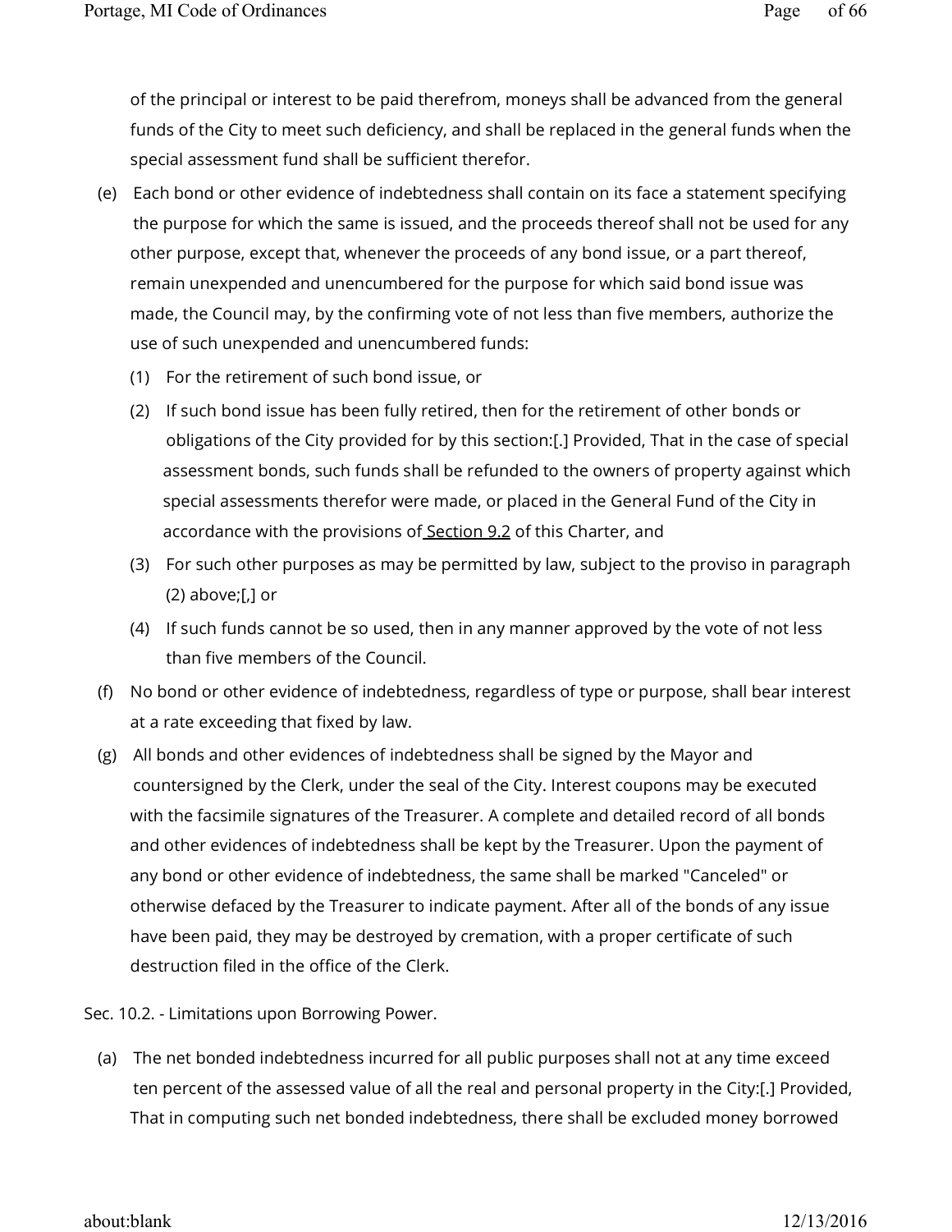of the principal or interest to be paid therefrom, moneys shall be advanced from the general funds of the City to meet such deficiency, and shall be replaced in the general funds when the special assessment fund shall be sufficient therefor.

(e) Each bond or other evidence of indebtedness shall contain on its face a statement specifying the purpose for which the same is issued, and the proceeds thereof shall not be used for any other purpose, except that, whenever the proceeds of any bond issue, or a part thereof, remain unexpended and unencumbered for the purpose for which said bond issue was made, the Council may, by the confirming vote of not less than five members, authorize the use of such unexpended and unencumbered funds:

(1) For the retirement of such bond issue, or

(2) If such bond issue has been fully retired, then for the retirement of other bonds or obligations of the City provided for by this section:[.] Provided, That in the case of special assessment bonds, such funds shall be refunded to the owners of property against which special assessments therefor were made, or placed in the General Fund of the City in accordance with the provisions of Section 9.2 of this Charter, and

(3) For such other purposes as may be permitted by law, subject to the proviso in paragraph (2) above;[,] or

(4) If such funds cannot be so used, then in any manner approved by the vote of not less than five members of the Council.

(f) No bond or other evidence of indebtedness, regardless of type or purpose, shall bear interest at a rate exceeding that fixed by law.

(g) All bonds and other evidences of indebtedness shall be signed by the Mayor and countersigned by the Clerk, under the seal of the City. Interest coupons may be executed with the facsimile signatures of the Treasurer. A complete and detailed record of all bonds and other evidences of indebtedness shall be kept by the Treasurer. Upon the payment of any bond or other evidence of indebtedness, the same shall be marked "Canceled" or otherwise defaced by the Treasurer to indicate payment. After all of the bonds of any issue have been paid, they may be destroyed by cremation, with a proper certificate of such destruction filed in the office of the Clerk.

Sec. 10.2. - Limitations upon Borrowing Power.

(a) The net bonded indebtedness incurred for all public purposes shall not at any time exceed ten percent of the assessed value of all the real and personal property in the City:[.] Provided, That in computing such net bonded indebtedness, there shall be excluded money borrowed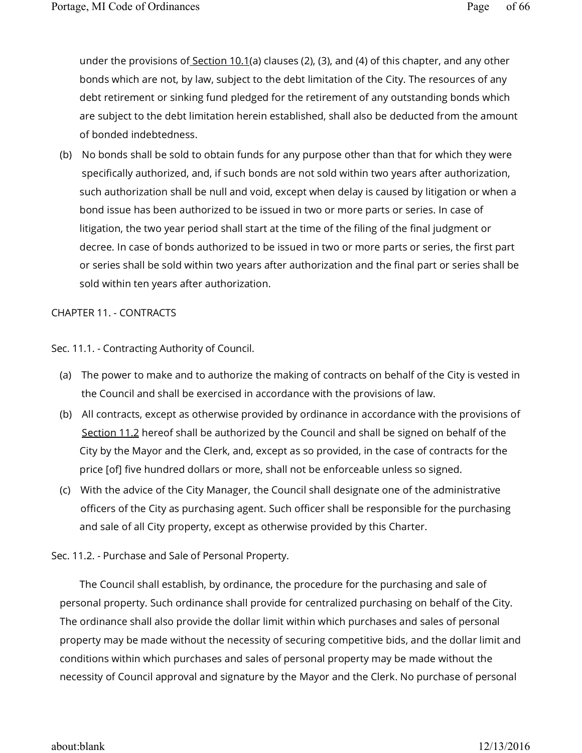under the provisions of Section 10.1(a) clauses (2), (3), and (4) of this chapter, and any other bonds which are not, by law, subject to the debt limitation of the City. The resources of any debt retirement or sinking fund pledged for the retirement of any outstanding bonds which are subject to the debt limitation herein established, shall also be deducted from the amount of bonded indebtedness.

(b) No bonds shall be sold to obtain funds for any purpose other than that for which they were specifically authorized, and, if such bonds are not sold within two years after authorization, such authorization shall be null and void, except when delay is caused by litigation or when a bond issue has been authorized to be issued in two or more parts or series. In case of litigation, the two year period shall start at the time of the filing of the final judgment or decree. In case of bonds authorized to be issued in two or more parts or series, the first part or series shall be sold within two years after authorization and the final part or series shall be sold within ten years after authorization.

## CHAPTER 11. - CONTRACTS

### Sec. 11.1. - Contracting Authority of Council.

(a) The power to make and to authorize the making of contracts on behalf of the City is vested in the Council and shall be exercised in accordance with the provisions of law.

(b) All contracts, except as otherwise provided by ordinance in accordance with the provisions of Section 11.2 hereof shall be authorized by the Council and shall be signed on behalf of the City by the Mayor and the Clerk, and, except as so provided, in the case of contracts for the price [of] five hundred dollars or more, shall not be enforceable unless so signed.

(c) With the advice of the City Manager, the Council shall designate one of the administrative officers of the City as purchasing agent. Such officer shall be responsible for the purchasing and sale of all City property, except as otherwise provided by this Charter.

### Sec. 11.2. - Purchase and Sale of Personal Property.

The Council shall establish, by ordinance, the procedure for the purchasing and sale of personal property. Such ordinance shall provide for centralized purchasing on behalf of the City. The ordinance shall also provide the dollar limit within which purchases and sales of personal property may be made without the necessity of securing competitive bids, and the dollar limit and conditions within which purchases and sales of personal property may be made without the necessity of Council approval and signature by the Mayor and the Clerk. No purchase of personal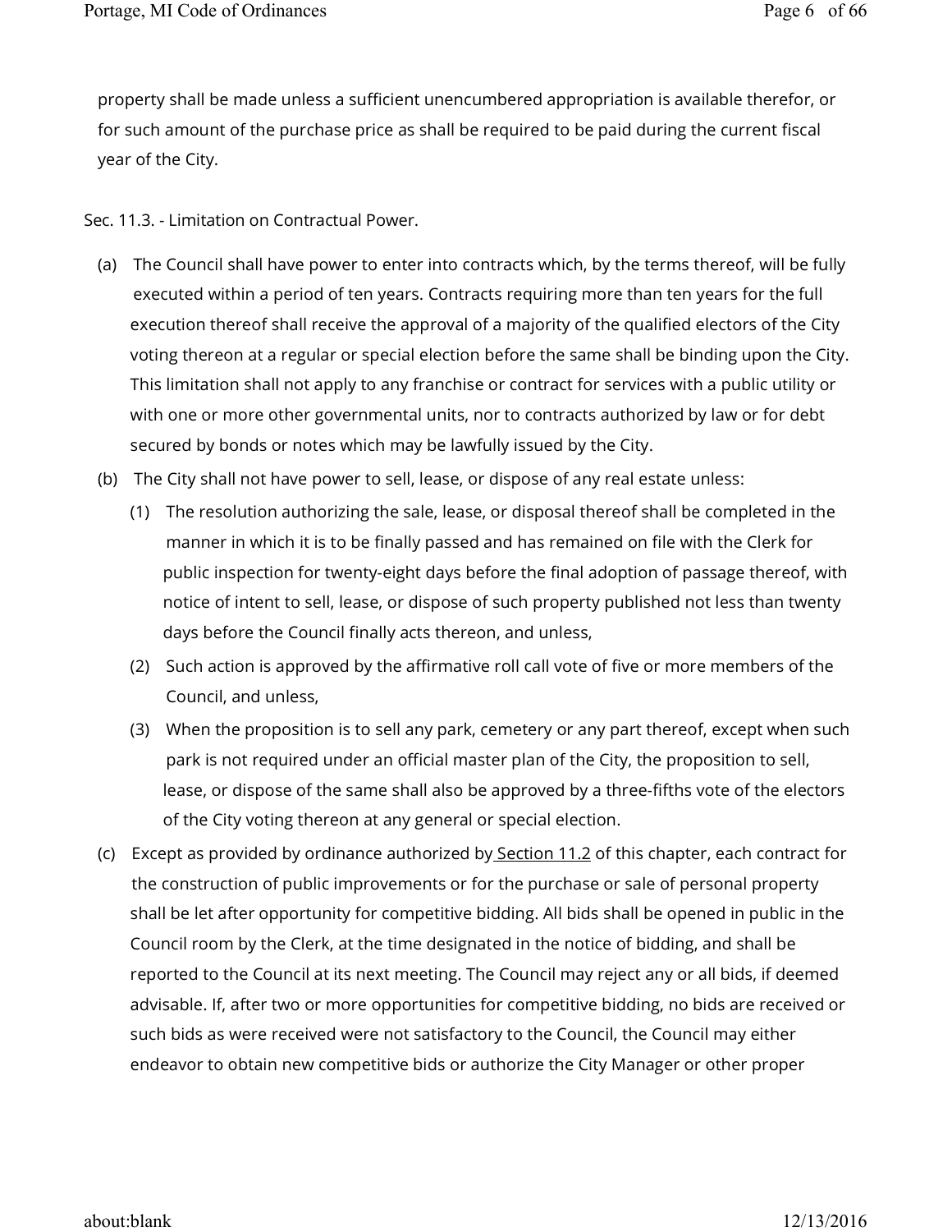property shall be made unless a sufficient unencumbered appropriation is available therefor, or for such amount of the purchase price as shall be required to be paid during the current fiscal year of the City.

Sec. 11.3. - Limitation on Contractual Power.

(a) The Council shall have power to enter into contracts which, by the terms thereof, will be fully executed within a period of ten years. Contracts requiring more than ten years for the full execution thereof shall receive the approval of a majority of the qualified electors of the City voting thereon at a regular or special election before the same shall be binding upon the City. This limitation shall not apply to any franchise or contract for services with a public utility or with one or more other governmental units, nor to contracts authorized by law or for debt secured by bonds or notes which may be lawfully issued by the City.

(b) The City shall not have power to sell, lease, or dispose of any real estate unless:

   (1) The resolution authorizing the sale, lease, or disposal thereof shall be completed in the manner in which it is to be finally passed and has remained on file with the Clerk for public inspection for twenty-eight days before the final adoption of passage thereof, with notice of intent to sell, lease, or dispose of such property published not less than twenty days before the Council finally acts thereon, and unless,

   (2) Such action is approved by the affirmative roll call vote of five or more members of the Council, and unless,

   (3) When the proposition is to sell any park, cemetery or any part thereof, except when such park is not required under an official master plan of the City, the proposition to sell, lease, or dispose of the same shall also be approved by a three-fifths vote of the electors of the City voting thereon at any general or special election.

(c) Except as provided by ordinance authorized by Section 11.2 of this chapter, each contract for the construction of public improvements or for the purchase or sale of personal property shall be let after opportunity for competitive bidding. All bids shall be opened in public in the Council room by the Clerk, at the time designated in the notice of bidding, and shall be reported to the Council at its next meeting. The Council may reject any or all bids, if deemed advisable. If, after two or more opportunities for competitive bidding, no bids are received or such bids as were received were not satisfactory to the Council, the Council may either endeavor to obtain new competitive bids or authorize the City Manager or other proper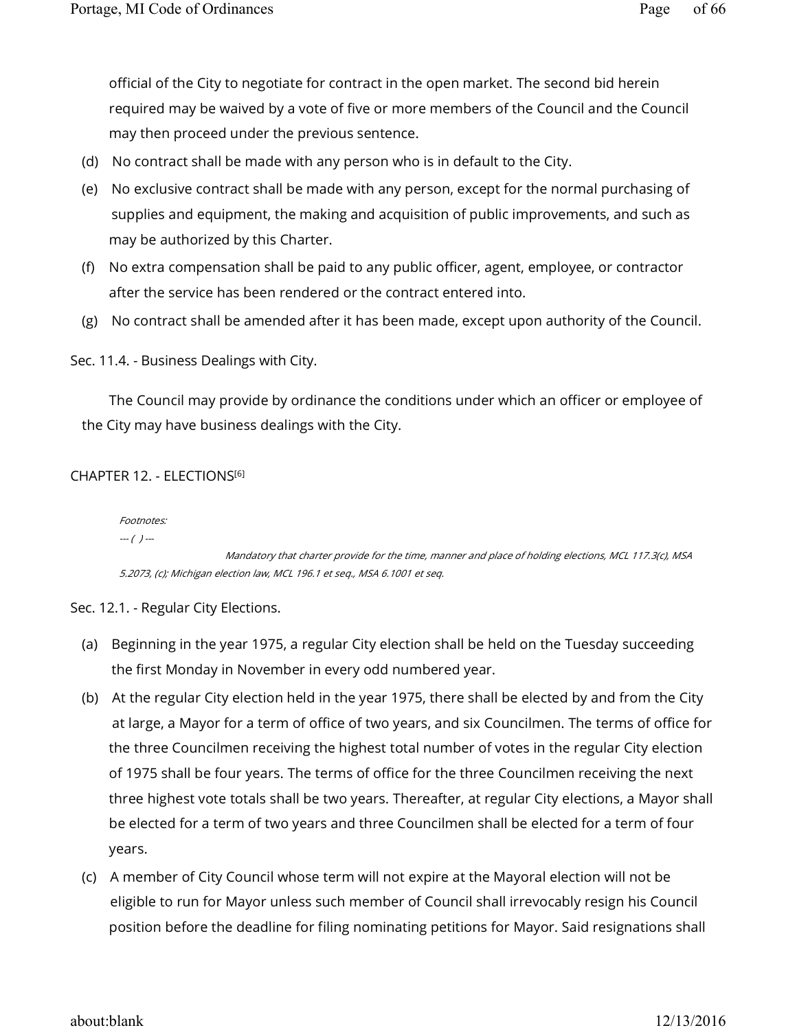official of the City to negotiate for contract in the open market. The second bid herein required may be waived by a vote of five or more members of the Council and the Council may then proceed under the previous sentence.

(d) No contract shall be made with any person who is in default to the City.

(e) No exclusive contract shall be made with any person, except for the normal purchasing of supplies and equipment, the making and acquisition of public improvements, and such as may be authorized by this Charter.

(f) No extra compensation shall be paid to any public officer, agent, employee, or contractor after the service has been rendered or the contract entered into.

(g) No contract shall be amended after it has been made, except upon authority of the Council.

Sec. 11.4. - Business Dealings with City.

The Council may provide by ordinance the conditions under which an officer or employee of the City may have business dealings with the City.

CHAPTER 12. - ELECTIONS[6]

*Footnotes:*

*--- ( ) ---*

*Mandatory that charter provide for the time, manner and place of holding elections, MCL 117.3(c), MSA 5.2073, (c); Michigan election law, MCL 196.1 et seq., MSA 6.1001 et seq.*

Sec. 12.1. - Regular City Elections.

(a) Beginning in the year 1975, a regular City election shall be held on the Tuesday succeeding the first Monday in November in every odd numbered year.

(b) At the regular City election held in the year 1975, there shall be elected by and from the City at large, a Mayor for a term of office of two years, and six Councilmen. The terms of office for the three Councilmen receiving the highest total number of votes in the regular City election of 1975 shall be four years. The terms of office for the three Councilmen receiving the next three highest vote totals shall be two years. Thereafter, at regular City elections, a Mayor shall be elected for a term of two years and three Councilmen shall be elected for a term of four years.

(c) A member of City Council whose term will not expire at the Mayoral election will not be eligible to run for Mayor unless such member of Council shall irrevocably resign his Council position before the deadline for filing nominating petitions for Mayor. Said resignations shall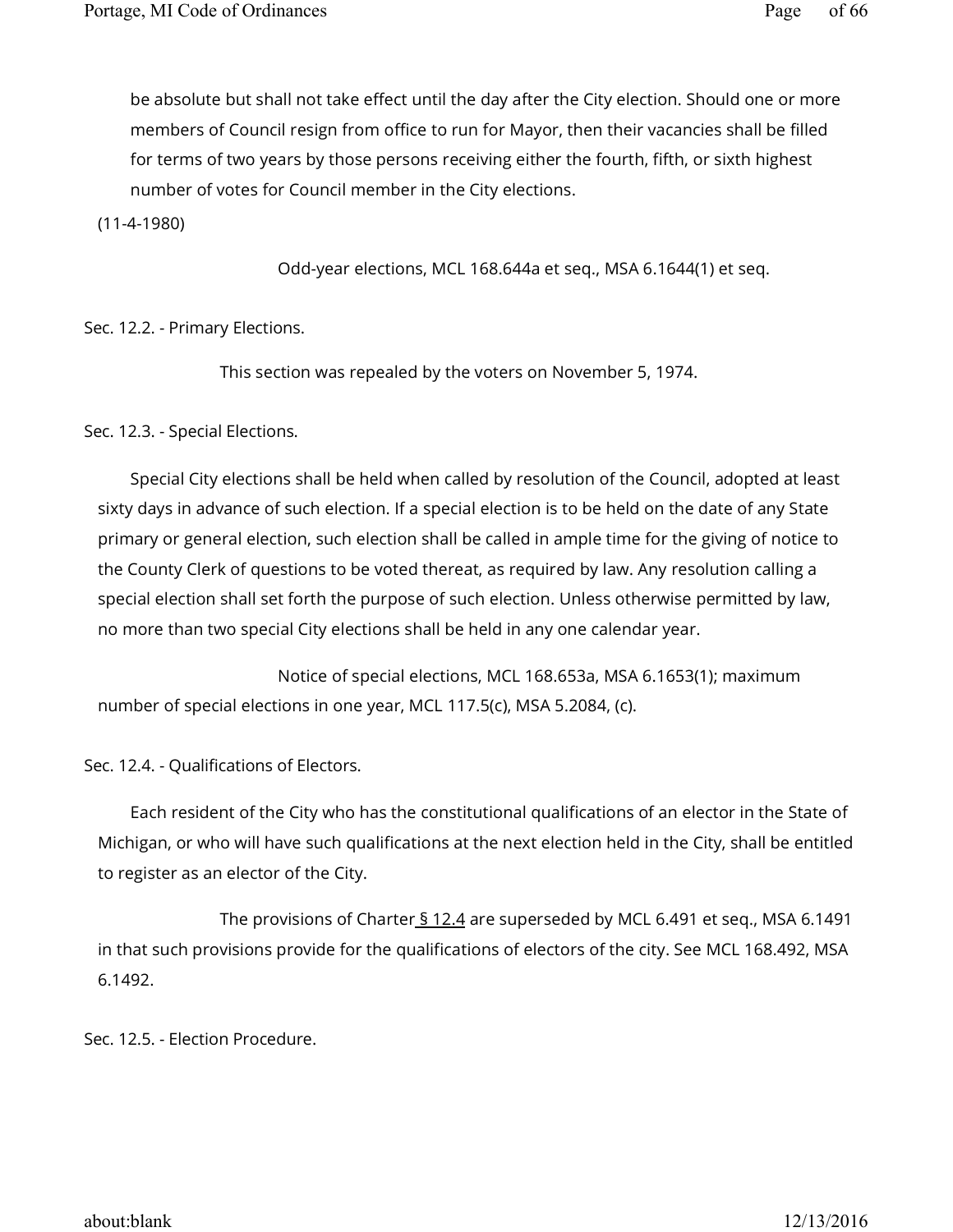be absolute but shall not take effect until the day after the City election. Should one or more members of Council resign from office to run for Mayor, then their vacancies shall be filled for terms of two years by those persons receiving either the fourth, fifth, or sixth highest number of votes for Council member in the City elections.

(11-4-1980)

Odd-year elections, MCL 168.644a et seq., MSA 6.1644(1) et seq.

Sec. 12.2. - Primary Elections.

This section was repealed by the voters on November 5, 1974.

Sec. 12.3. - Special Elections.

Special City elections shall be held when called by resolution of the Council, adopted at least sixty days in advance of such election. If a special election is to be held on the date of any State primary or general election, such election shall be called in ample time for the giving of notice to the County Clerk of questions to be voted thereat, as required by law. Any resolution calling a special election shall set forth the purpose of such election. Unless otherwise permitted by law, no more than two special City elections shall be held in any one calendar year.

Notice of special elections, MCL 168.653a, MSA 6.1653(1); maximum number of special elections in one year, MCL 117.5(c), MSA 5.2084, (c).

Sec. 12.4. - Qualifications of Electors.

Each resident of the City who has the constitutional qualifications of an elector in the State of Michigan, or who will have such qualifications at the next election held in the City, shall be entitled to register as an elector of the City.

The provisions of Charter § 12.4 are superseded by MCL 6.491 et seq., MSA 6.1491 in that such provisions provide for the qualifications of electors of the city. See MCL 168.492, MSA 6.1492.

Sec. 12.5. - Election Procedure.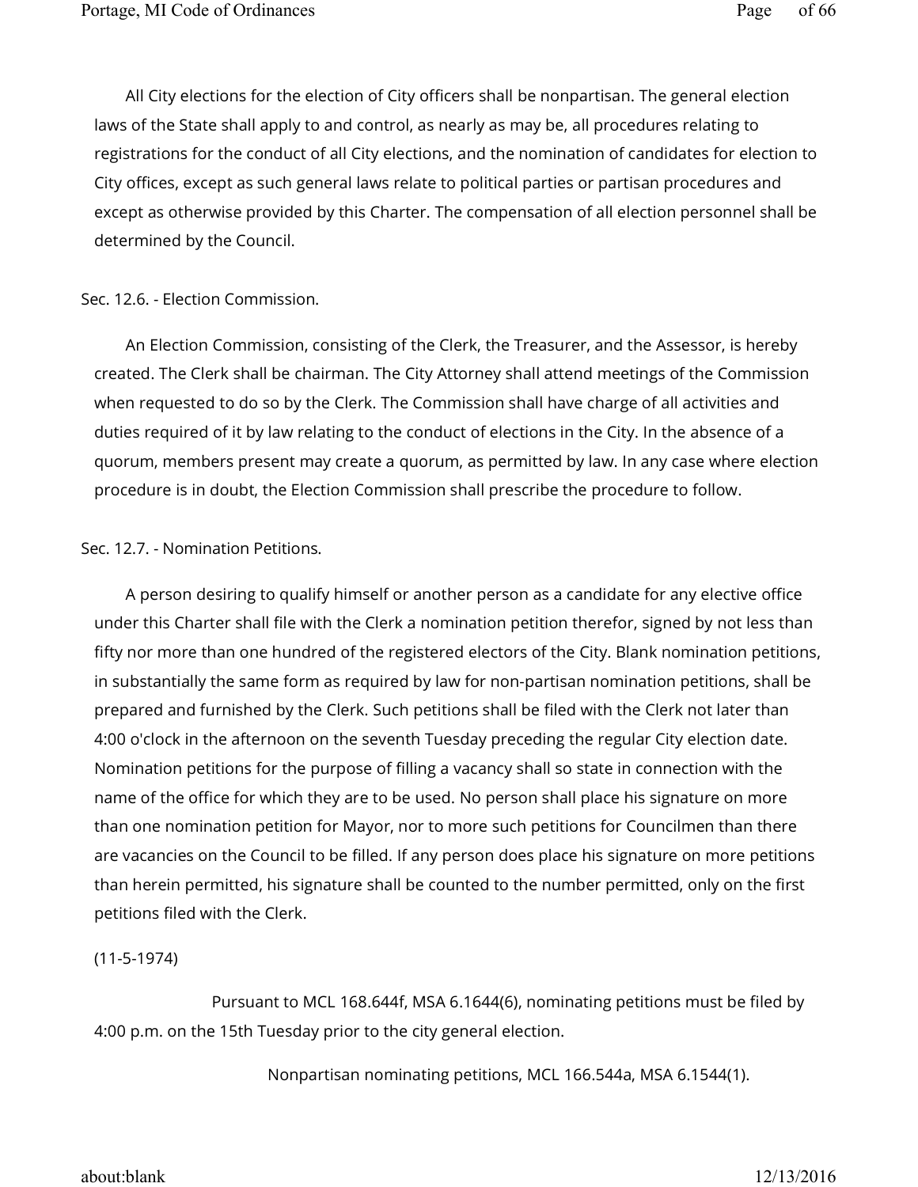All City elections for the election of City officers shall be nonpartisan. The general election laws of the State shall apply to and control, as nearly as may be, all procedures relating to registrations for the conduct of all City elections, and the nomination of candidates for election to City offices, except as such general laws relate to political parties or partisan procedures and except as otherwise provided by this Charter. The compensation of all election personnel shall be determined by the Council.

Sec. 12.6. - Election Commission.

An Election Commission, consisting of the Clerk, the Treasurer, and the Assessor, is hereby created. The Clerk shall be chairman. The City Attorney shall attend meetings of the Commission when requested to do so by the Clerk. The Commission shall have charge of all activities and duties required of it by law relating to the conduct of elections in the City. In the absence of a quorum, members present may create a quorum, as permitted by law. In any case where election procedure is in doubt, the Election Commission shall prescribe the procedure to follow.

Sec. 12.7. - Nomination Petitions.

A person desiring to qualify himself or another person as a candidate for any elective office under this Charter shall file with the Clerk a nomination petition therefor, signed by not less than fifty nor more than one hundred of the registered electors of the City. Blank nomination petitions, in substantially the same form as required by law for non-partisan nomination petitions, shall be prepared and furnished by the Clerk. Such petitions shall be filed with the Clerk not later than 4:00 o'clock in the afternoon on the seventh Tuesday preceding the regular City election date. Nomination petitions for the purpose of filling a vacancy shall so state in connection with the name of the office for which they are to be used. No person shall place his signature on more than one nomination petition for Mayor, nor to more such petitions for Councilmen than there are vacancies on the Council to be filled. If any person does place his signature on more petitions than herein permitted, his signature shall be counted to the number permitted, only on the first petitions filed with the Clerk.

(11-5-1974)

Pursuant to MCL 168.644f, MSA 6.1644(6), nominating petitions must be filed by 4:00 p.m. on the 15th Tuesday prior to the city general election.

Nonpartisan nominating petitions, MCL 166.544a, MSA 6.1544(1).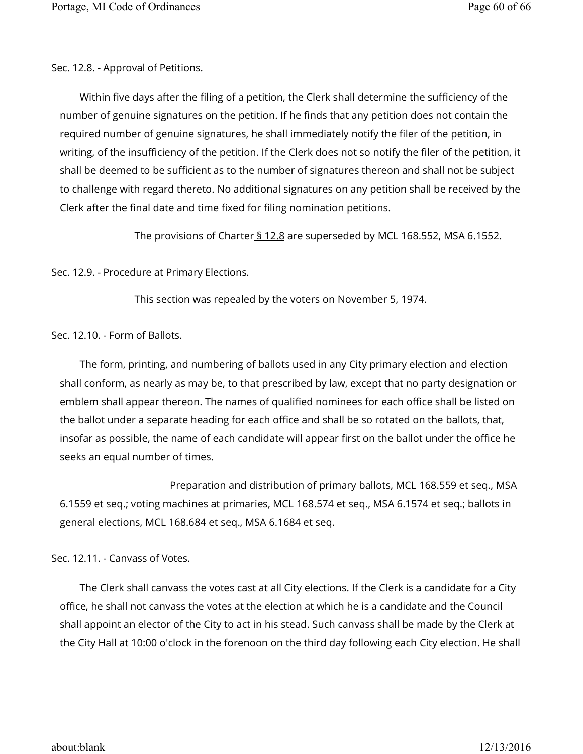Sec. 12.8. - Approval of Petitions.

Within five days after the filing of a petition, the Clerk shall determine the sufficiency of the number of genuine signatures on the petition. If he finds that any petition does not contain the required number of genuine signatures, he shall immediately notify the filer of the petition, in writing, of the insufficiency of the petition. If the Clerk does not so notify the filer of the petition, it shall be deemed to be sufficient as to the number of signatures thereon and shall not be subject to challenge with regard thereto. No additional signatures on any petition shall be received by the Clerk after the final date and time fixed for filing nomination petitions.

The provisions of Charter § 12.8 are superseded by MCL 168.552, MSA 6.1552.

Sec. 12.9. - Procedure at Primary Elections.

This section was repealed by the voters on November 5, 1974.

Sec. 12.10. - Form of Ballots.

The form, printing, and numbering of ballots used in any City primary election and election shall conform, as nearly as may be, to that prescribed by law, except that no party designation or emblem shall appear thereon. The names of qualified nominees for each office shall be listed on the ballot under a separate heading for each office and shall be so rotated on the ballots, that, insofar as possible, the name of each candidate will appear first on the ballot under the office he seeks an equal number of times.

Preparation and distribution of primary ballots, MCL 168.559 et seq., MSA 6.1559 et seq.; voting machines at primaries, MCL 168.574 et seq., MSA 6.1574 et seq.; ballots in general elections, MCL 168.684 et seq., MSA 6.1684 et seq.

Sec. 12.11. - Canvass of Votes.

The Clerk shall canvass the votes cast at all City elections. If the Clerk is a candidate for a City office, he shall not canvass the votes at the election at which he is a candidate and the Council shall appoint an elector of the City to act in his stead. Such canvass shall be made by the Clerk at the City Hall at 10:00 o'clock in the forenoon on the third day following each City election. He shall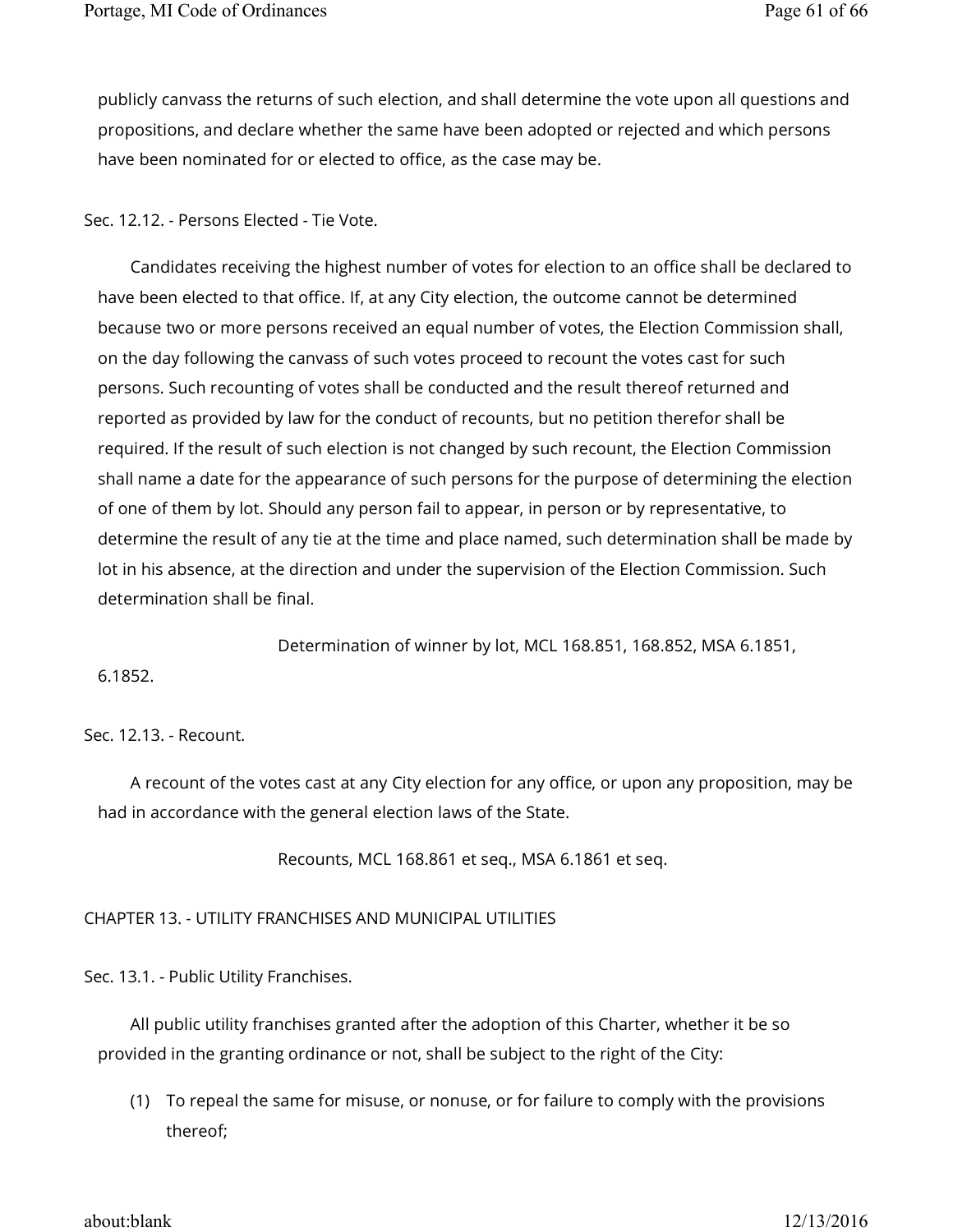publicly canvass the returns of such election, and shall determine the vote upon all questions and propositions, and declare whether the same have been adopted or rejected and which persons have been nominated for or elected to office, as the case may be.

### Sec. 12.12. - Persons Elected - Tie Vote.

Candidates receiving the highest number of votes for election to an office shall be declared to have been elected to that office. If, at any City election, the outcome cannot be determined because two or more persons received an equal number of votes, the Election Commission shall, on the day following the canvass of such votes proceed to recount the votes cast for such persons. Such recounting of votes shall be conducted and the result thereof returned and reported as provided by law for the conduct of recounts, but no petition therefor shall be required. If the result of such election is not changed by such recount, the Election Commission shall name a date for the appearance of such persons for the purpose of determining the election of one of them by lot. Should any person fail to appear, in person or by representative, to determine the result of any tie at the time and place named, such determination shall be made by lot in his absence, at the direction and under the supervision of the Election Commission. Such determination shall be final.

Determination of winner by lot, MCL 168.851, 168.852, MSA 6.1851, 6.1852.

### Sec. 12.13. - Recount.

A recount of the votes cast at any City election for any office, or upon any proposition, may be had in accordance with the general election laws of the State.

Recounts, MCL 168.861 et seq., MSA 6.1861 et seq.

## CHAPTER 13. - UTILITY FRANCHISES AND MUNICIPAL UTILITIES

### Sec. 13.1. - Public Utility Franchises.

All public utility franchises granted after the adoption of this Charter, whether it be so provided in the granting ordinance or not, shall be subject to the right of the City:

(1) To repeal the same for misuse, or nonuse, or for failure to comply with the provisions thereof;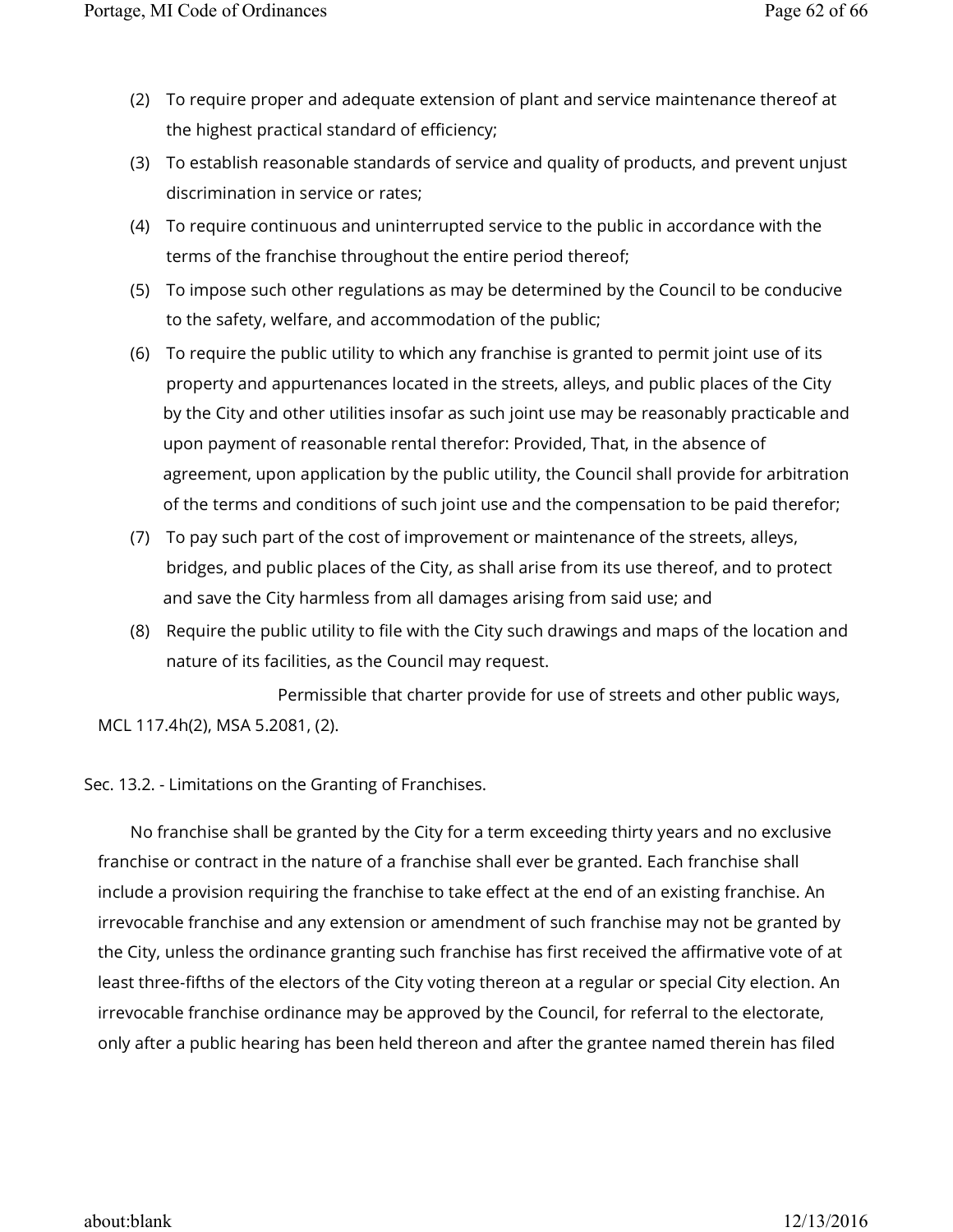(2) To require proper and adequate extension of plant and service maintenance thereof at the highest practical standard of efficiency;

(3) To establish reasonable standards of service and quality of products, and prevent unjust discrimination in service or rates;

(4) To require continuous and uninterrupted service to the public in accordance with the terms of the franchise throughout the entire period thereof;

(5) To impose such other regulations as may be determined by the Council to be conducive to the safety, welfare, and accommodation of the public;

(6) To require the public utility to which any franchise is granted to permit joint use of its property and appurtenances located in the streets, alleys, and public places of the City by the City and other utilities insofar as such joint use may be reasonably practicable and upon payment of reasonable rental therefor: Provided, That, in the absence of agreement, upon application by the public utility, the Council shall provide for arbitration of the terms and conditions of such joint use and the compensation to be paid therefor;

(7) To pay such part of the cost of improvement or maintenance of the streets, alleys, bridges, and public places of the City, as shall arise from its use thereof, and to protect and save the City harmless from all damages arising from said use; and

(8) Require the public utility to file with the City such drawings and maps of the location and nature of its facilities, as the Council may request.

Permissible that charter provide for use of streets and other public ways, MCL 117.4h(2), MSA 5.2081, (2).

Sec. 13.2. - Limitations on the Granting of Franchises.

No franchise shall be granted by the City for a term exceeding thirty years and no exclusive franchise or contract in the nature of a franchise shall ever be granted. Each franchise shall include a provision requiring the franchise to take effect at the end of an existing franchise. An irrevocable franchise and any extension or amendment of such franchise may not be granted by the City, unless the ordinance granting such franchise has first received the affirmative vote of at least three-fifths of the electors of the City voting thereon at a regular or special City election. An irrevocable franchise ordinance may be approved by the Council, for referral to the electorate, only after a public hearing has been held thereon and after the grantee named therein has filed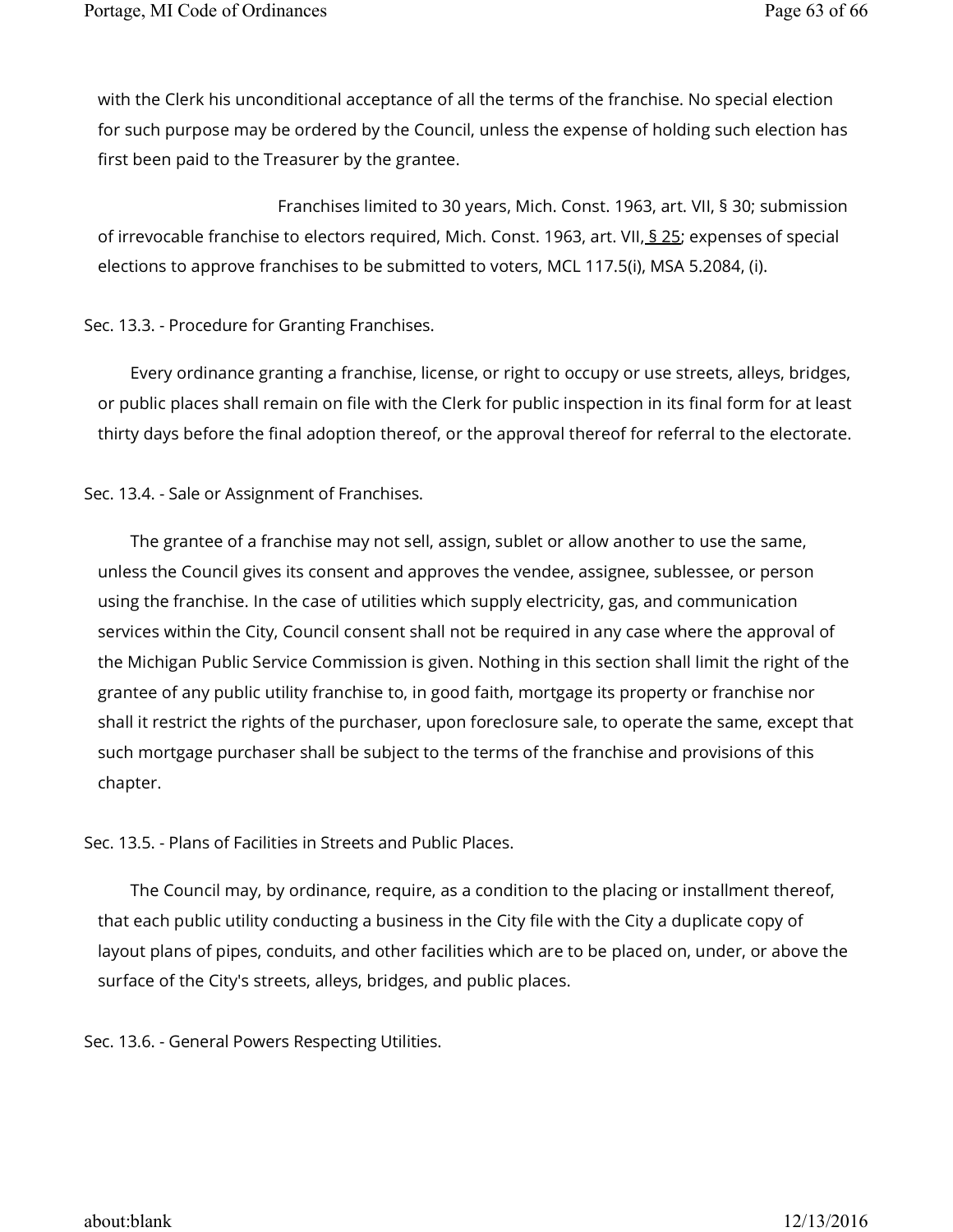with the Clerk his unconditional acceptance of all the terms of the franchise. No special election for such purpose may be ordered by the Council, unless the expense of holding such election has first been paid to the Treasurer by the grantee.

Franchises limited to 30 years, Mich. Const. 1963, art. VII, § 30; submission of irrevocable franchise to electors required, Mich. Const. 1963, art. VII, § 25; expenses of special elections to approve franchises to be submitted to voters, MCL 117.5(i), MSA 5.2084, (i).

Sec. 13.3. - Procedure for Granting Franchises.

Every ordinance granting a franchise, license, or right to occupy or use streets, alleys, bridges, or public places shall remain on file with the Clerk for public inspection in its final form for at least thirty days before the final adoption thereof, or the approval thereof for referral to the electorate.

Sec. 13.4. - Sale or Assignment of Franchises.

The grantee of a franchise may not sell, assign, sublet or allow another to use the same, unless the Council gives its consent and approves the vendee, assignee, sublessee, or person using the franchise. In the case of utilities which supply electricity, gas, and communication services within the City, Council consent shall not be required in any case where the approval of the Michigan Public Service Commission is given. Nothing in this section shall limit the right of the grantee of any public utility franchise to, in good faith, mortgage its property or franchise nor shall it restrict the rights of the purchaser, upon foreclosure sale, to operate the same, except that such mortgage purchaser shall be subject to the terms of the franchise and provisions of this chapter.

Sec. 13.5. - Plans of Facilities in Streets and Public Places.

The Council may, by ordinance, require, as a condition to the placing or installment thereof, that each public utility conducting a business in the City file with the City a duplicate copy of layout plans of pipes, conduits, and other facilities which are to be placed on, under, or above the surface of the City's streets, alleys, bridges, and public places.

Sec. 13.6. - General Powers Respecting Utilities.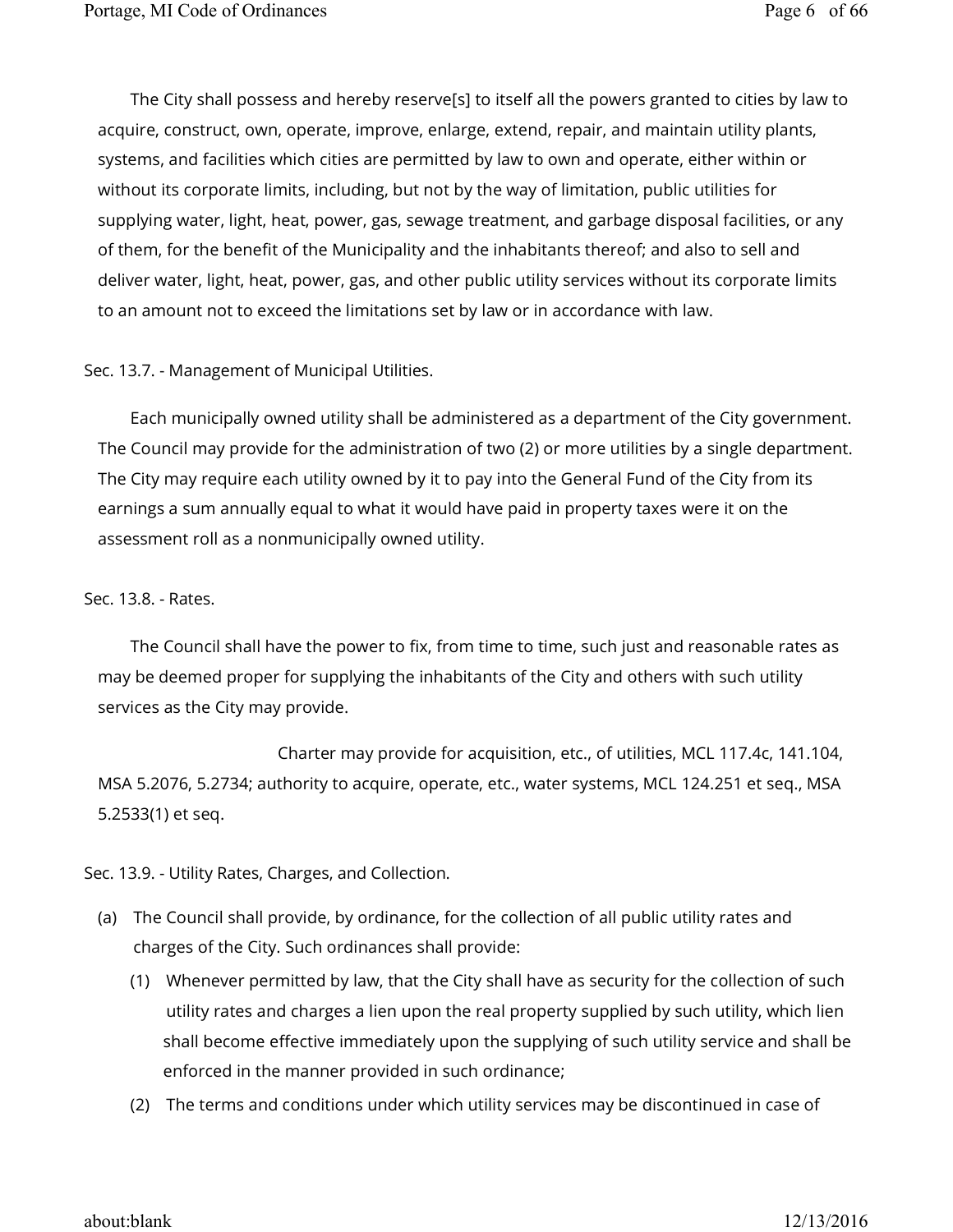The City shall possess and hereby reserve[s] to itself all the powers granted to cities by law to acquire, construct, own, operate, improve, enlarge, extend, repair, and maintain utility plants, systems, and facilities which cities are permitted by law to own and operate, either within or without its corporate limits, including, but not by the way of limitation, public utilities for supplying water, light, heat, power, gas, sewage treatment, and garbage disposal facilities, or any of them, for the benefit of the Municipality and the inhabitants thereof; and also to sell and deliver water, light, heat, power, gas, and other public utility services without its corporate limits to an amount not to exceed the limitations set by law or in accordance with law.

Sec. 13.7. - Management of Municipal Utilities.

Each municipally owned utility shall be administered as a department of the City government. The Council may provide for the administration of two (2) or more utilities by a single department. The City may require each utility owned by it to pay into the General Fund of the City from its earnings a sum annually equal to what it would have paid in property taxes were it on the assessment roll as a nonmunicipally owned utility.

Sec. 13.8. - Rates.

The Council shall have the power to fix, from time to time, such just and reasonable rates as may be deemed proper for supplying the inhabitants of the City and others with such utility services as the City may provide.

Charter may provide for acquisition, etc., of utilities, MCL 117.4c, 141.104, MSA 5.2076, 5.2734; authority to acquire, operate, etc., water systems, MCL 124.251 et seq., MSA 5.2533(1) et seq.

Sec. 13.9. - Utility Rates, Charges, and Collection.

(a) The Council shall provide, by ordinance, for the collection of all public utility rates and charges of the City. Such ordinances shall provide:

   (1) Whenever permitted by law, that the City shall have as security for the collection of such utility rates and charges a lien upon the real property supplied by such utility, which lien shall become effective immediately upon the supplying of such utility service and shall be enforced in the manner provided in such ordinance;

   (2) The terms and conditions under which utility services may be discontinued in case of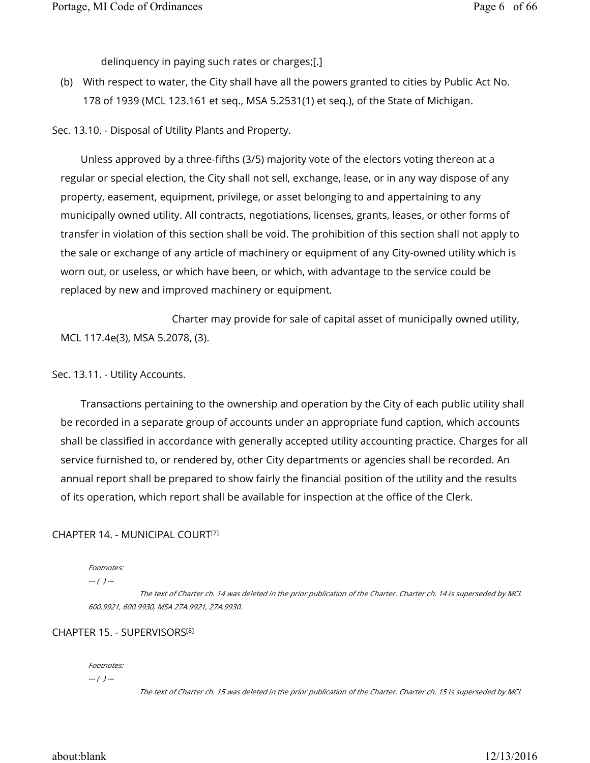delinquency in paying such rates or charges;[.]

(b) With respect to water, the City shall have all the powers granted to cities by Public Act No. 178 of 1939 (MCL 123.161 et seq., MSA 5.2531(1) et seq.), of the State of Michigan.

Sec. 13.10. - Disposal of Utility Plants and Property.

Unless approved by a three-fifths (3/5) majority vote of the electors voting thereon at a regular or special election, the City shall not sell, exchange, lease, or in any way dispose of any property, easement, equipment, privilege, or asset belonging to and appertaining to any municipally owned utility. All contracts, negotiations, licenses, grants, leases, or other forms of transfer in violation of this section shall be void. The prohibition of this section shall not apply to the sale or exchange of any article of machinery or equipment of any City-owned utility which is worn out, or useless, or which have been, or which, with advantage to the service could be replaced by new and improved machinery or equipment.

Charter may provide for sale of capital asset of municipally owned utility, MCL 117.4e(3), MSA 5.2078, (3).

Sec. 13.11. - Utility Accounts.

Transactions pertaining to the ownership and operation by the City of each public utility shall be recorded in a separate group of accounts under an appropriate fund caption, which accounts shall be classified in accordance with generally accepted utility accounting practice. Charges for all service furnished to, or rendered by, other City departments or agencies shall be recorded. An annual report shall be prepared to show fairly the financial position of the utility and the results of its operation, which report shall be available for inspection at the office of the Clerk.

CHAPTER 14. - MUNICIPAL COURT[7]

*Footnotes:*

*--- ( ) ---*

*The text of Charter ch. 14 was deleted in the prior publication of the Charter. Charter ch. 14 is superseded by MCL 600.9921, 600.9930, MSA 27A.9921, 27A.9930.*

CHAPTER 15. - SUPERVISORS[8]

*Footnotes:*

*--- ( ) ---*

*The text of Charter ch. 15 was deleted in the prior publication of the Charter. Charter ch. 15 is superseded by MCL*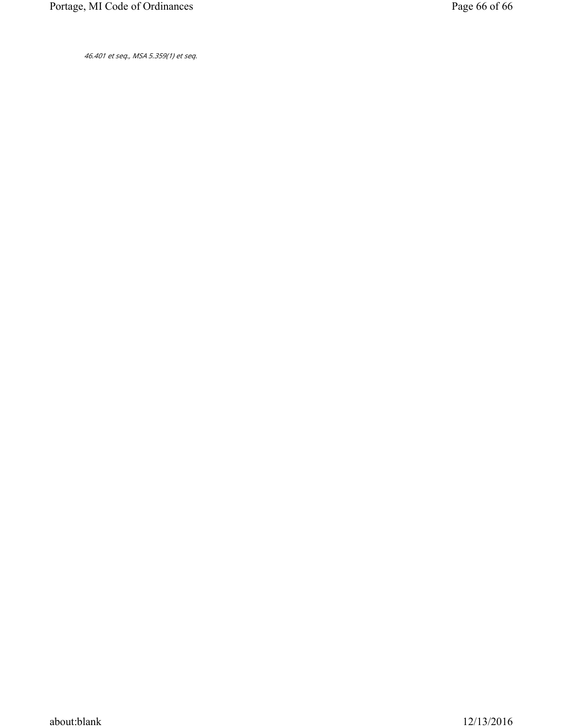*46.401 et seq., MSA 5.359(1) et seq.*